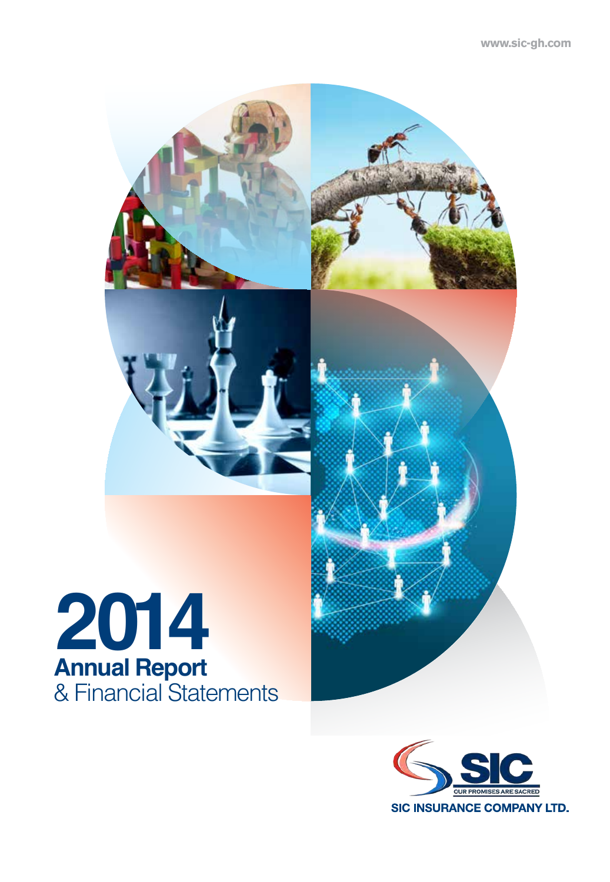www.sic-gh.com

# 2014
## Annual Report
& Financial Statements

SIC
OUR PROMISES ARE SACRED
SIC INSURANCE COMPANY LTD.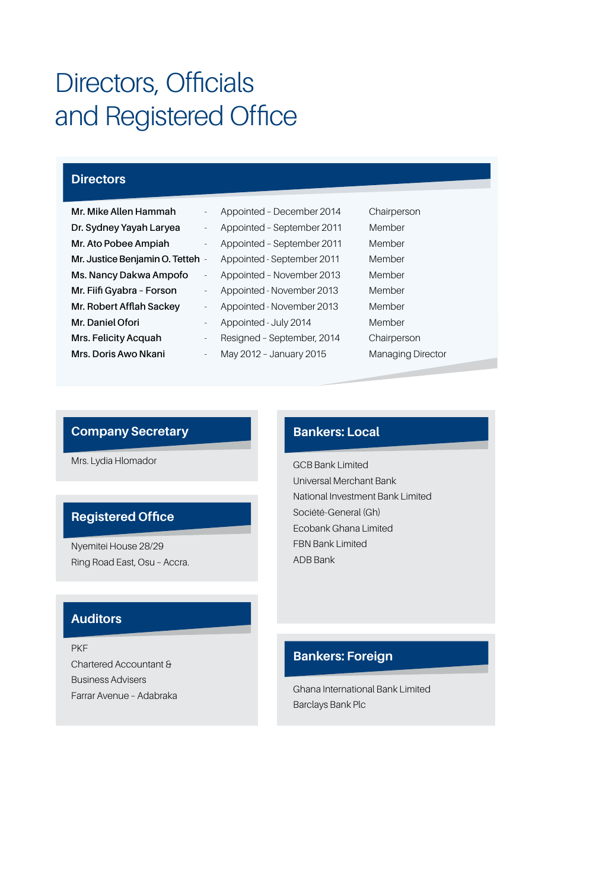# Directors, Officials and Registered Office

## Directors

| Name | | Date | Role |
|---|---|---|---|
| **Mr. Mike Allen Hammah** | - | Appointed – December 2014 | Chairperson |
| **Dr. Sydney Yayah Laryea** | - | Appointed – September 2011 | Member |
| **Mr. Ato Pobee Ampiah** | - | Appointed – September 2011 | Member |
| **Mr. Justice Benjamin O. Tetteh** | - | Appointed - September 2011 | Member |
| **Ms. Nancy Dakwa Ampofo** | - | Appointed – November 2013 | Member |
| **Mr. Fiifi Gyabra – Forson** | - | Appointed - November 2013 | Member |
| **Mr. Robert Afflah Sackey** | - | Appointed - November 2013 | Member |
| **Mr. Daniel Ofori** | - | Appointed - July 2014 | Member |
| **Mrs. Felicity Acquah** | - | Resigned – September, 2014 | Chairperson |
| **Mrs. Doris Awo Nkani** | - | May 2012 – January 2015 | Managing Director |

## Company Secretary

Mrs. Lydia Hlomador

## Registered Office

Nyemitei House 28/29
Ring Road East, Osu – Accra.

## Auditors

PKF
Chartered Accountant &
Business Advisers
Farrar Avenue – Adabraka

## Bankers: Local

GCB Bank Limited
Universal Merchant Bank
National Investment Bank Limited
Société-General (Gh)
Ecobank Ghana Limited
FBN Bank Limited
ADB Bank

## Bankers: Foreign

Ghana International Bank Limited
Barclays Bank Plc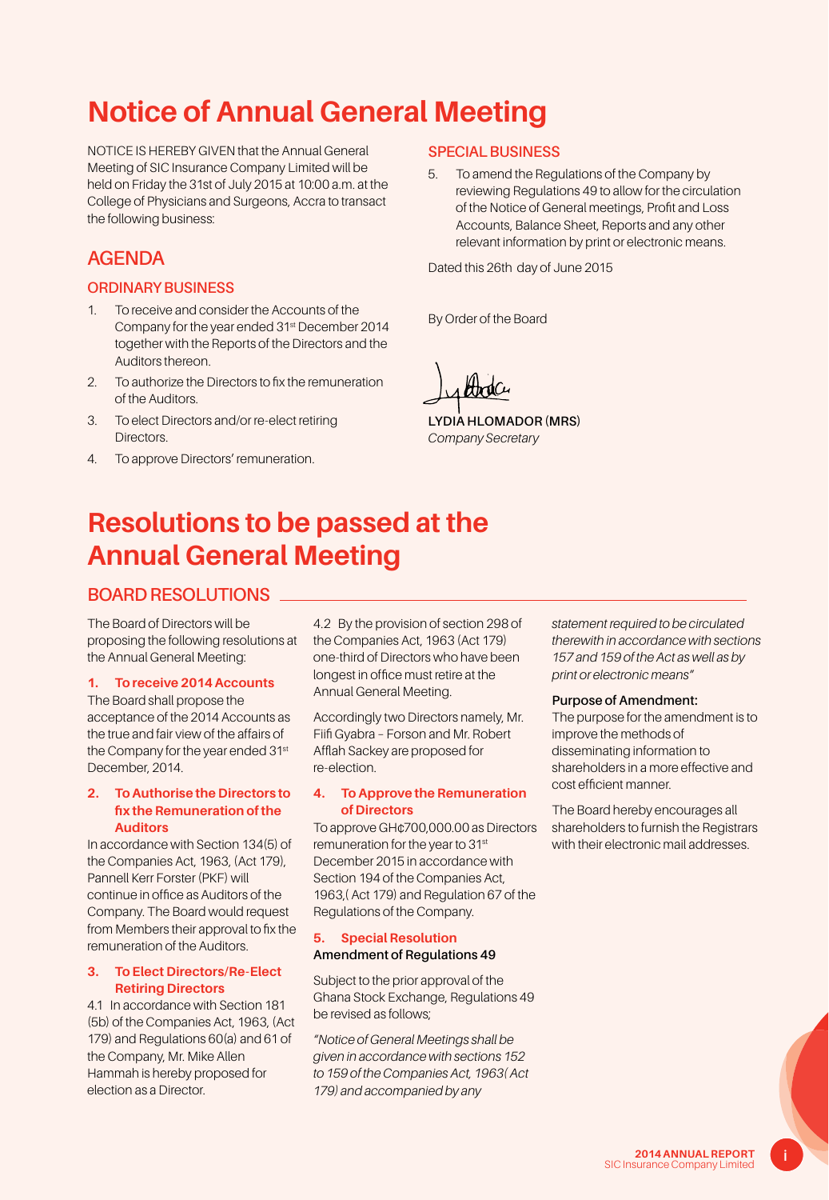# Notice of Annual General Meeting

NOTICE IS HEREBY GIVEN that the Annual General Meeting of SIC Insurance Company Limited will be held on Friday the 31st of July 2015 at 10:00 a.m. at the College of Physicians and Surgeons, Accra to transact the following business:

## AGENDA

### ORDINARY BUSINESS

1. To receive and consider the Accounts of the Company for the year ended 31st December 2014 together with the Reports of the Directors and the Auditors thereon.
2. To authorize the Directors to fix the remuneration of the Auditors.
3. To elect Directors and/or re-elect retiring Directors.
4. To approve Directors' remuneration.

### SPECIAL BUSINESS

5. To amend the Regulations of the Company by reviewing Regulations 49 to allow for the circulation of the Notice of General meetings, Profit and Loss Accounts, Balance Sheet, Reports and any other relevant information by print or electronic means.

Dated this 26th day of June 2015

By Order of the Board

**LYDIA HLOMADOR (MRS)**
*Company Secretary*

# Resolutions to be passed at the Annual General Meeting

## BOARD RESOLUTIONS

The Board of Directors will be proposing the following resolutions at the Annual General Meeting:

### 1. To receive 2014 Accounts

The Board shall propose the acceptance of the 2014 Accounts as the true and fair view of the affairs of the Company for the year ended 31st December, 2014.

### 2. To Authorise the Directors to fix the Remuneration of the Auditors

In accordance with Section 134(5) of the Companies Act, 1963, (Act 179), Pannell Kerr Forster (PKF) will continue in office as Auditors of the Company. The Board would request from Members their approval to fix the remuneration of the Auditors.

### 3. To Elect Directors/Re-Elect Retiring Directors

4.1 In accordance with Section 181 (5b) of the Companies Act, 1963, (Act 179) and Regulations 60(a) and 61 of the Company, Mr. Mike Allen Hammah is hereby proposed for election as a Director.

4.2 By the provision of section 298 of the Companies Act, 1963 (Act 179) one-third of Directors who have been longest in office must retire at the Annual General Meeting.

Accordingly two Directors namely, Mr. Fiifi Gyabra – Forson and Mr. Robert Afflah Sackey are proposed for re-election.

### 4. To Approve the Remuneration of Directors

To approve GH¢700,000.00 as Directors remuneration for the year to 31st December 2015 in accordance with Section 194 of the Companies Act, 1963,( Act 179) and Regulation 67 of the Regulations of the Company.

### 5. Special Resolution

**Amendment of Regulations 49**

Subject to the prior approval of the Ghana Stock Exchange, Regulations 49 be revised as follows;

*"Notice of General Meetings shall be given in accordance with sections 152 to 159 of the Companies Act, 1963( Act 179) and accompanied by any statement required to be circulated therewith in accordance with sections 157 and 159 of the Act as well as by print or electronic means"*

**Purpose of Amendment:**

The purpose for the amendment is to improve the methods of disseminating information to shareholders in a more effective and cost efficient manner.

The Board hereby encourages all shareholders to furnish the Registrars with their electronic mail addresses.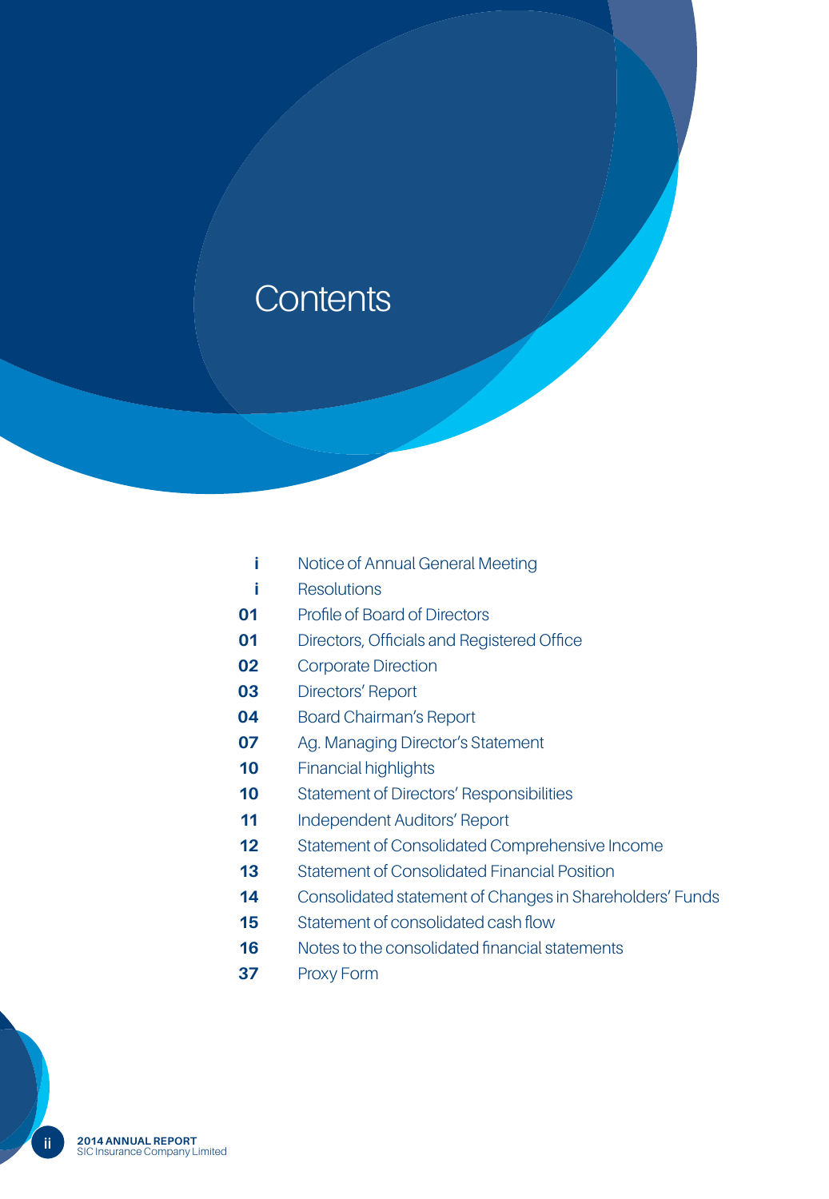# Contents

| | |
|---|---|
| i | Notice of Annual General Meeting |
| i | Resolutions |
| 01 | Profile of Board of Directors |
| 01 | Directors, Officials and Registered Office |
| 02 | Corporate Direction |
| 03 | Directors' Report |
| 04 | Board Chairman's Report |
| 07 | Ag. Managing Director's Statement |
| 10 | Financial highlights |
| 10 | Statement of Directors' Responsibilities |
| 11 | Independent Auditors' Report |
| 12 | Statement of Consolidated Comprehensive Income |
| 13 | Statement of Consolidated Financial Position |
| 14 | Consolidated statement of Changes in Shareholders' Funds |
| 15 | Statement of consolidated cash flow |
| 16 | Notes to the consolidated financial statements |
| 37 | Proxy Form |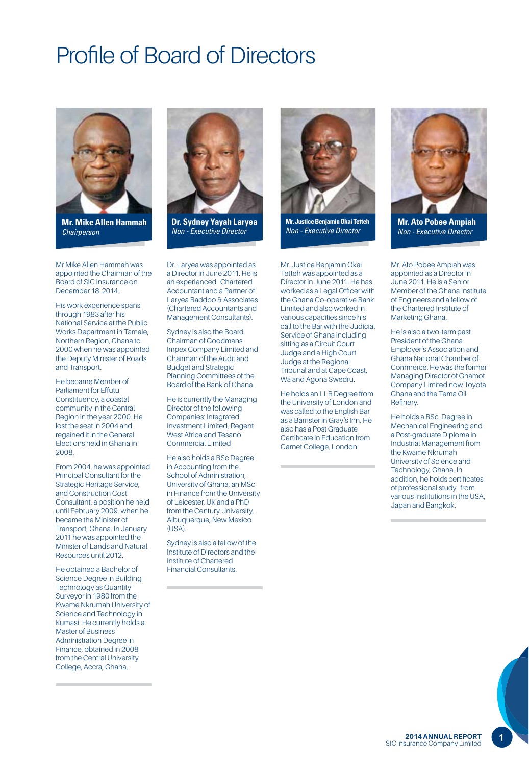# Profile of Board of Directors

**Mr. Mike Allen Hammah**
*Chairperson*

Mr Mike Allen Hammah was appointed the Chairman of the Board of SIC Insurance on December 18 2014.

His work experience spans through 1983 after his National Service at the Public Works Department in Tamale, Northern Region, Ghana to 2000 when he was appointed the Deputy Minister of Roads and Transport.

He became Member of Parliament for Effutu Constituency, a coastal community in the Central Region in the year 2000. He lost the seat in 2004 and regained it in the General Elections held in Ghana in 2008.

From 2004, he was appointed Principal Consultant for the Strategic Heritage Service, and Construction Cost Consultant, a position he held until February 2009, when he became the Minister of Transport, Ghana. In January 2011 he was appointed the Minister of Lands and Natural Resources until 2012.

He obtained a Bachelor of Science Degree in Building Technology as Quantity Surveyor in 1980 from the Kwame Nkrumah University of Science and Technology in Kumasi. He currently holds a Master of Business Administration Degree in Finance, obtained in 2008 from the Central University College, Accra, Ghana.

**Dr. Sydney Yayah Laryea**
*Non - Executive Director*

Dr. Laryea was appointed as a Director in June 2011. He is an experienced Chartered Accountant and a Partner of Laryea Baddoo & Associates (Chartered Accountants and Management Consultants).

Sydney is also the Board Chairman of Goodmans Impex Company Limited and Chairman of the Audit and Budget and Strategic Planning Committees of the Board of the Bank of Ghana.

He is currently the Managing Director of the following Companies: Integrated Investment Limited, Regent West Africa and Tesano Commercial Limited

He also holds a BSc Degree in Accounting from the School of Administration, University of Ghana, an MSc in Finance from the University of Leicester, UK and a PhD from the Century University, Albuquerque, New Mexico (USA).

Sydney is also a fellow of the Institute of Directors and the Institute of Chartered Financial Consultants.

**Mr. Justice Benjamin Okai Tetteh**
*Non - Executive Director*

Mr. Justice Benjamin Okai Tetteh was appointed as a Director in June 2011. He has worked as a Legal Officer with the Ghana Co-operative Bank Limited and also worked in various capacities since his call to the Bar with the Judicial Service of Ghana including sitting as a Circuit Court Judge and a High Court Judge at the Regional Tribunal and at Cape Coast, Wa and Agona Swedru.

He holds an LLB Degree from the University of London and was called to the English Bar as a Barrister in Gray's Inn. He also has a Post Graduate Certificate in Education from Garnet College, London.

**Mr. Ato Pobee Ampiah**
*Non - Executive Director*

Mr. Ato Pobee Ampiah was appointed as a Director in June 2011. He is a Senior Member of the Ghana Institute of Engineers and a fellow of the Chartered Institute of Marketing Ghana.

He is also a two-term past President of the Ghana Employer's Association and Ghana National Chamber of Commerce. He was the former Managing Director of Ghamot Company Limited now Toyota Ghana and the Tema Oil Refinery.

He holds a BSc. Degree in Mechanical Engineering and a Post-graduate Diploma in Industrial Management from the Kwame Nkrumah University of Science and Technology, Ghana. In addition, he holds certificates of professional study from various Institutions in the USA, Japan and Bangkok.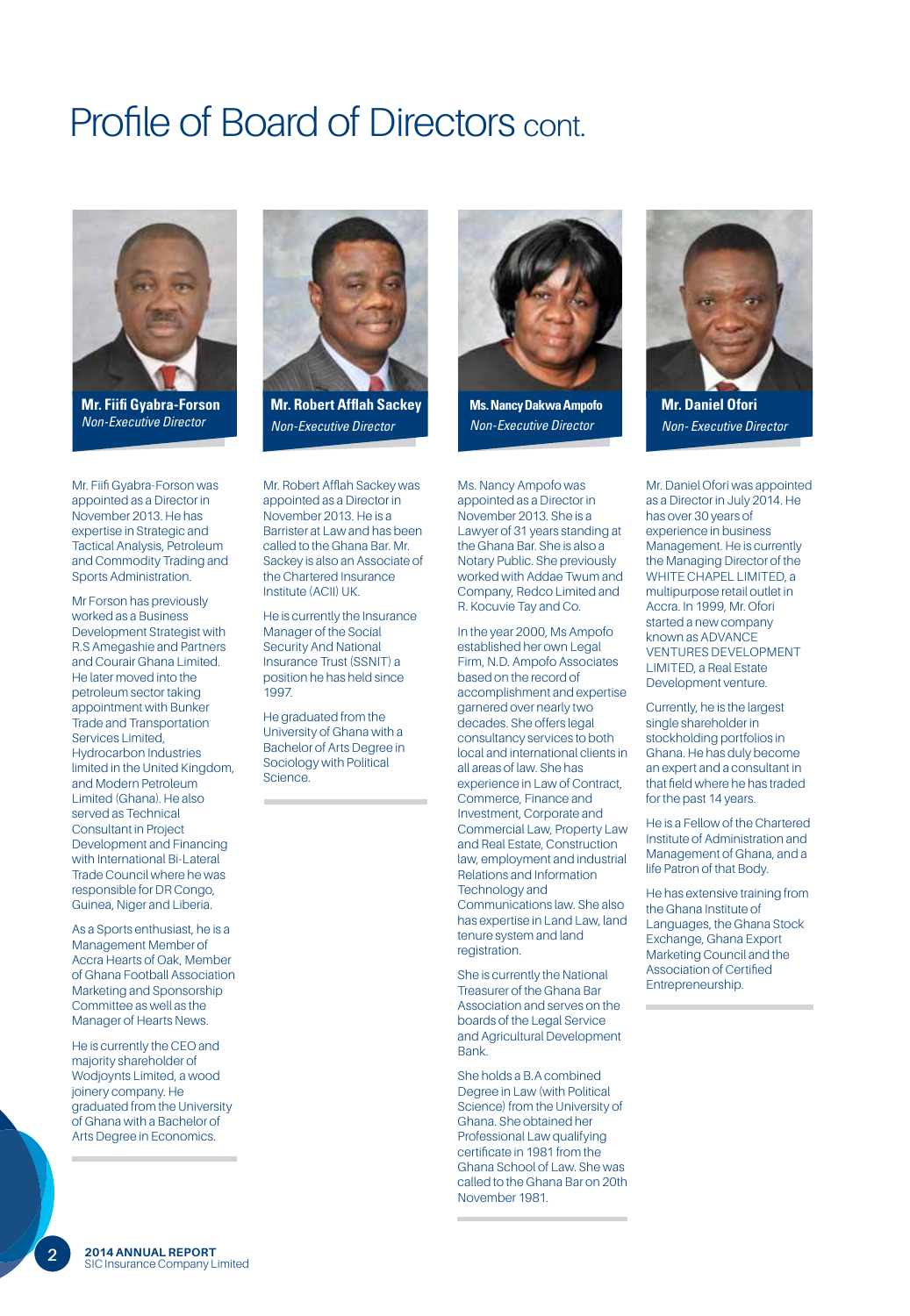# Profile of Board of Directors cont.

**Mr. Fiifi Gyabra-Forson**
*Non-Executive Director*

Mr. Fiifi Gyabra-Forson was appointed as a Director in November 2013. He has expertise in Strategic and Tactical Analysis, Petroleum and Commodity Trading and Sports Administration.

Mr Forson has previously worked as a Business Development Strategist with R.S Amegashie and Partners and Courair Ghana Limited. He later moved into the petroleum sector taking appointment with Bunker Trade and Transportation Services Limited, Hydrocarbon Industries limited in the United Kingdom, and Modern Petroleum Limited (Ghana). He also served as Technical Consultant in Project Development and Financing with International Bi-Lateral Trade Council where he was responsible for DR Congo, Guinea, Niger and Liberia.

As a Sports enthusiast, he is a Management Member of Accra Hearts of Oak, Member of Ghana Football Association Marketing and Sponsorship Committee as well as the Manager of Hearts News.

He is currently the CEO and majority shareholder of Wodjoynts Limited, a wood joinery company. He graduated from the University of Ghana with a Bachelor of Arts Degree in Economics.

**Mr. Robert Afflah Sackey**
*Non-Executive Director*

Mr. Robert Afflah Sackey was appointed as a Director in November 2013. He is a Barrister at Law and has been called to the Ghana Bar. Mr. Sackey is also an Associate of the Chartered Insurance Institute (ACII) UK.

He is currently the Insurance Manager of the Social Security And National Insurance Trust (SSNIT) a position he has held since 1997.

He graduated from the University of Ghana with a Bachelor of Arts Degree in Sociology with Political Science.

**Ms. Nancy Dakwa Ampofo**
*Non-Executive Director*

Ms. Nancy Ampofo was appointed as a Director in November 2013. She is a Lawyer of 31 years standing at the Ghana Bar. She is also a Notary Public. She previously worked with Addae Twum and Company, Redco Limited and R. Kocuvie Tay and Co.

In the year 2000, Ms Ampofo established her own Legal Firm, N.D. Ampofo Associates based on the record of accomplishment and expertise garnered over nearly two decades. She offers legal consultancy services to both local and international clients in all areas of law. She has experience in Law of Contract, Commerce, Finance and Investment, Corporate and Commercial Law, Property Law and Real Estate, Construction law, employment and industrial Relations and Information Technology and Communications law. She also has expertise in Land Law, land tenure system and land registration.

She is currently the National Treasurer of the Ghana Bar Association and serves on the boards of the Legal Service and Agricultural Development Bank.

She holds a B.A combined Degree in Law (with Political Science) from the University of Ghana. She obtained her Professional Law qualifying certificate in 1981 from the Ghana School of Law. She was called to the Ghana Bar on 20th November 1981.

**Mr. Daniel Ofori**
*Non- Executive Director*

Mr. Daniel Ofori was appointed as a Director in July 2014. He has over 30 years of experience in business Management. He is currently the Managing Director of the WHITE CHAPEL LIMITED, a multipurpose retail outlet in Accra. In 1999, Mr. Ofori started a new company known as ADVANCE VENTURES DEVELOPMENT LIMITED, a Real Estate Development venture.

Currently, he is the largest single shareholder in stockholding portfolios in Ghana. He has duly become an expert and a consultant in that field where he has traded for the past 14 years.

He is a Fellow of the Chartered Institute of Administration and Management of Ghana, and a life Patron of that Body.

He has extensive training from the Ghana Institute of Languages, the Ghana Stock Exchange, Ghana Export Marketing Council and the Association of Certified Entrepreneurship.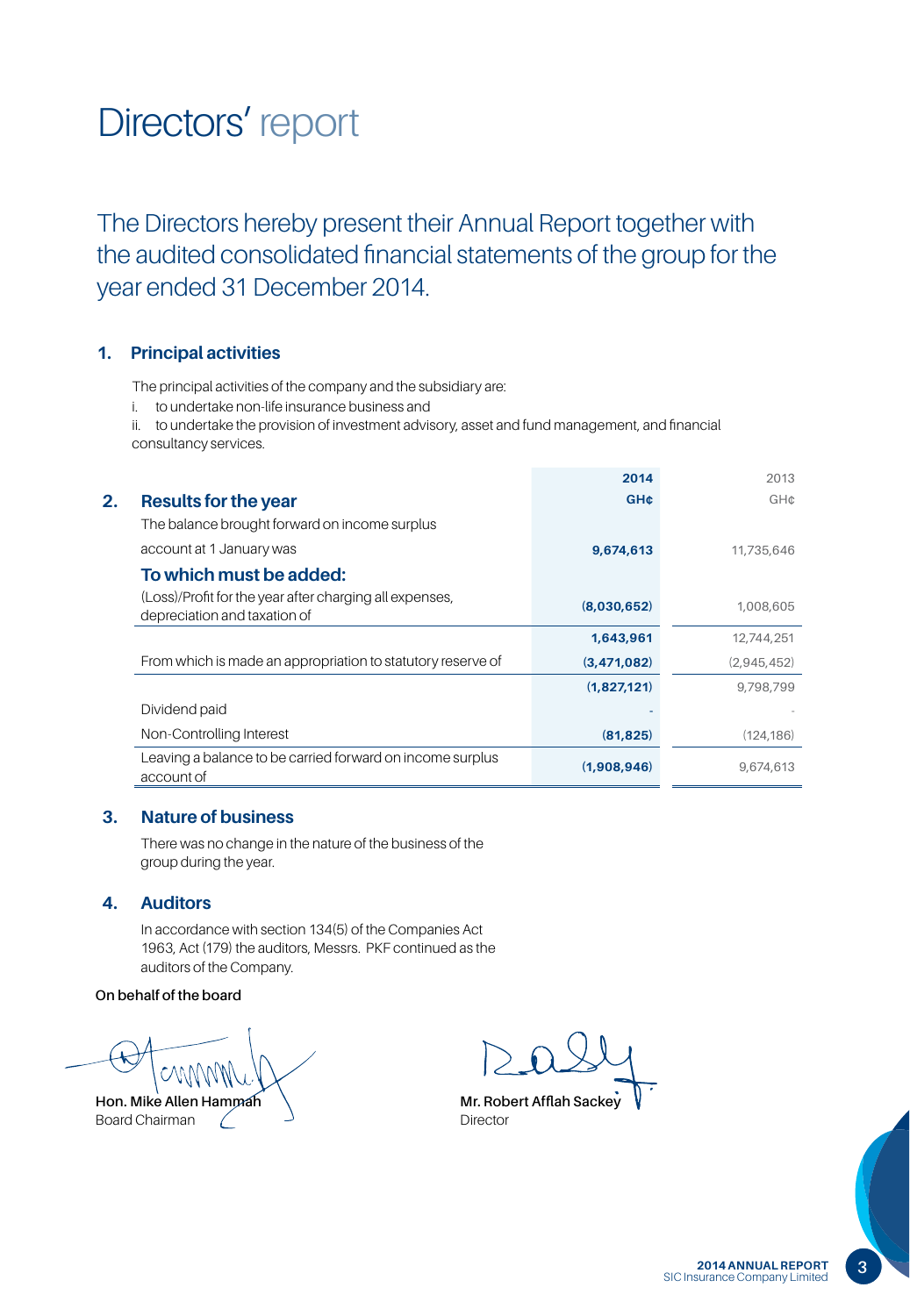# Directors' report

The Directors hereby present their Annual Report together with the audited consolidated financial statements of the group for the year ended 31 December 2014.

## 1. Principal activities

The principal activities of the company and the subsidiary are:

i. to undertake non-life insurance business and

ii. to undertake the provision of investment advisory, asset and fund management, and financial consultancy services.

## 2. Results for the year

| | 2014 GH¢ | 2013 GH¢ |
|---|---|---|
| The balance brought forward on income surplus account at 1 January was | **9,674,613** | 11,735,646 |
| **To which must be added:** | | |
| (Loss)/Profit for the year after charging all expenses, depreciation and taxation of | **(8,030,652)** | 1,008,605 |
| | **1,643,961** | 12,744,251 |
| From which is made an appropriation to statutory reserve of | **(3,471,082)** | (2,945,452) |
| | **(1,827,121)** | 9,798,799 |
| Dividend paid | **-** | - |
| Non-Controlling Interest | **(81,825)** | (124,186) |
| Leaving a balance to be carried forward on income surplus account of | **(1,908,946)** | 9,674,613 |

## 3. Nature of business

There was no change in the nature of the business of the group during the year.

## 4. Auditors

In accordance with section 134(5) of the Companies Act 1963, Act (179) the auditors, Messrs. PKF continued as the auditors of the Company.

**On behalf of the board**

**Hon. Mike Allen Hammah**
Board Chairman

**Mr. Robert Afflah Sackey**
Director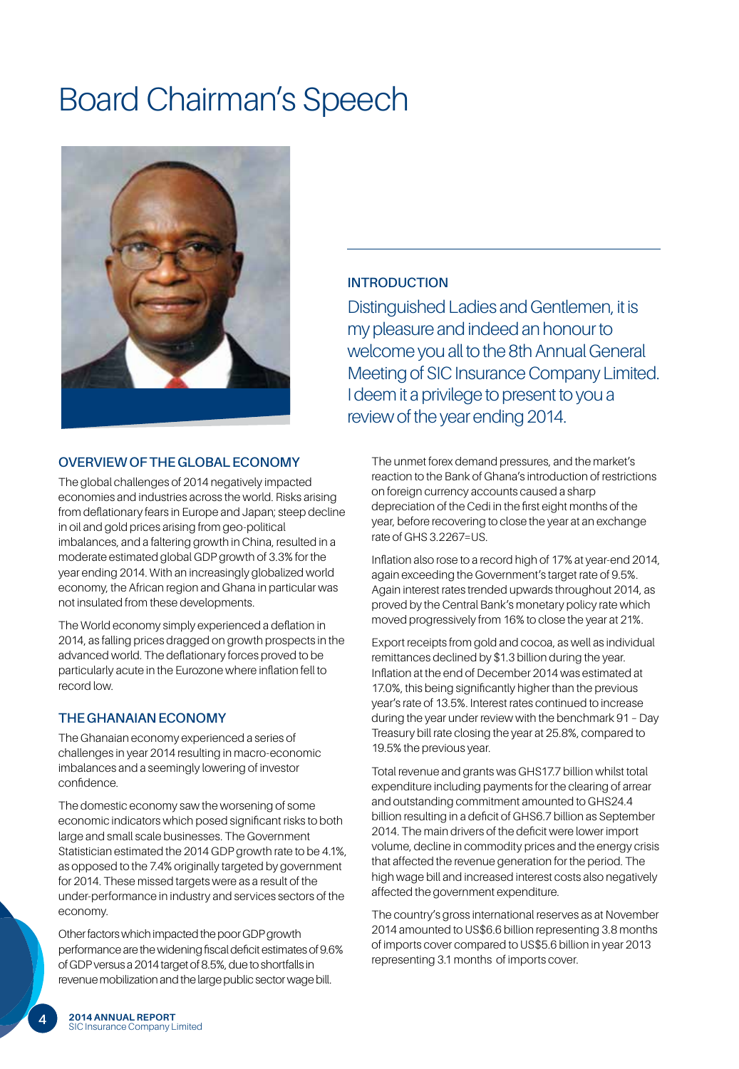# Board Chairman's Speech

## INTRODUCTION

Distinguished Ladies and Gentlemen, it is my pleasure and indeed an honour to welcome you all to the 8th Annual General Meeting of SIC Insurance Company Limited. I deem it a privilege to present to you a review of the year ending 2014.

## OVERVIEW OF THE GLOBAL ECONOMY

The global challenges of 2014 negatively impacted economies and industries across the world. Risks arising from deflationary fears in Europe and Japan; steep decline in oil and gold prices arising from geo-political imbalances, and a faltering growth in China, resulted in a moderate estimated global GDP growth of 3.3% for the year ending 2014. With an increasingly globalized world economy, the African region and Ghana in particular was not insulated from these developments.

The World economy simply experienced a deflation in 2014, as falling prices dragged on growth prospects in the advanced world. The deflationary forces proved to be particularly acute in the Eurozone where inflation fell to record low.

## THE GHANAIAN ECONOMY

The Ghanaian economy experienced a series of challenges in year 2014 resulting in macro-economic imbalances and a seemingly lowering of investor confidence.

The domestic economy saw the worsening of some economic indicators which posed significant risks to both large and small scale businesses. The Government Statistician estimated the 2014 GDP growth rate to be 4.1%, as opposed to the 7.4% originally targeted by government for 2014. These missed targets were as a result of the under-performance in industry and services sectors of the economy.

Other factors which impacted the poor GDP growth performance are the widening fiscal deficit estimates of 9.6% of GDP versus a 2014 target of 8.5%, due to shortfalls in revenue mobilization and the large public sector wage bill.

The unmet forex demand pressures, and the market's reaction to the Bank of Ghana's introduction of restrictions on foreign currency accounts caused a sharp depreciation of the Cedi in the first eight months of the year, before recovering to close the year at an exchange rate of GHS 3.2267=US.

Inflation also rose to a record high of 17% at year-end 2014, again exceeding the Government's target rate of 9.5%. Again interest rates trended upwards throughout 2014, as proved by the Central Bank's monetary policy rate which moved progressively from 16% to close the year at 21%.

Export receipts from gold and cocoa, as well as individual remittances declined by $1.3 billion during the year. Inflation at the end of December 2014 was estimated at 17.0%, this being significantly higher than the previous year's rate of 13.5%. Interest rates continued to increase during the year under review with the benchmark 91 – Day Treasury bill rate closing the year at 25.8%, compared to 19.5% the previous year.

Total revenue and grants was GHS17.7 billion whilst total expenditure including payments for the clearing of arrear and outstanding commitment amounted to GHS24.4 billion resulting in a deficit of GHS6.7 billion as September 2014. The main drivers of the deficit were lower import volume, decline in commodity prices and the energy crisis that affected the revenue generation for the period. The high wage bill and increased interest costs also negatively affected the government expenditure.

The country's gross international reserves as at November 2014 amounted to US$6.6 billion representing 3.8 months of imports cover compared to US$5.6 billion in year 2013 representing 3.1 months of imports cover.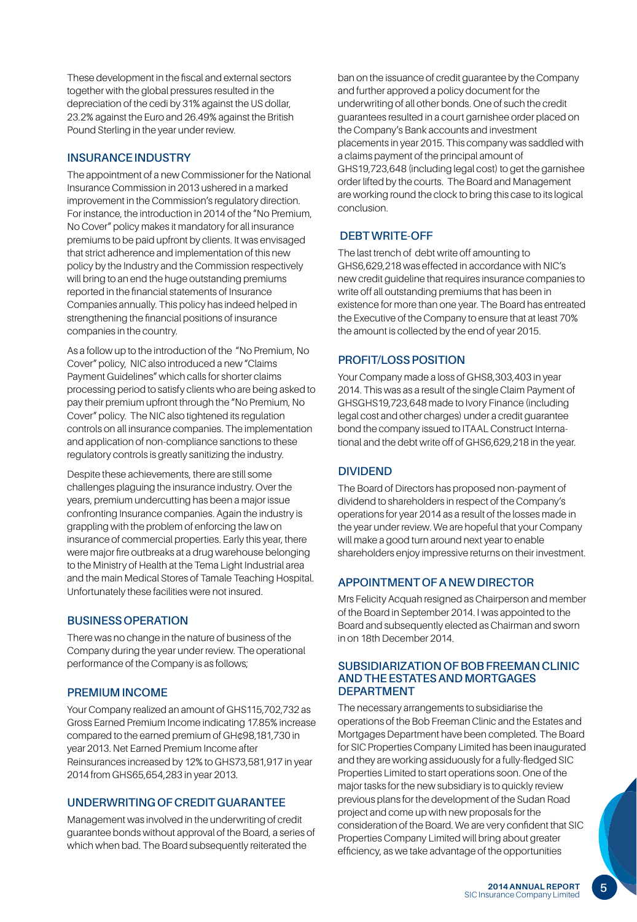These development in the fiscal and external sectors together with the global pressures resulted in the depreciation of the cedi by 31% against the US dollar, 23.2% against the Euro and 26.49% against the British Pound Sterling in the year under review.

## INSURANCE INDUSTRY

The appointment of a new Commissioner for the National Insurance Commission in 2013 ushered in a marked improvement in the Commission's regulatory direction. For instance, the introduction in 2014 of the "No Premium, No Cover" policy makes it mandatory for all insurance premiums to be paid upfront by clients. It was envisaged that strict adherence and implementation of this new policy by the Industry and the Commission respectively will bring to an end the huge outstanding premiums reported in the financial statements of Insurance Companies annually. This policy has indeed helped in strengthening the financial positions of insurance companies in the country.

As a follow up to the introduction of the "No Premium, No Cover" policy, NIC also introduced a new "Claims Payment Guidelines" which calls for shorter claims processing period to satisfy clients who are being asked to pay their premium upfront through the "No Premium, No Cover" policy. The NIC also tightened its regulation controls on all insurance companies. The implementation and application of non-compliance sanctions to these regulatory controls is greatly sanitizing the industry.

Despite these achievements, there are still some challenges plaguing the insurance industry. Over the years, premium undercutting has been a major issue confronting Insurance companies. Again the industry is grappling with the problem of enforcing the law on insurance of commercial properties. Early this year, there were major fire outbreaks at a drug warehouse belonging to the Ministry of Health at the Tema Light Industrial area and the main Medical Stores of Tamale Teaching Hospital. Unfortunately these facilities were not insured.

## BUSINESS OPERATION

There was no change in the nature of business of the Company during the year under review. The operational performance of the Company is as follows;

## PREMIUM INCOME

Your Company realized an amount of GHS115,702,732 as Gross Earned Premium Income indicating 17.85% increase compared to the earned premium of GH¢98,181,730 in year 2013. Net Earned Premium Income after Reinsurances increased by 12% to GHS73,581,917 in year 2014 from GHS65,654,283 in year 2013.

## UNDERWRITING OF CREDIT GUARANTEE

Management was involved in the underwriting of credit guarantee bonds without approval of the Board, a series of which when bad. The Board subsequently reiterated the ban on the issuance of credit guarantee by the Company and further approved a policy document for the underwriting of all other bonds. One of such the credit guarantees resulted in a court garnishee order placed on the Company's Bank accounts and investment placements in year 2015. This company was saddled with a claims payment of the principal amount of GHS19,723,648 (including legal cost) to get the garnishee order lifted by the courts. The Board and Management are working round the clock to bring this case to its logical conclusion.

## DEBT WRITE-OFF

The last trench of debt write off amounting to GHS6,629,218 was effected in accordance with NIC's new credit guideline that requires insurance companies to write off all outstanding premiums that has been in existence for more than one year. The Board has entreated the Executive of the Company to ensure that at least 70% the amount is collected by the end of year 2015.

## PROFIT/LOSS POSITION

Your Company made a loss of GHS8,303,403 in year 2014. This was as a result of the single Claim Payment of GHSGHS19,723,648 made to Ivory Finance (including legal cost and other charges) under a credit guarantee bond the company issued to ITAAL Construct International and the debt write off of GHS6,629,218 in the year.

## DIVIDEND

The Board of Directors has proposed non-payment of dividend to shareholders in respect of the Company's operations for year 2014 as a result of the losses made in the year under review. We are hopeful that your Company will make a good turn around next year to enable shareholders enjoy impressive returns on their investment.

## APPOINTMENT OF A NEW DIRECTOR

Mrs Felicity Acquah resigned as Chairperson and member of the Board in September 2014. I was appointed to the Board and subsequently elected as Chairman and sworn in on 18th December 2014.

## SUBSIDIARIZATION OF BOB FREEMAN CLINIC AND THE ESTATES AND MORTGAGES DEPARTMENT

The necessary arrangements to subsidiarise the operations of the Bob Freeman Clinic and the Estates and Mortgages Department have been completed. The Board for SIC Properties Company Limited has been inaugurated and they are working assiduously for a fully-fledged SIC Properties Limited to start operations soon. One of the major tasks for the new subsidiary is to quickly review previous plans for the development of the Sudan Road project and come up with new proposals for the consideration of the Board. We are very confident that SIC Properties Company Limited will bring about greater efficiency, as we take advantage of the opportunities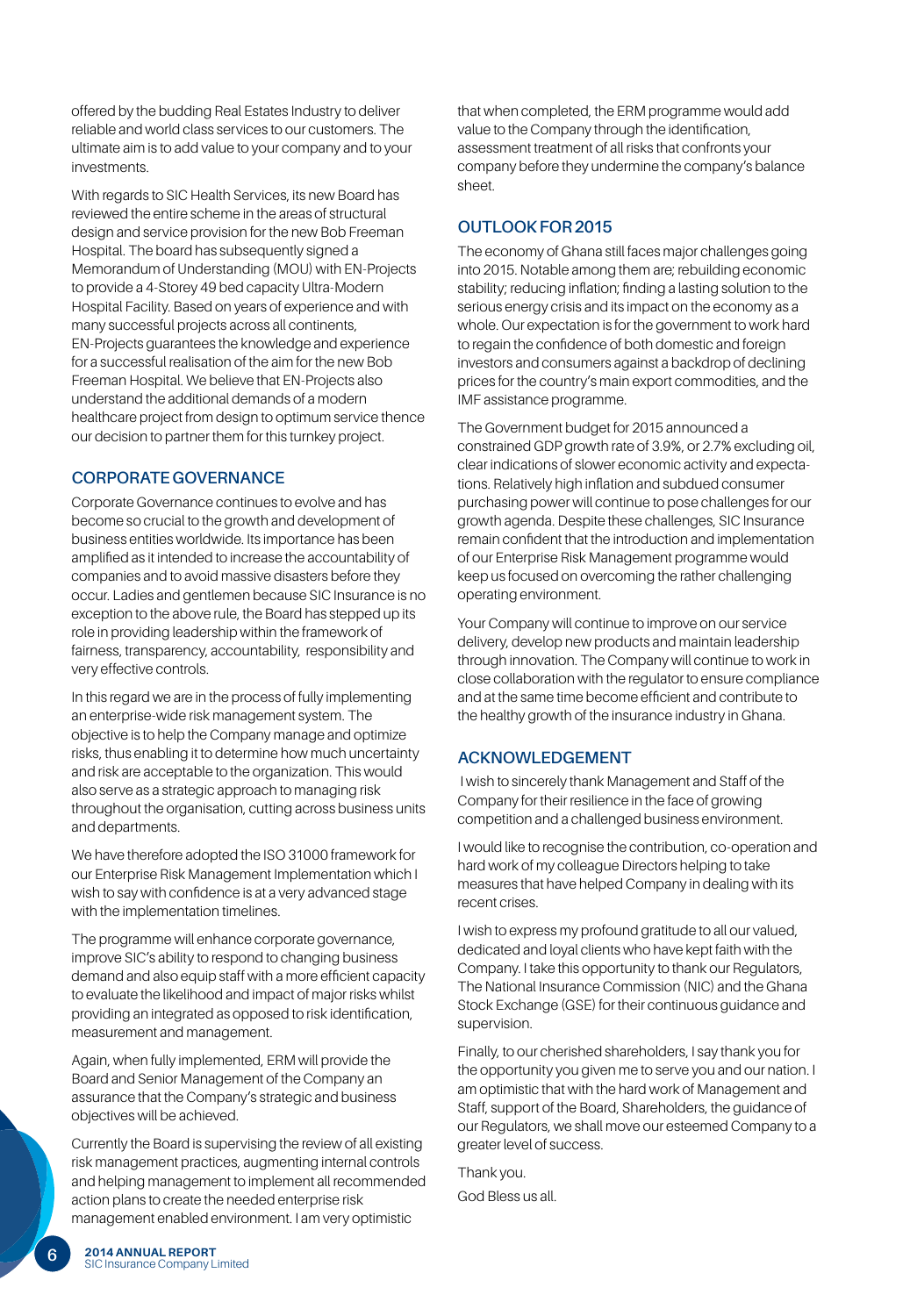offered by the budding Real Estates Industry to deliver reliable and world class services to our customers. The ultimate aim is to add value to your company and to your investments.

With regards to SIC Health Services, its new Board has reviewed the entire scheme in the areas of structural design and service provision for the new Bob Freeman Hospital. The board has subsequently signed a Memorandum of Understanding (MOU) with EN-Projects to provide a 4-Storey 49 bed capacity Ultra-Modern Hospital Facility. Based on years of experience and with many successful projects across all continents, EN-Projects guarantees the knowledge and experience for a successful realisation of the aim for the new Bob Freeman Hospital. We believe that EN-Projects also understand the additional demands of a modern healthcare project from design to optimum service thence our decision to partner them for this turnkey project.

## CORPORATE GOVERNANCE

Corporate Governance continues to evolve and has become so crucial to the growth and development of business entities worldwide. Its importance has been amplified as it intended to increase the accountability of companies and to avoid massive disasters before they occur. Ladies and gentlemen because SIC Insurance is no exception to the above rule, the Board has stepped up its role in providing leadership within the framework of fairness, transparency, accountability, responsibility and very effective controls.

In this regard we are in the process of fully implementing an enterprise-wide risk management system. The objective is to help the Company manage and optimize risks, thus enabling it to determine how much uncertainty and risk are acceptable to the organization. This would also serve as a strategic approach to managing risk throughout the organisation, cutting across business units and departments.

We have therefore adopted the ISO 31000 framework for our Enterprise Risk Management Implementation which I wish to say with confidence is at a very advanced stage with the implementation timelines.

The programme will enhance corporate governance, improve SIC's ability to respond to changing business demand and also equip staff with a more efficient capacity to evaluate the likelihood and impact of major risks whilst providing an integrated as opposed to risk identification, measurement and management.

Again, when fully implemented, ERM will provide the Board and Senior Management of the Company an assurance that the Company's strategic and business objectives will be achieved.

Currently the Board is supervising the review of all existing risk management practices, augmenting internal controls and helping management to implement all recommended action plans to create the needed enterprise risk management enabled environment. I am very optimistic that when completed, the ERM programme would add value to the Company through the identification, assessment treatment of all risks that confronts your company before they undermine the company's balance sheet.

## OUTLOOK FOR 2015

The economy of Ghana still faces major challenges going into 2015. Notable among them are; rebuilding economic stability; reducing inflation; finding a lasting solution to the serious energy crisis and its impact on the economy as a whole. Our expectation is for the government to work hard to regain the confidence of both domestic and foreign investors and consumers against a backdrop of declining prices for the country's main export commodities, and the IMF assistance programme.

The Government budget for 2015 announced a constrained GDP growth rate of 3.9%, or 2.7% excluding oil, clear indications of slower economic activity and expectations. Relatively high inflation and subdued consumer purchasing power will continue to pose challenges for our growth agenda. Despite these challenges, SIC Insurance remain confident that the introduction and implementation of our Enterprise Risk Management programme would keep us focused on overcoming the rather challenging operating environment.

Your Company will continue to improve on our service delivery, develop new products and maintain leadership through innovation. The Company will continue to work in close collaboration with the regulator to ensure compliance and at the same time become efficient and contribute to the healthy growth of the insurance industry in Ghana.

## ACKNOWLEDGEMENT

I wish to sincerely thank Management and Staff of the Company for their resilience in the face of growing competition and a challenged business environment.

I would like to recognise the contribution, co-operation and hard work of my colleague Directors helping to take measures that have helped Company in dealing with its recent crises.

I wish to express my profound gratitude to all our valued, dedicated and loyal clients who have kept faith with the Company. I take this opportunity to thank our Regulators, The National Insurance Commission (NIC) and the Ghana Stock Exchange (GSE) for their continuous guidance and supervision.

Finally, to our cherished shareholders, I say thank you for the opportunity you given me to serve you and our nation. I am optimistic that with the hard work of Management and Staff, support of the Board, Shareholders, the guidance of our Regulators, we shall move our esteemed Company to a greater level of success.

Thank you.

God Bless us all.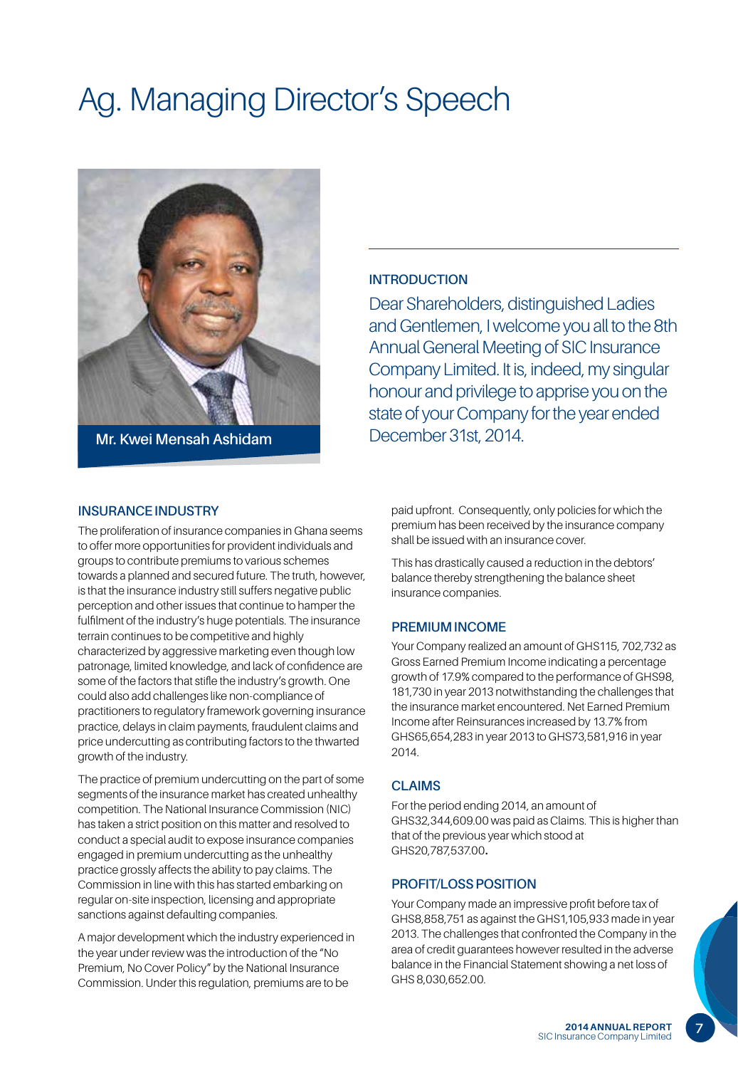# Ag. Managing Director's Speech

Mr. Kwei Mensah Ashidam

## INTRODUCTION

Dear Shareholders, distinguished Ladies and Gentlemen, I welcome you all to the 8th Annual General Meeting of SIC Insurance Company Limited. It is, indeed, my singular honour and privilege to apprise you on the state of your Company for the year ended December 31st, 2014.

## INSURANCE INDUSTRY

The proliferation of insurance companies in Ghana seems to offer more opportunities for provident individuals and groups to contribute premiums to various schemes towards a planned and secured future. The truth, however, is that the insurance industry still suffers negative public perception and other issues that continue to hamper the fulfilment of the industry's huge potentials. The insurance terrain continues to be competitive and highly characterized by aggressive marketing even though low patronage, limited knowledge, and lack of confidence are some of the factors that stifle the industry's growth. One could also add challenges like non-compliance of practitioners to regulatory framework governing insurance practice, delays in claim payments, fraudulent claims and price undercutting as contributing factors to the thwarted growth of the industry.

The practice of premium undercutting on the part of some segments of the insurance market has created unhealthy competition. The National Insurance Commission (NIC) has taken a strict position on this matter and resolved to conduct a special audit to expose insurance companies engaged in premium undercutting as the unhealthy practice grossly affects the ability to pay claims. The Commission in line with this has started embarking on regular on-site inspection, licensing and appropriate sanctions against defaulting companies.

A major development which the industry experienced in the year under review was the introduction of the "No Premium, No Cover Policy" by the National Insurance Commission. Under this regulation, premiums are to be paid upfront. Consequently, only policies for which the premium has been received by the insurance company shall be issued with an insurance cover.

This has drastically caused a reduction in the debtors' balance thereby strengthening the balance sheet insurance companies.

## PREMIUM INCOME

Your Company realized an amount of GHS115, 702,732 as Gross Earned Premium Income indicating a percentage growth of 17.9% compared to the performance of GHS98, 181,730 in year 2013 notwithstanding the challenges that the insurance market encountered. Net Earned Premium Income after Reinsurances increased by 13.7% from GHS65,654,283 in year 2013 to GHS73,581,916 in year 2014.

## CLAIMS

For the period ending 2014, an amount of GHS32,344,609.00 was paid as Claims. This is higher than that of the previous year which stood at GHS20,787,537.00**.**

## PROFIT/LOSS POSITION

Your Company made an impressive profit before tax of GHS8,858,751 as against the GHS1,105,933 made in year 2013. The challenges that confronted the Company in the area of credit guarantees however resulted in the adverse balance in the Financial Statement showing a net loss of GHS 8,030,652.00.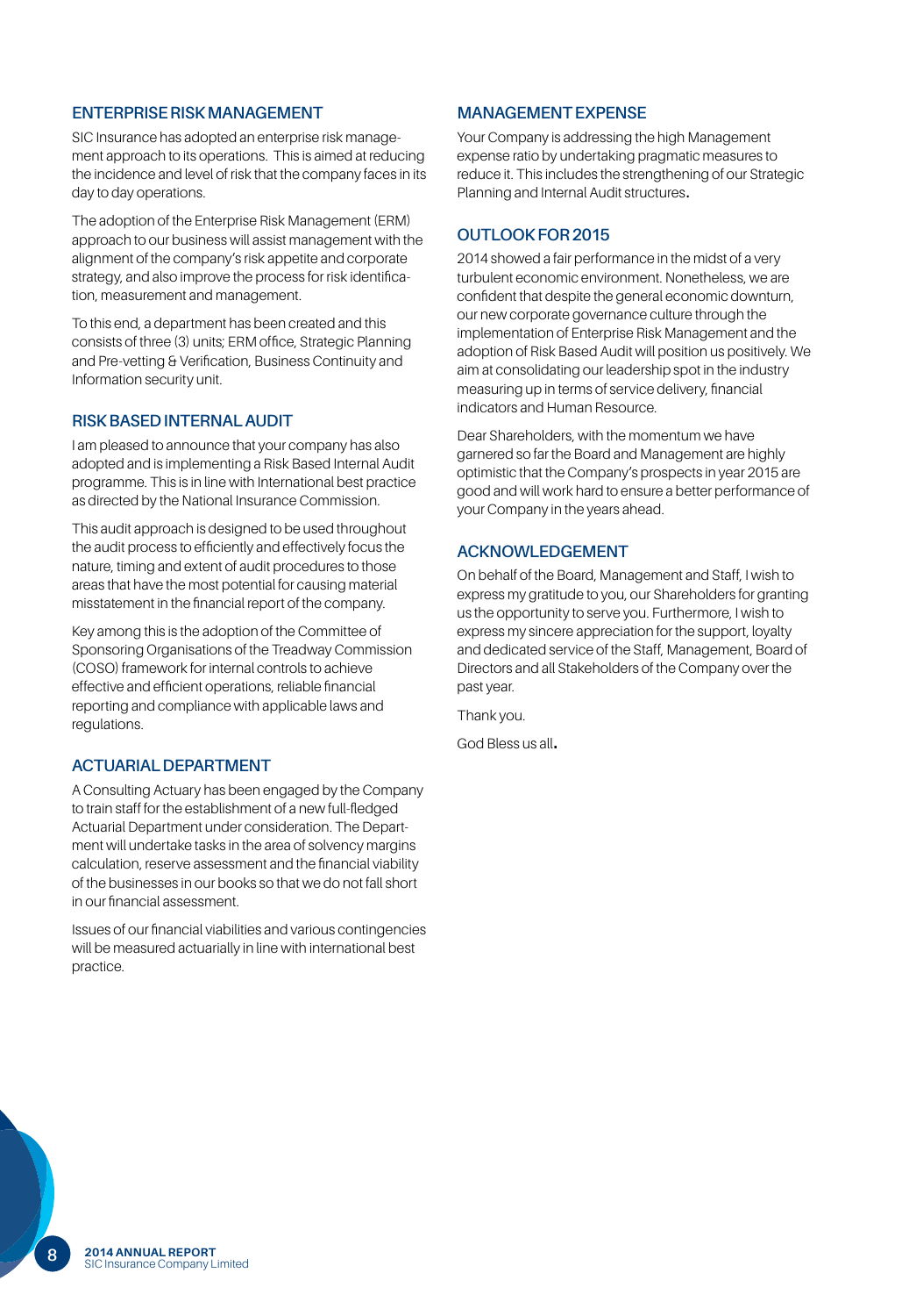## ENTERPRISE RISK MANAGEMENT

SIC Insurance has adopted an enterprise risk management approach to its operations. This is aimed at reducing the incidence and level of risk that the company faces in its day to day operations.

The adoption of the Enterprise Risk Management (ERM) approach to our business will assist management with the alignment of the company's risk appetite and corporate strategy, and also improve the process for risk identification, measurement and management.

To this end, a department has been created and this consists of three (3) units; ERM office, Strategic Planning and Pre-vetting & Verification, Business Continuity and Information security unit.

## RISK BASED INTERNAL AUDIT

I am pleased to announce that your company has also adopted and is implementing a Risk Based Internal Audit programme. This is in line with International best practice as directed by the National Insurance Commission.

This audit approach is designed to be used throughout the audit process to efficiently and effectively focus the nature, timing and extent of audit procedures to those areas that have the most potential for causing material misstatement in the financial report of the company.

Key among this is the adoption of the Committee of Sponsoring Organisations of the Treadway Commission (COSO) framework for internal controls to achieve effective and efficient operations, reliable financial reporting and compliance with applicable laws and regulations.

## ACTUARIAL DEPARTMENT

A Consulting Actuary has been engaged by the Company to train staff for the establishment of a new full-fledged Actuarial Department under consideration. The Department will undertake tasks in the area of solvency margins calculation, reserve assessment and the financial viability of the businesses in our books so that we do not fall short in our financial assessment.

Issues of our financial viabilities and various contingencies will be measured actuarially in line with international best practice.

## MANAGEMENT EXPENSE

Your Company is addressing the high Management expense ratio by undertaking pragmatic measures to reduce it. This includes the strengthening of our Strategic Planning and Internal Audit structures.

## OUTLOOK FOR 2015

2014 showed a fair performance in the midst of a very turbulent economic environment. Nonetheless, we are confident that despite the general economic downturn, our new corporate governance culture through the implementation of Enterprise Risk Management and the adoption of Risk Based Audit will position us positively. We aim at consolidating our leadership spot in the industry measuring up in terms of service delivery, financial indicators and Human Resource.

Dear Shareholders, with the momentum we have garnered so far the Board and Management are highly optimistic that the Company's prospects in year 2015 are good and will work hard to ensure a better performance of your Company in the years ahead.

## ACKNOWLEDGEMENT

On behalf of the Board, Management and Staff, I wish to express my gratitude to you, our Shareholders for granting us the opportunity to serve you. Furthermore, I wish to express my sincere appreciation for the support, loyalty and dedicated service of the Staff, Management, Board of Directors and all Stakeholders of the Company over the past year.

Thank you.

God Bless us all.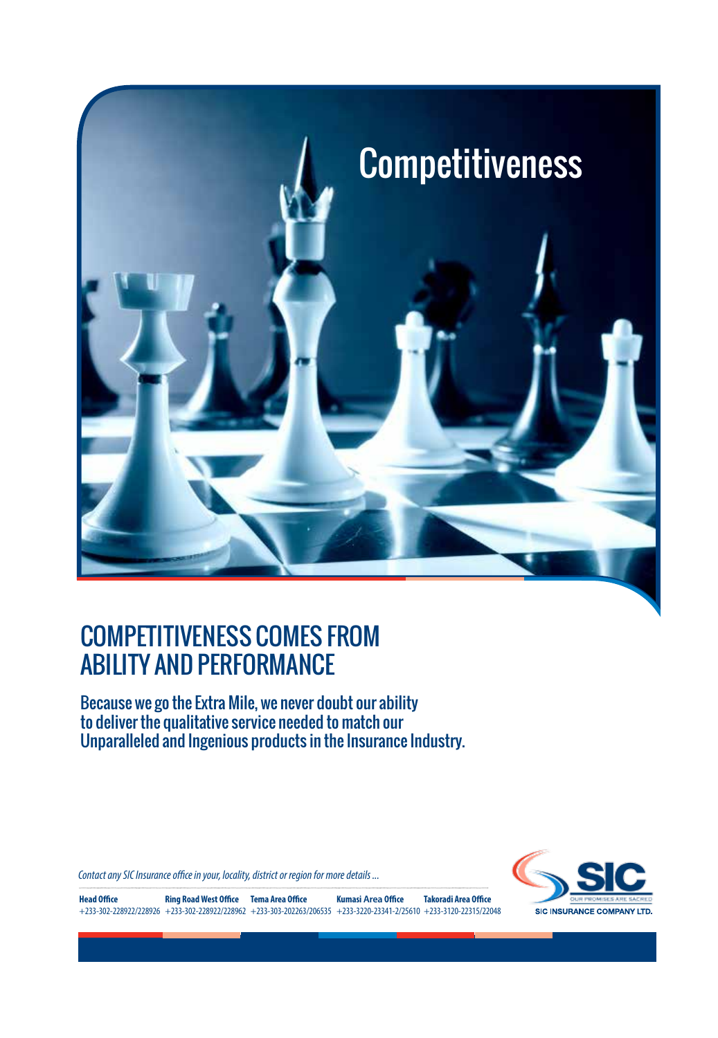# Competitiveness

## COMPETITIVENESS COMES FROM ABILITY AND PERFORMANCE

Because we go the Extra Mile, we never doubt our ability to deliver the qualitative service needed to match our Unparalleled and Ingenious products in the Insurance Industry.

*Contact any SIC Insurance office in your, locality, district or region for more details ...*

| Head Office | Ring Road West Office | Tema Area Office | Kumasi Area Office | Takoradi Area Office |
|---|---|---|---|---|
| +233-302-228922/228926 | +233-302-228922/228962 | +233-303-202263/206535 | +233-3220-23341-2/25610 | +233-3120-22315/22048 |

SIC
OUR PROMISES ARE SACRED
SIC INSURANCE COMPANY LTD.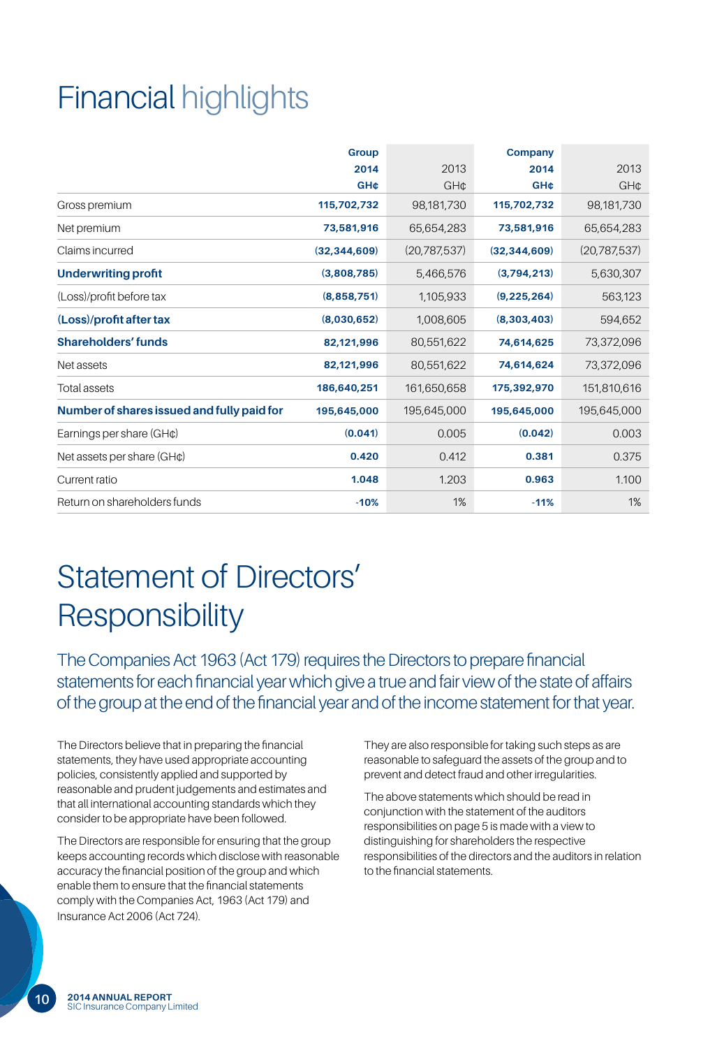# Financial highlights

| | Group 2014 GH¢ | 2013 GH¢ | Company 2014 GH¢ | 2013 GH¢ |
|---|---|---|---|---|
| Gross premium | **115,702,732** | 98,181,730 | **115,702,732** | 98,181,730 |
| Net premium | **73,581,916** | 65,654,283 | **73,581,916** | 65,654,283 |
| Claims incurred | **(32,344,609)** | (20,787,537) | **(32,344,609)** | (20,787,537) |
| **Underwriting profit** | **(3,808,785)** | 5,466,576 | **(3,794,213)** | 5,630,307 |
| (Loss)/profit before tax | **(8,858,751)** | 1,105,933 | **(9,225,264)** | 563,123 |
| **(Loss)/profit after tax** | **(8,030,652)** | 1,008,605 | **(8,303,403)** | 594,652 |
| **Shareholders' funds** | **82,121,996** | 80,551,622 | **74,614,625** | 73,372,096 |
| Net assets | **82,121,996** | 80,551,622 | **74,614,624** | 73,372,096 |
| Total assets | **186,640,251** | 161,650,658 | **175,392,970** | 151,810,616 |
| **Number of shares issued and fully paid for** | **195,645,000** | 195,645,000 | **195,645,000** | 195,645,000 |
| Earnings per share (GH¢) | **(0.041)** | 0.005 | **(0.042)** | 0.003 |
| Net assets per share (GH¢) | **0.420** | 0.412 | **0.381** | 0.375 |
| Current ratio | **1.048** | 1.203 | **0.963** | 1.100 |
| Return on shareholders funds | **-10%** | 1% | **-11%** | 1% |

# Statement of Directors' Responsibility

The Companies Act 1963 (Act 179) requires the Directors to prepare financial statements for each financial year which give a true and fair view of the state of affairs of the group at the end of the financial year and of the income statement for that year.

The Directors believe that in preparing the financial statements, they have used appropriate accounting policies, consistently applied and supported by reasonable and prudent judgements and estimates and that all international accounting standards which they consider to be appropriate have been followed.

The Directors are responsible for ensuring that the group keeps accounting records which disclose with reasonable accuracy the financial position of the group and which enable them to ensure that the financial statements comply with the Companies Act, 1963 (Act 179) and Insurance Act 2006 (Act 724).

They are also responsible for taking such steps as are reasonable to safeguard the assets of the group and to prevent and detect fraud and other irregularities.

The above statements which should be read in conjunction with the statement of the auditors responsibilities on page 5 is made with a view to distinguishing for shareholders the respective responsibilities of the directors and the auditors in relation to the financial statements.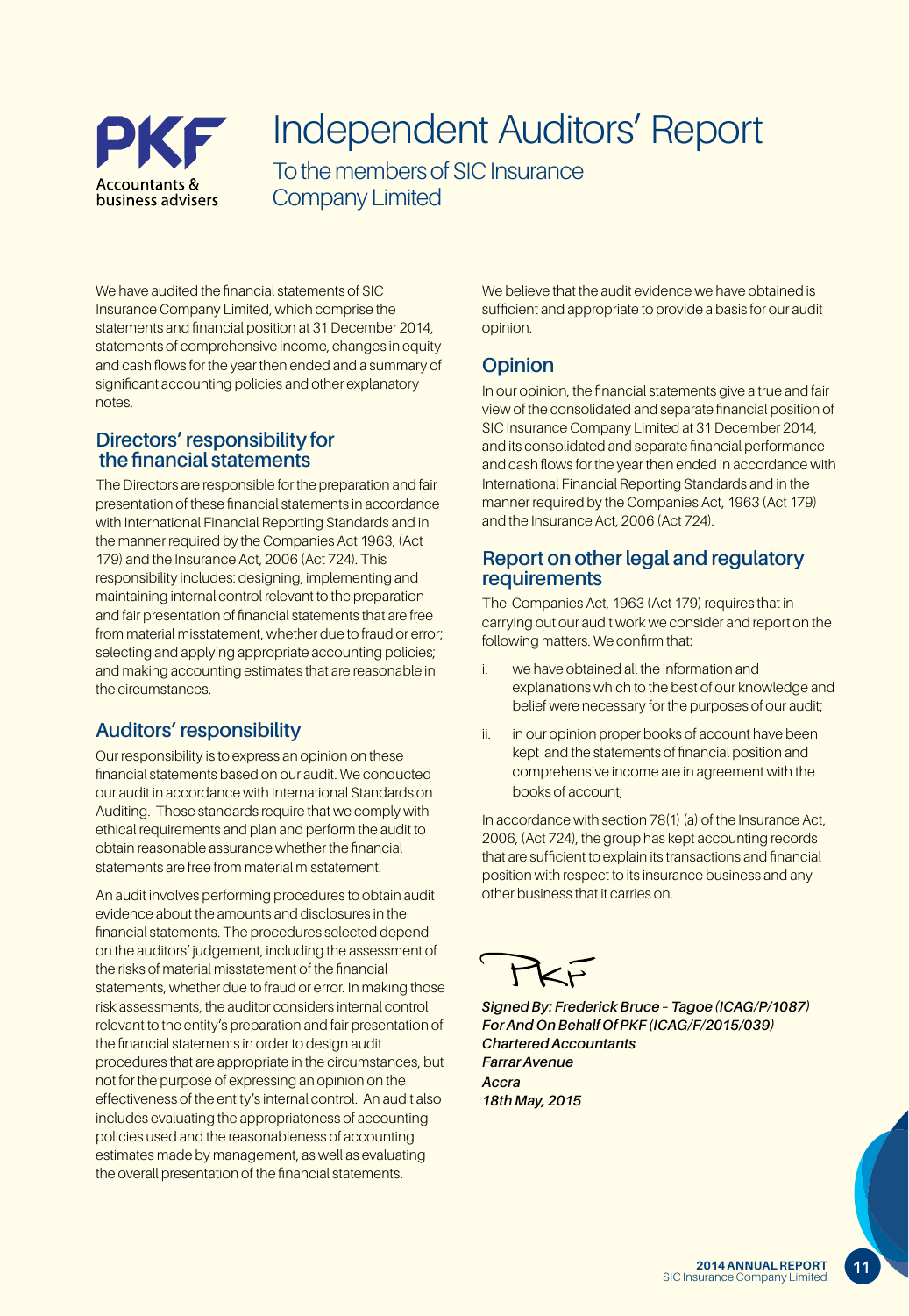# Independent Auditors' Report

## To the members of SIC Insurance Company Limited

We have audited the financial statements of SIC Insurance Company Limited, which comprise the statements and financial position at 31 December 2014, statements of comprehensive income, changes in equity and cash flows for the year then ended and a summary of significant accounting policies and other explanatory notes.

### Directors' responsibility for the financial statements

The Directors are responsible for the preparation and fair presentation of these financial statements in accordance with International Financial Reporting Standards and in the manner required by the Companies Act 1963, (Act 179) and the Insurance Act, 2006 (Act 724). This responsibility includes: designing, implementing and maintaining internal control relevant to the preparation and fair presentation of financial statements that are free from material misstatement, whether due to fraud or error; selecting and applying appropriate accounting policies; and making accounting estimates that are reasonable in the circumstances.

### Auditors' responsibility

Our responsibility is to express an opinion on these financial statements based on our audit. We conducted our audit in accordance with International Standards on Auditing. Those standards require that we comply with ethical requirements and plan and perform the audit to obtain reasonable assurance whether the financial statements are free from material misstatement.

An audit involves performing procedures to obtain audit evidence about the amounts and disclosures in the financial statements. The procedures selected depend on the auditors' judgement, including the assessment of the risks of material misstatement of the financial statements, whether due to fraud or error. In making those risk assessments, the auditor considers internal control relevant to the entity's preparation and fair presentation of the financial statements in order to design audit procedures that are appropriate in the circumstances, but not for the purpose of expressing an opinion on the effectiveness of the entity's internal control. An audit also includes evaluating the appropriateness of accounting policies used and the reasonableness of accounting estimates made by management, as well as evaluating the overall presentation of the financial statements.

We believe that the audit evidence we have obtained is sufficient and appropriate to provide a basis for our audit opinion.

### Opinion

In our opinion, the financial statements give a true and fair view of the consolidated and separate financial position of SIC Insurance Company Limited at 31 December 2014, and its consolidated and separate financial performance and cash flows for the year then ended in accordance with International Financial Reporting Standards and in the manner required by the Companies Act, 1963 (Act 179) and the Insurance Act, 2006 (Act 724).

### Report on other legal and regulatory requirements

The Companies Act, 1963 (Act 179) requires that in carrying out our audit work we consider and report on the following matters. We confirm that:

i. we have obtained all the information and explanations which to the best of our knowledge and belief were necessary for the purposes of our audit;

ii. in our opinion proper books of account have been kept and the statements of financial position and comprehensive income are in agreement with the books of account;

In accordance with section 78(1) (a) of the Insurance Act, 2006, (Act 724), the group has kept accounting records that are sufficient to explain its transactions and financial position with respect to its insurance business and any other business that it carries on.

PKF

***Signed By: Frederick Bruce – Tagoe (ICAG/P/1087)***
***For And On Behalf Of PKF (ICAG/F/2015/039)***
***Chartered Accountants***
***Farrar Avenue***
***Accra***
***18th May, 2015***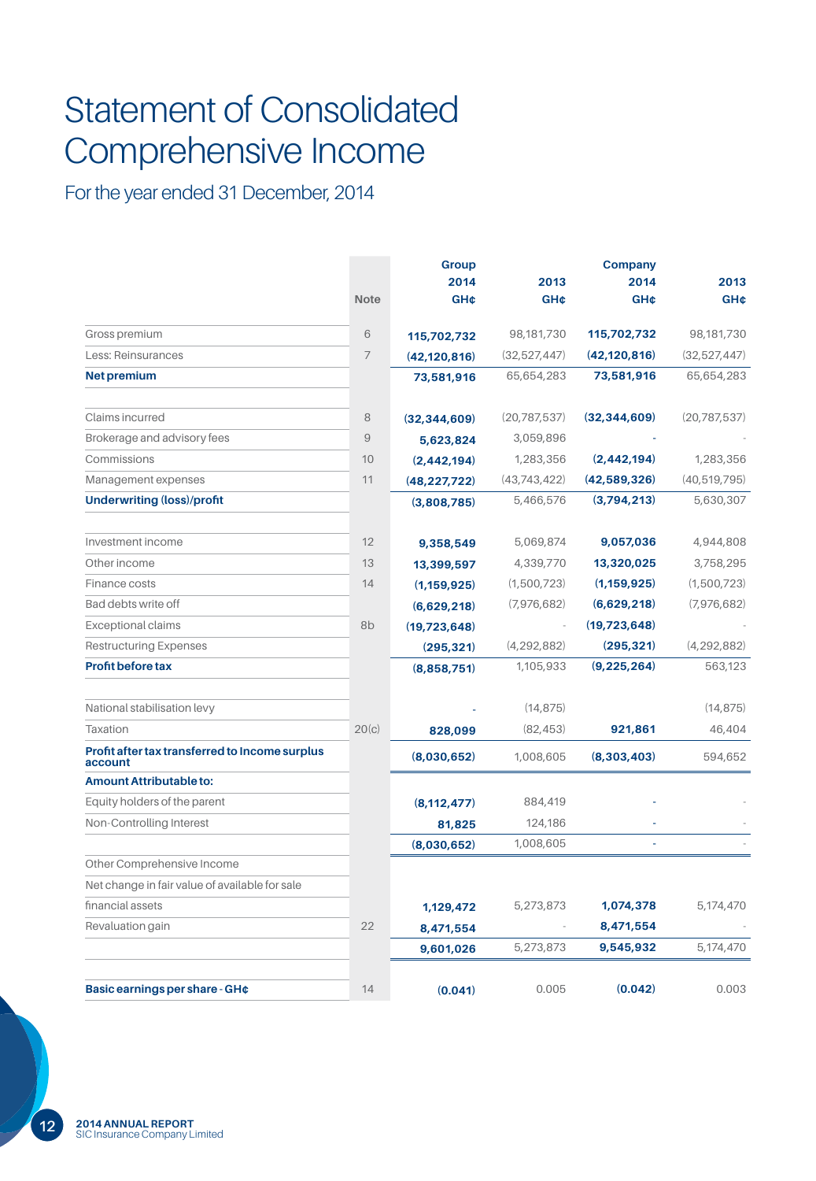# Statement of Consolidated Comprehensive Income

## For the year ended 31 December, 2014

| | Note | Group 2014 GH¢ | 2013 GH¢ | Company 2014 GH¢ | 2013 GH¢ |
|---|---|---|---|---|---|
| Gross premium | 6 | **115,702,732** | 98,181,730 | **115,702,732** | 98,181,730 |
| Less: Reinsurances | 7 | **(42,120,816)** | (32,527,447) | **(42,120,816)** | (32,527,447) |
| **Net premium** | | **73,581,916** | 65,654,283 | **73,581,916** | 65,654,283 |
| | | | | | |
| Claims incurred | 8 | **(32,344,609)** | (20,787,537) | **(32,344,609)** | (20,787,537) |
| Brokerage and advisory fees | 9 | **5,623,824** | 3,059,896 | - | - |
| Commissions | 10 | **(2,442,194)** | 1,283,356 | **(2,442,194)** | 1,283,356 |
| Management expenses | 11 | **(48,227,722)** | (43,743,422) | **(42,589,326)** | (40,519,795) |
| **Underwriting (loss)/profit** | | **(3,808,785)** | 5,466,576 | **(3,794,213)** | 5,630,307 |
| | | | | | |
| Investment income | 12 | **9,358,549** | 5,069,874 | **9,057,036** | 4,944,808 |
| Other income | 13 | **13,399,597** | 4,339,770 | **13,320,025** | 3,758,295 |
| Finance costs | 14 | **(1,159,925)** | (1,500,723) | **(1,159,925)** | (1,500,723) |
| Bad debts write off | | **(6,629,218)** | (7,976,682) | **(6,629,218)** | (7,976,682) |
| Exceptional claims | 8b | **(19,723,648)** | - | **(19,723,648)** | - |
| Restructuring Expenses | | **(295,321)** | (4,292,882) | **(295,321)** | (4,292,882) |
| **Profit before tax** | | **(8,858,751)** | 1,105,933 | **(9,225,264)** | 563,123 |
| | | | | | |
| National stabilisation levy | | - | (14,875) | | (14,875) |
| Taxation | 20(c) | **828,099** | (82,453) | **921,861** | 46,404 |
| **Profit after tax transferred to Income surplus account** | | **(8,030,652)** | 1,008,605 | **(8,303,403)** | 594,652 |
| **Amount Attributable to:** | | | | | |
| Equity holders of the parent | | **(8,112,477)** | 884,419 | - | - |
| Non-Controlling Interest | | **81,825** | 124,186 | - | - |
| | | **(8,030,652)** | 1,008,605 | - | - |
| Other Comprehensive Income | | | | | |
| Net change in fair value of available for sale financial assets | | **1,129,472** | 5,273,873 | **1,074,378** | 5,174,470 |
| Revaluation gain | 22 | **8,471,554** | - | **8,471,554** | - |
| | | **9,601,026** | 5,273,873 | **9,545,932** | 5,174,470 |
| | | | | | |
| **Basic earnings per share - GH¢** | 14 | **(0.041)** | 0.005 | **(0.042)** | 0.003 |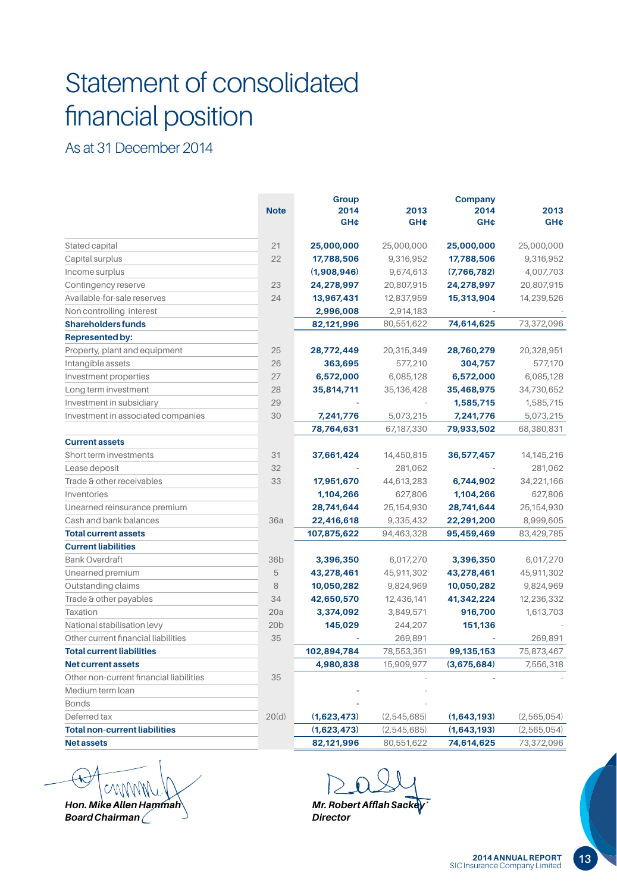# Statement of consolidated financial position

## As at 31 December 2014

| | Note | Group 2014 GH¢ | 2013 GH¢ | Company 2014 GH¢ | 2013 GH¢ |
|---|---|---|---|---|---|
| Stated capital | 21 | **25,000,000** | 25,000,000 | **25,000,000** | 25,000,000 |
| Capital surplus | 22 | **17,788,506** | 9,316,952 | **17,788,506** | 9,316,952 |
| Income surplus | | **(1,908,946)** | 9,674,613 | **(7,766,782)** | 4,007,703 |
| Contingency reserve | 23 | **24,278,997** | 20,807,915 | **24,278,997** | 20,807,915 |
| Available-for-sale reserves | 24 | **13,967,431** | 12,837,959 | **15,313,904** | 14,239,526 |
| Non controlling interest | | **2,996,008** | 2,914,183 | - | - |
| **Shareholders funds** | | **82,121,996** | 80,551,622 | **74,614,625** | 73,372,096 |
| **Represented by:** | | | | | |
| Property, plant and equipment | 25 | **28,772,449** | 20,315,349 | **28,760,279** | 20,328,951 |
| Intangible assets | 26 | **363,695** | 577,210 | **304,757** | 577,170 |
| Investment properties | 27 | **6,572,000** | 6,085,128 | **6,572,000** | 6,085,128 |
| Long term investment | 28 | **35,814,711** | 35,136,428 | **35,468,975** | 34,730,652 |
| Investment in subsidiary | 29 | - | - | **1,585,715** | 1,585,715 |
| Investment in associated companies | 30 | **7,241,776** | 5,073,215 | **7,241,776** | 5,073,215 |
| | | **78,764,631** | 67,187,330 | **79,933,502** | 68,380,831 |
| **Current assets** | | | | | |
| Short term investments | 31 | **37,661,424** | 14,450,815 | **36,577,457** | 14,145,216 |
| Lease deposit | 32 | - | 281,062 | - | 281,062 |
| Trade & other receivables | 33 | **17,951,670** | 44,613,283 | **6,744,902** | 34,221,166 |
| Inventories | | **1,104,266** | 627,806 | **1,104,266** | 627,806 |
| Unearned reinsurance premium | | **28,741,644** | 25,154,930 | **28,741,644** | 25,154,930 |
| Cash and bank balances | 36a | **22,416,618** | 9,335,432 | **22,291,200** | 8,999,605 |
| **Total current assets** | | **107,875,622** | 94,463,328 | **95,459,469** | 83,429,785 |
| **Current liabilities** | | | | | |
| Bank Overdraft | 36b | **3,396,350** | 6,017,270 | **3,396,350** | 6,017,270 |
| Unearned premium | 5 | **43,278,461** | 45,911,302 | **43,278,461** | 45,911,302 |
| Outstanding claims | 8 | **10,050,282** | 9,824,969 | **10,050,282** | 9,824,969 |
| Trade & other payables | 34 | **42,650,570** | 12,436,141 | **41,342,224** | 12,236,332 |
| Taxation | 20a | **3,374,092** | 3,849,571 | **916,700** | 1,613,703 |
| National stabilisation levy | 20b | **145,029** | 244,207 | **151,136** | - |
| Other current financial liabilities | 35 | - | 269,891 | - | 269,891 |
| **Total current liabilities** | | **102,894,784** | 78,553,351 | **99,135,153** | 75,873,467 |
| **Net current assets** | | **4,980,838** | 15,909,977 | **(3,675,684)** | 7,556,318 |
| Other non-current financial liabilities | 35 | | - | - | - |
| Medium term loan | | - | - | | |
| Bonds | | - | - | | |
| Deferred tax | 20(d) | **(1,623,473)** | (2,545,685) | **(1,643,193)** | (2,565,054) |
| **Total non-current liabilities** | | **(1,623,473)** | (2,545,685) | **(1,643,193)** | (2,565,054) |
| **Net assets** | | **82,121,996** | 80,551,622 | **74,614,625** | 73,372,096 |

***Hon. Mike Allen Hammah***
***Board Chairman***

***Mr. Robert Afflah Sackey***
***Director***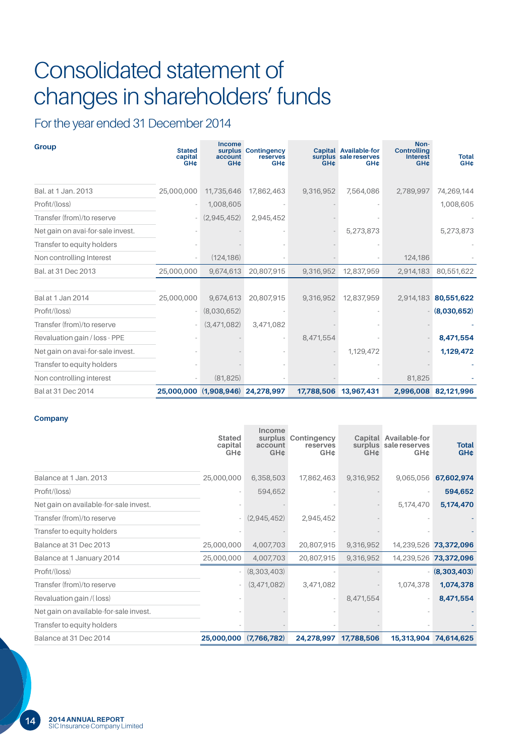# Consolidated statement of changes in shareholders' funds

## For the year ended 31 December 2014

**Group**

| Group | Stated capital GH¢ | Income surplus account GH¢ | Contingency reserves GH¢ | Capital surplus GH¢ | Available-for sale reserves GH¢ | Non-Controlling Interest GH¢ | Total GH¢ |
|---|---|---|---|---|---|---|---|
| Bal. at 1 Jan. 2013 | 25,000,000 | 11,735,646 | 17,862,463 | 9,316,952 | 7,564,086 | 2,789,997 | 74,269,144 |
| Profit/(loss) | - | 1,008,605 | - | - | - | | 1,008,605 |
| Transfer (from)/to reserve | - | (2,945,452) | 2,945,452 | - | - | | - |
| Net gain on avai-for-sale invest. | - | - | - | - | 5,273,873 | | 5,273,873 |
| Transfer to equity holders | - | - | - | - | - | | - |
| Non controlling Interest | - | (124,186) | - | - | - | 124,186 | - |
| Bal. at 31 Dec 2013 | 25,000,000 | 9,674,613 | 20,807,915 | 9,316,952 | 12,837,959 | 2,914,183 | 80,551,622 |
| | | | | | | | |
| Bal at 1 Jan 2014 | 25,000,000 | 9,674,613 | 20,807,915 | 9,316,952 | 12,837,959 | 2,914,183 | **80,551,622** |
| Profit/(loss) | - | (8,030,652) | - | - | - | - | **(8,030,652)** |
| Transfer (from)/to reserve | - | (3,471,082) | 3,471,082 | - | - | - | - |
| Revaluation gain / loss - PPE | - | - | - | 8,471,554 | - | - | **8,471,554** |
| Net gain on avai-for-sale invest. | - | - | - | - | 1,129,472 | - | **1,129,472** |
| Transfer to equity holders | - | - | - | - | - | - | - |
| Non controlling interest | - | (81,825) | - | - | - | 81,825 | - |
| Bal at 31 Dec 2014 | **25,000,000** | **(1,908,946)** | **24,278,997** | **17,788,506** | **13,967,431** | **2,996,008** | **82,121,996** |

**Company**

| Company | Stated capital GH¢ | Income surplus account GH¢ | Contingency reserves GH¢ | Capital surplus GH¢ | Available-for sale reserves GH¢ | Total GH¢ |
|---|---|---|---|---|---|---|
| Balance at 1 Jan. 2013 | 25,000,000 | 6,358,503 | 17,862,463 | 9,316,952 | 9,065,056 | **67,602,974** |
| Profit/(loss) | - | 594,652 | - | - | - | **594,652** |
| Net gain on available-for-sale invest. | - | - | - | - | 5,174,470 | **5,174,470** |
| Transfer (from)/to reserve | - | (2,945,452) | 2,945,452 | - | - | - |
| Transfer to equity holders | - | - | - | - | - | - |
| Balance at 31 Dec 2013 | 25,000,000 | 4,007,703 | 20,807,915 | 9,316,952 | 14,239,526 | **73,372,096** |
| Balance at 1 January 2014 | 25,000,000 | 4,007,703 | 20,807,915 | 9,316,952 | 14,239,526 | **73,372,096** |
| Profit/(loss) | - | (8,303,403) | - | - | - | **(8,303,403)** |
| Transfer (from)/to reserve | - | (3,471,082) | 3,471,082 | - | 1,074,378 | **1,074,378** |
| Revaluation gain /( loss) | - | - | - | 8,471,554 | - | **8,471,554** |
| Net gain on available-for-sale invest. | - | - | - | - | - | - |
| Transfer to equity holders | - | - | - | - | - | - |
| Balance at 31 Dec 2014 | **25,000,000** | **(7,766,782)** | **24,278,997** | **17,788,506** | **15,313,904** | **74,614,625** |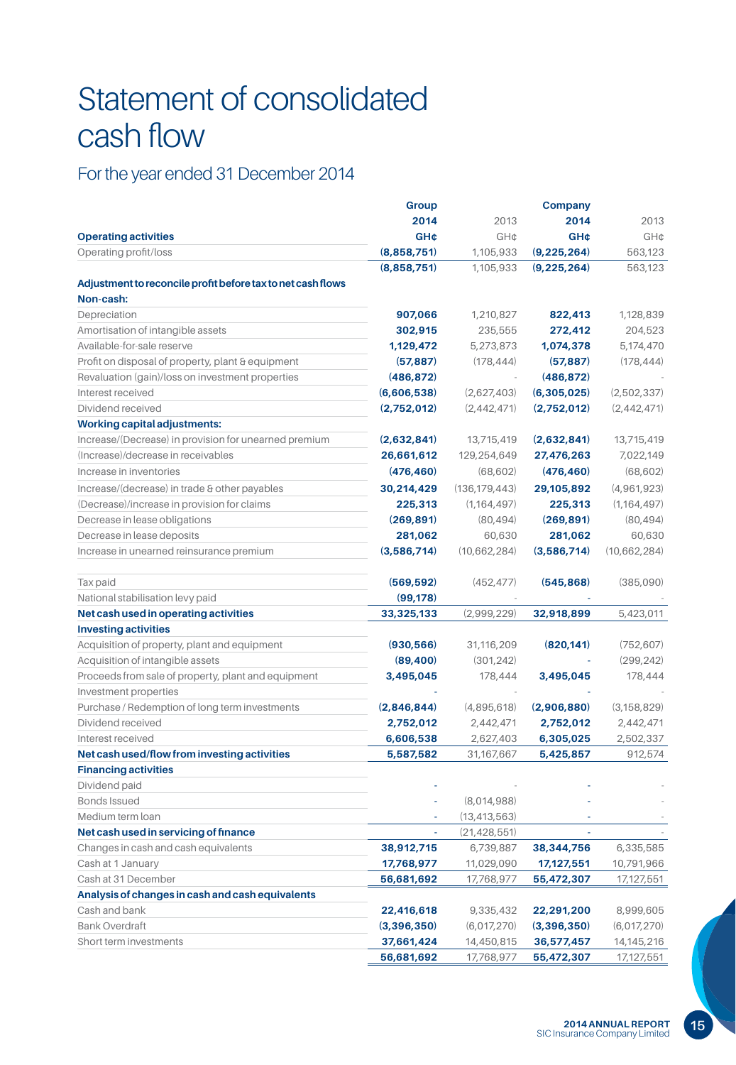# Statement of consolidated cash flow

## For the year ended 31 December 2014

| | Group | | Company | |
|---|---|---|---|---|
| | **2014** | 2013 | **2014** | 2013 |
| **Operating activities** | **GH¢** | GH¢ | **GH¢** | GH¢ |
| Operating profit/loss | **(8,858,751)** | 1,105,933 | **(9,225,264)** | 563,123 |
| | **(8,858,751)** | 1,105,933 | **(9,225,264)** | 563,123 |
| **Adjustment to reconcile profit before tax to net cash flows** | | | | |
| **Non-cash:** | | | | |
| Depreciation | **907,066** | 1,210,827 | **822,413** | 1,128,839 |
| Amortisation of intangible assets | **302,915** | 235,555 | **272,412** | 204,523 |
| Available-for-sale reserve | **1,129,472** | 5,273,873 | **1,074,378** | 5,174,470 |
| Profit on disposal of property, plant & equipment | **(57,887)** | (178,444) | **(57,887)** | (178,444) |
| Revaluation (gain)/loss on investment properties | **(486,872)** | - | **(486,872)** | - |
| Interest received | **(6,606,538)** | (2,627,403) | **(6,305,025)** | (2,502,337) |
| Dividend received | **(2,752,012)** | (2,442,471) | **(2,752,012)** | (2,442,471) |
| **Working capital adjustments:** | | | | |
| Increase/(Decrease) in provision for unearned premium | **(2,632,841)** | 13,715,419 | **(2,632,841)** | 13,715,419 |
| (Increase)/decrease in receivables | **26,661,612** | 129,254,649 | **27,476,263** | 7,022,149 |
| Increase in inventories | **(476,460)** | (68,602) | **(476,460)** | (68,602) |
| Increase/(decrease) in trade & other payables | **30,214,429** | (136,179,443) | **29,105,892** | (4,961,923) |
| (Decrease)/increase in provision for claims | **225,313** | (1,164,497) | **225,313** | (1,164,497) |
| Decrease in lease obligations | **(269,891)** | (80,494) | **(269,891)** | (80,494) |
| Decrease in lease deposits | **281,062** | 60,630 | **281,062** | 60,630 |
| Increase in unearned reinsurance premium | **(3,586,714)** | (10,662,284) | **(3,586,714)** | (10,662,284) |
| Tax paid | **(569,592)** | (452,477) | **(545,868)** | (385,090) |
| National stabilisation levy paid | **(99,178)** | - | **-** | - |
| **Net cash used in operating activities** | **33,325,133** | (2,999,229) | **32,918,899** | 5,423,011 |
| **Investing activities** | | | | |
| Acquisition of property, plant and equipment | **(930,566)** | 31,116,209 | **(820,141)** | (752,607) |
| Acquisition of intangible assets | **(89,400)** | (301,242) | **-** | (299,242) |
| Proceeds from sale of property, plant and equipment | **3,495,045** | 178,444 | **3,495,045** | 178,444 |
| Investment properties | **-** | - | **-** | - |
| Purchase / Redemption of long term investments | **(2,846,844)** | (4,895,618) | **(2,906,880)** | (3,158,829) |
| Dividend received | **2,752,012** | 2,442,471 | **2,752,012** | 2,442,471 |
| Interest received | **6,606,538** | 2,627,403 | **6,305,025** | 2,502,337 |
| **Net cash used/flow from investing activities** | **5,587,582** | 31,167,667 | **5,425,857** | 912,574 |
| **Financing activities** | | | | |
| Dividend paid | **-** | - | **-** | - |
| Bonds Issued | **-** | (8,014,988) | **-** | - |
| Medium term loan | **-** | (13,413,563) | **-** | - |
| **Net cash used in servicing of finance** | **-** | (21,428,551) | **-** | - |
| Changes in cash and cash equivalents | **38,912,715** | 6,739,887 | **38,344,756** | 6,335,585 |
| Cash at 1 January | **17,768,977** | 11,029,090 | **17,127,551** | 10,791,966 |
| Cash at 31 December | **56,681,692** | 17,768,977 | **55,472,307** | 17,127,551 |
| **Analysis of changes in cash and cash equivalents** | | | | |
| Cash and bank | **22,416,618** | 9,335,432 | **22,291,200** | 8,999,605 |
| Bank Overdraft | **(3,396,350)** | (6,017,270) | **(3,396,350)** | (6,017,270) |
| Short term investments | **37,661,424** | 14,450,815 | **36,577,457** | 14,145,216 |
| | **56,681,692** | 17,768,977 | **55,472,307** | 17,127,551 |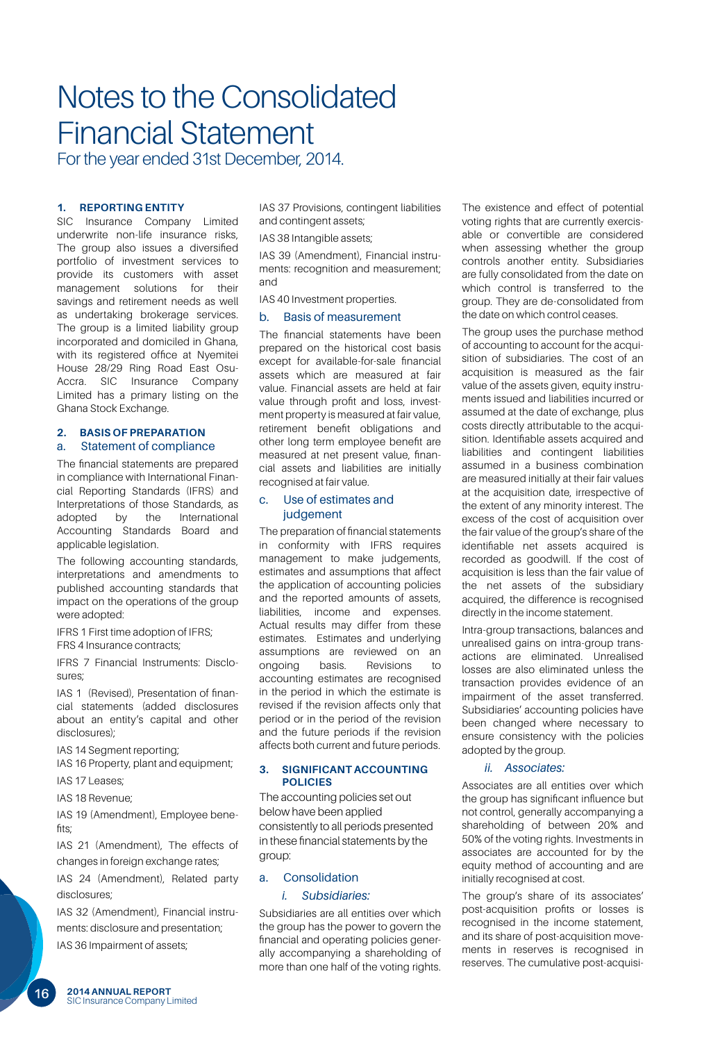# Notes to the Consolidated Financial Statement

For the year ended 31st December, 2014.

## 1. REPORTING ENTITY

SIC Insurance Company Limited underwrite non-life insurance risks, The group also issues a diversified portfolio of investment services to provide its customers with asset management solutions for their savings and retirement needs as well as undertaking brokerage services. The group is a limited liability group incorporated and domiciled in Ghana, with its registered office at Nyemitei House 28/29 Ring Road East Osu-Accra. SIC Insurance Company Limited has a primary listing on the Ghana Stock Exchange.

## 2. BASIS OF PREPARATION

### a. Statement of compliance

The financial statements are prepared in compliance with International Financial Reporting Standards (IFRS) and Interpretations of those Standards, as adopted by the International Accounting Standards Board and applicable legislation.

The following accounting standards, interpretations and amendments to published accounting standards that impact on the operations of the group were adopted:

IFRS 1 First time adoption of IFRS;
FRS 4 Insurance contracts;

IFRS 7 Financial Instruments: Disclosures;

IAS 1 (Revised), Presentation of financial statements (added disclosures about an entity's capital and other disclosures);

IAS 14 Segment reporting;
IAS 16 Property, plant and equipment;

IAS 17 Leases;

IAS 18 Revenue;

IAS 19 (Amendment), Employee benefits;

IAS 21 (Amendment), The effects of changes in foreign exchange rates;

IAS 24 (Amendment), Related party disclosures;

IAS 32 (Amendment), Financial instruments: disclosure and presentation;

IAS 36 Impairment of assets;

IAS 37 Provisions, contingent liabilities and contingent assets;

IAS 38 Intangible assets;

IAS 39 (Amendment), Financial instruments: recognition and measurement; and

IAS 40 Investment properties.

### b. Basis of measurement

The financial statements have been prepared on the historical cost basis except for available-for-sale financial assets which are measured at fair value. Financial assets are held at fair value through profit and loss, investment property is measured at fair value, retirement benefit obligations and other long term employee benefit are measured at net present value, financial assets and liabilities are initially recognised at fair value.

### c. Use of estimates and judgement

The preparation of financial statements in conformity with IFRS requires management to make judgements, estimates and assumptions that affect the application of accounting policies and the reported amounts of assets, liabilities, income and expenses. Actual results may differ from these estimates. Estimates and underlying assumptions are reviewed on an ongoing basis. Revisions to accounting estimates are recognised in the period in which the estimate is revised if the revision affects only that period or in the period of the revision and the future periods if the revision affects both current and future periods.

## 3. SIGNIFICANT ACCOUNTING POLICIES

The accounting policies set out below have been applied consistently to all periods presented in these financial statements by the group:

### a. Consolidation

#### *i. Subsidiaries:*

Subsidiaries are all entities over which the group has the power to govern the financial and operating policies generally accompanying a shareholding of more than one half of the voting rights. The existence and effect of potential voting rights that are currently exercisable or convertible are considered when assessing whether the group controls another entity. Subsidiaries are fully consolidated from the date on which control is transferred to the group. They are de-consolidated from the date on which control ceases.

The group uses the purchase method of accounting to account for the acquisition of subsidiaries. The cost of an acquisition is measured as the fair value of the assets given, equity instruments issued and liabilities incurred or assumed at the date of exchange, plus costs directly attributable to the acquisition. Identifiable assets acquired and liabilities and contingent liabilities assumed in a business combination are measured initially at their fair values at the acquisition date, irrespective of the extent of any minority interest. The excess of the cost of acquisition over the fair value of the group's share of the identifiable net assets acquired is recorded as goodwill. If the cost of acquisition is less than the fair value of the net assets of the subsidiary acquired, the difference is recognised directly in the income statement.

Intra-group transactions, balances and unrealised gains on intra-group transactions are eliminated. Unrealised losses are also eliminated unless the transaction provides evidence of an impairment of the asset transferred. Subsidiaries' accounting policies have been changed where necessary to ensure consistency with the policies adopted by the group.

#### *ii. Associates:*

Associates are all entities over which the group has significant influence but not control, generally accompanying a shareholding of between 20% and 50% of the voting rights. Investments in associates are accounted for by the equity method of accounting and are initially recognised at cost.

The group's share of its associates' post-acquisition profits or losses is recognised in the income statement, and its share of post-acquisition movements in reserves is recognised in reserves. The cumulative post-acquisi-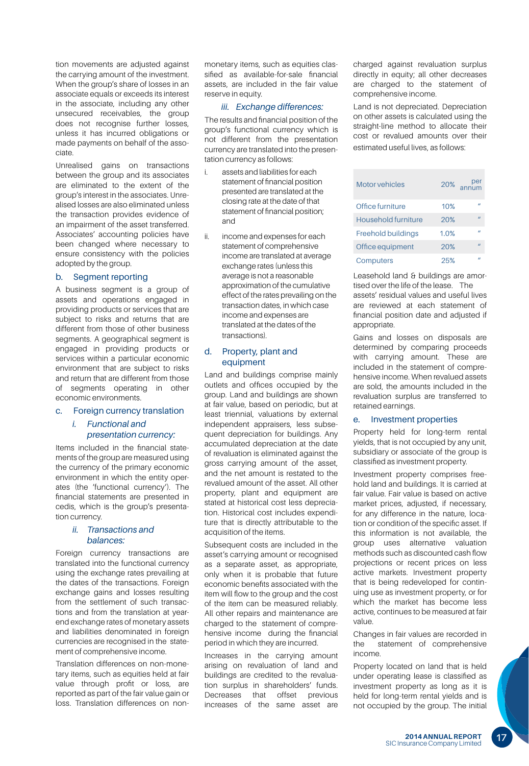tion movements are adjusted against the carrying amount of the investment. When the group's share of losses in an associate equals or exceeds its interest in the associate, including any other unsecured receivables, the group does not recognise further losses, unless it has incurred obligations or made payments on behalf of the associate.

Unrealised gains on transactions between the group and its associates are eliminated to the extent of the group's interest in the associates. Unrealised losses are also eliminated unless the transaction provides evidence of an impairment of the asset transferred. Associates' accounting policies have been changed where necessary to ensure consistency with the policies adopted by the group.

## b. Segment reporting

A business segment is a group of assets and operations engaged in providing products or services that are subject to risks and returns that are different from those of other business segments. A geographical segment is engaged in providing products or services within a particular economic environment that are subject to risks and return that are different from those of segments operating in other economic environments.

## c. Foreign currency translation

### *i. Functional and presentation currency:*

Items included in the financial statements of the group are measured using the currency of the primary economic environment in which the entity operates (the 'functional currency'). The financial statements are presented in cedis, which is the group's presentation currency.

### *ii. Transactions and balances:*

Foreign currency transactions are translated into the functional currency using the exchange rates prevailing at the dates of the transactions. Foreign exchange gains and losses resulting from the settlement of such transactions and from the translation at year-end exchange rates of monetary assets and liabilities denominated in foreign currencies are recognised in the statement of comprehensive income.

Translation differences on non-monetary items, such as equities held at fair value through profit or loss, are reported as part of the fair value gain or loss. Translation differences on non-monetary items, such as equities classified as available-for-sale financial assets, are included in the fair value reserve in equity.

### *iii. Exchange differences:*

The results and financial position of the group's functional currency which is not different from the presentation currency are translated into the presentation currency as follows:

i. assets and liabilities for each statement of financial position presented are translated at the closing rate at the date of that statement of financial position; and

ii. income and expenses for each statement of comprehensive income are translated at average exchange rates (unless this average is not a reasonable approximation of the cumulative effect of the rates prevailing on the transaction dates, in which case income and expenses are translated at the dates of the transactions).

## d. Property, plant and equipment

Land and buildings comprise mainly outlets and offices occupied by the group. Land and buildings are shown at fair value, based on periodic, but at least triennial, valuations by external independent appraisers, less subsequent depreciation for buildings. Any accumulated depreciation at the date of revaluation is eliminated against the gross carrying amount of the asset, and the net amount is restated to the revalued amount of the asset. All other property, plant and equipment are stated at historical cost less depreciation. Historical cost includes expenditure that is directly attributable to the acquisition of the items.

Subsequent costs are included in the asset's carrying amount or recognised as a separate asset, as appropriate, only when it is probable that future economic benefits associated with the item will flow to the group and the cost of the item can be measured reliably. All other repairs and maintenance are charged to the statement of comprehensive income during the financial period in which they are incurred.

Increases in the carrying amount arising on revaluation of land and buildings are credited to the revaluation surplus in shareholders' funds. Decreases that offset previous increases of the same asset are charged against revaluation surplus directly in equity; all other decreases are charged to the statement of comprehensive income.

Land is not depreciated. Depreciation on other assets is calculated using the straight-line method to allocate their cost or revalued amounts over their estimated useful lives, as follows:

| | | |
|---|---|---|
| Motor vehicles | 20% | per annum |
| Office furniture | 10% | " |
| Household furniture | 20% | " |
| Freehold buildings | 1.0% | " |
| Office equipment | 20% | " |
| Computers | 25% | " |

Leasehold land & buildings are amortised over the life of the lease. The assets' residual values and useful lives are reviewed at each statement of financial position date and adjusted if appropriate.

Gains and losses on disposals are determined by comparing proceeds with carrying amount. These are included in the statement of comprehensive income. When revalued assets are sold, the amounts included in the revaluation surplus are transferred to retained earnings.

## e. Investment properties

Property held for long-term rental yields, that is not occupied by any unit, subsidiary or associate of the group is classified as investment property.

Investment property comprises freehold land and buildings. It is carried at fair value. Fair value is based on active market prices, adjusted, if necessary, for any difference in the nature, location or condition of the specific asset. If this information is not available, the group uses alternative valuation methods such as discounted cash flow projections or recent prices on less active markets. Investment property that is being redeveloped for continuing use as investment property, or for which the market has become less active, continues to be measured at fair value.

Changes in fair values are recorded in the statement of comprehensive income.

Property located on land that is held under operating lease is classified as investment property as long as it is held for long-term rental yields and is not occupied by the group. The initial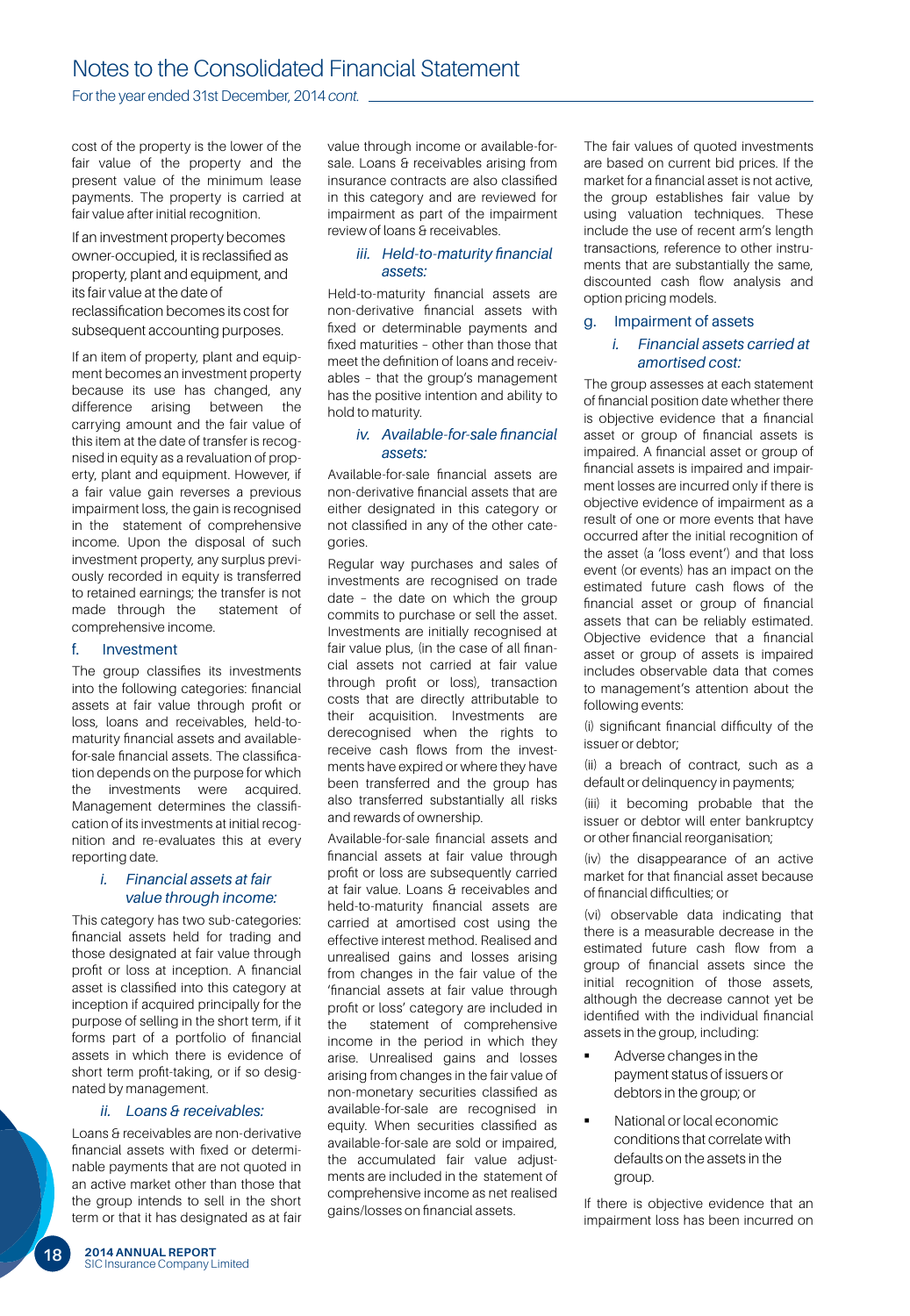cost of the property is the lower of the fair value of the property and the present value of the minimum lease payments. The property is carried at fair value after initial recognition.

If an investment property becomes owner-occupied, it is reclassified as property, plant and equipment, and its fair value at the date of reclassification becomes its cost for subsequent accounting purposes.

If an item of property, plant and equipment becomes an investment property because its use has changed, any difference arising between the carrying amount and the fair value of this item at the date of transfer is recognised in equity as a revaluation of property, plant and equipment. However, if a fair value gain reverses a previous impairment loss, the gain is recognised in the statement of comprehensive income. Upon the disposal of such investment property, any surplus previously recorded in equity is transferred to retained earnings; the transfer is not made through the statement of comprehensive income.

## f. Investment

The group classifies its investments into the following categories: financial assets at fair value through profit or loss, loans and receivables, held-to-maturity financial assets and available-for-sale financial assets. The classification depends on the purpose for which the investments were acquired. Management determines the classification of its investments at initial recognition and re-evaluates this at every reporting date.

### *i. Financial assets at fair value through income:*

This category has two sub-categories: financial assets held for trading and those designated at fair value through profit or loss at inception. A financial asset is classified into this category at inception if acquired principally for the purpose of selling in the short term, if it forms part of a portfolio of financial assets in which there is evidence of short term profit-taking, or if so designated by management.

### *ii. Loans & receivables:*

Loans & receivables are non-derivative financial assets with fixed or determinable payments that are not quoted in an active market other than those that the group intends to sell in the short term or that it has designated as at fair value through income or available-for-sale. Loans & receivables arising from insurance contracts are also classified in this category and are reviewed for impairment as part of the impairment review of loans & receivables.

### *iii. Held-to-maturity financial assets:*

Held-to-maturity financial assets are non-derivative financial assets with fixed or determinable payments and fixed maturities – other than those that meet the definition of loans and receivables – that the group's management has the positive intention and ability to hold to maturity.

### *iv. Available-for-sale financial assets:*

Available-for-sale financial assets are non-derivative financial assets that are either designated in this category or not classified in any of the other categories.

Regular way purchases and sales of investments are recognised on trade date – the date on which the group commits to purchase or sell the asset. Investments are initially recognised at fair value plus, (in the case of all financial assets not carried at fair value through profit or loss), transaction costs that are directly attributable to their acquisition. Investments are derecognised when the rights to receive cash flows from the investments have expired or where they have been transferred and the group has also transferred substantially all risks and rewards of ownership.

Available-for-sale financial assets and financial assets at fair value through profit or loss are subsequently carried at fair value. Loans & receivables and held-to-maturity financial assets are carried at amortised cost using the effective interest method. Realised and unrealised gains and losses arising from changes in the fair value of the 'financial assets at fair value through profit or loss' category are included in the statement of comprehensive income in the period in which they arise. Unrealised gains and losses arising from changes in the fair value of non-monetary securities classified as available-for-sale are recognised in equity. When securities classified as available-for-sale are sold or impaired, the accumulated fair value adjustments are included in the statement of comprehensive income as net realised gains/losses on financial assets.

The fair values of quoted investments are based on current bid prices. If the market for a financial asset is not active, the group establishes fair value by using valuation techniques. These include the use of recent arm's length transactions, reference to other instruments that are substantially the same, discounted cash flow analysis and option pricing models.

## g. Impairment of assets

### *i. Financial assets carried at amortised cost:*

The group assesses at each statement of financial position date whether there is objective evidence that a financial asset or group of financial assets is impaired. A financial asset or group of financial assets is impaired and impairment losses are incurred only if there is objective evidence of impairment as a result of one or more events that have occurred after the initial recognition of the asset (a 'loss event') and that loss event (or events) has an impact on the estimated future cash flows of the financial asset or group of financial assets that can be reliably estimated. Objective evidence that a financial asset or group of assets is impaired includes observable data that comes to management's attention about the following events:

(i) significant financial difficulty of the issuer or debtor;

(ii) a breach of contract, such as a default or delinquency in payments;

(iii) it becoming probable that the issuer or debtor will enter bankruptcy or other financial reorganisation;

(iv) the disappearance of an active market for that financial asset because of financial difficulties; or

(vi) observable data indicating that there is a measurable decrease in the estimated future cash flow from a group of financial assets since the initial recognition of those assets, although the decrease cannot yet be identified with the individual financial assets in the group, including:

- Adverse changes in the payment status of issuers or debtors in the group; or
- National or local economic conditions that correlate with defaults on the assets in the group.

If there is objective evidence that an impairment loss has been incurred on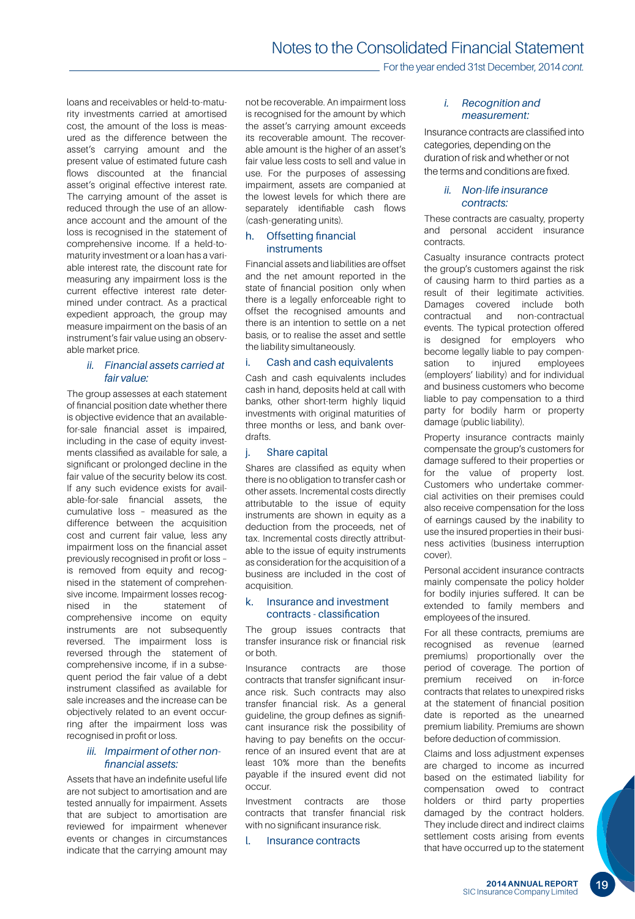loans and receivables or held-to-maturity investments carried at amortised cost, the amount of the loss is measured as the difference between the asset's carrying amount and the present value of estimated future cash flows discounted at the financial asset's original effective interest rate. The carrying amount of the asset is reduced through the use of an allowance account and the amount of the loss is recognised in the statement of comprehensive income. If a held-to-maturity investment or a loan has a variable interest rate, the discount rate for measuring any impairment loss is the current effective interest rate determined under contract. As a practical expedient approach, the group may measure impairment on the basis of an instrument's fair value using an observable market price.

### ii. Financial assets carried at fair value:

The group assesses at each statement of financial position date whether there is objective evidence that an available-for-sale financial asset is impaired, including in the case of equity investments classified as available for sale, a significant or prolonged decline in the fair value of the security below its cost. If any such evidence exists for available-for-sale financial assets, the cumulative loss – measured as the difference between the acquisition cost and current fair value, less any impairment loss on the financial asset previously recognised in profit or loss – is removed from equity and recognised in the statement of comprehensive income. Impairment losses recognised in the statement of comprehensive income on equity instruments are not subsequently reversed. The impairment loss is reversed through the statement of comprehensive income, if in a subsequent period the fair value of a debt instrument classified as available for sale increases and the increase can be objectively related to an event occurring after the impairment loss was recognised in profit or loss.

### iii. Impairment of other non-financial assets:

Assets that have an indefinite useful life are not subject to amortisation and are tested annually for impairment. Assets that are subject to amortisation are reviewed for impairment whenever events or changes in circumstances indicate that the carrying amount may not be recoverable. An impairment loss is recognised for the amount by which the asset's carrying amount exceeds its recoverable amount. The recoverable amount is the higher of an asset's fair value less costs to sell and value in use. For the purposes of assessing impairment, assets are companied at the lowest levels for which there are separately identifiable cash flows (cash-generating units).

## h. Offsetting financial instruments

Financial assets and liabilities are offset and the net amount reported in the state of financial position only when there is a legally enforceable right to offset the recognised amounts and there is an intention to settle on a net basis, or to realise the asset and settle the liability simultaneously.

## i. Cash and cash equivalents

Cash and cash equivalents includes cash in hand, deposits held at call with banks, other short-term highly liquid investments with original maturities of three months or less, and bank overdrafts.

## j. Share capital

Shares are classified as equity when there is no obligation to transfer cash or other assets. Incremental costs directly attributable to the issue of equity instruments are shown in equity as a deduction from the proceeds, net of tax. Incremental costs directly attributable to the issue of equity instruments as consideration for the acquisition of a business are included in the cost of acquisition.

## k. Insurance and investment contracts - classification

The group issues contracts that transfer insurance risk or financial risk or both.

Insurance contracts are those contracts that transfer significant insurance risk. Such contracts may also transfer financial risk. As a general guideline, the group defines as significant insurance risk the possibility of having to pay benefits on the occurrence of an insured event that are at least 10% more than the benefits payable if the insured event did not occur.

Investment contracts are those contracts that transfer financial risk with no significant insurance risk.

## l. Insurance contracts

### i. Recognition and measurement:

Insurance contracts are classified into categories, depending on the duration of risk and whether or not the terms and conditions are fixed.

### ii. Non-life insurance contracts:

These contracts are casualty, property and personal accident insurance contracts.

Casualty insurance contracts protect the group's customers against the risk of causing harm to third parties as a result of their legitimate activities. Damages covered include both contractual and non-contractual events. The typical protection offered is designed for employers who become legally liable to pay compensation to injured employees (employers' liability) and for individual and business customers who become liable to pay compensation to a third party for bodily harm or property damage (public liability).

Property insurance contracts mainly compensate the group's customers for damage suffered to their properties or for the value of property lost. Customers who undertake commercial activities on their premises could also receive compensation for the loss of earnings caused by the inability to use the insured properties in their business activities (business interruption cover).

Personal accident insurance contracts mainly compensate the policy holder for bodily injuries suffered. It can be extended to family members and employees of the insured.

For all these contracts, premiums are recognised as revenue (earned premiums) proportionally over the period of coverage. The portion of premium received on in-force contracts that relates to unexpired risks at the statement of financial position date is reported as the unearned premium liability. Premiums are shown before deduction of commission.

Claims and loss adjustment expenses are charged to income as incurred based on the estimated liability for compensation owed to contract holders or third party properties damaged by the contract holders. They include direct and indirect claims settlement costs arising from events that have occurred up to the statement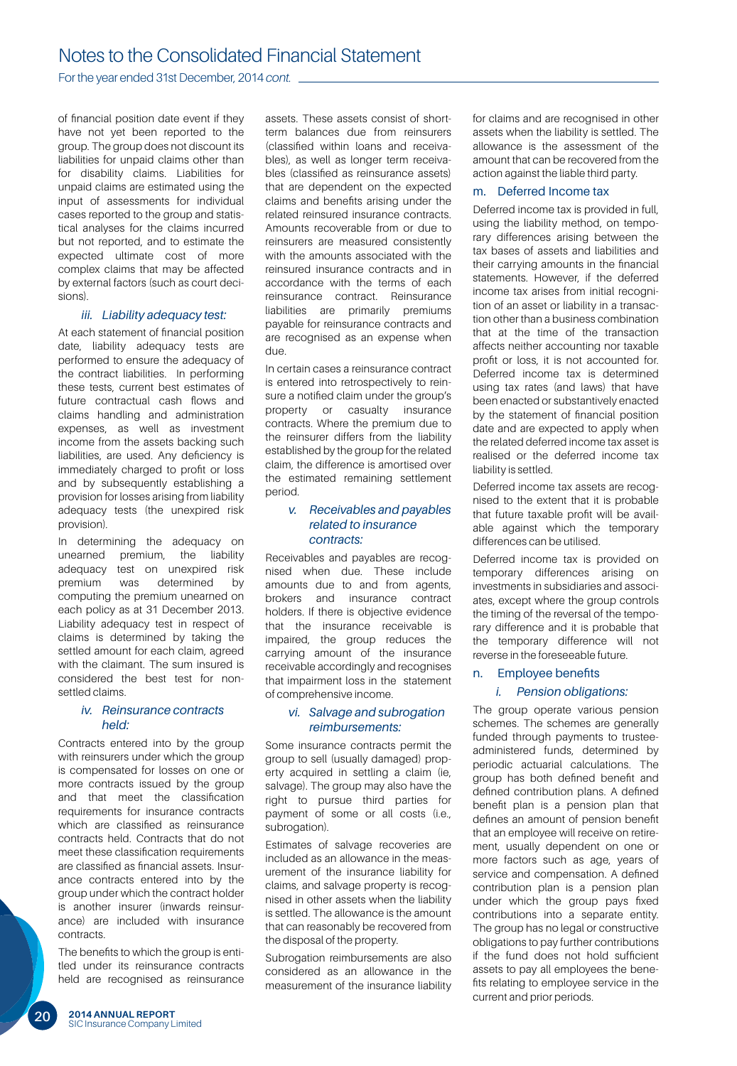of financial position date event if they have not yet been reported to the group. The group does not discount its liabilities for unpaid claims other than for disability claims. Liabilities for unpaid claims are estimated using the input of assessments for individual cases reported to the group and statistical analyses for the claims incurred but not reported, and to estimate the expected ultimate cost of more complex claims that may be affected by external factors (such as court decisions).

#### *iii. Liability adequacy test:*

At each statement of financial position date, liability adequacy tests are performed to ensure the adequacy of the contract liabilities. In performing these tests, current best estimates of future contractual cash flows and claims handling and administration expenses, as well as investment income from the assets backing such liabilities, are used. Any deficiency is immediately charged to profit or loss and by subsequently establishing a provision for losses arising from liability adequacy tests (the unexpired risk provision).

In determining the adequacy on unearned premium, the liability adequacy test on unexpired risk premium was determined by computing the premium unearned on each policy as at 31 December 2013. Liability adequacy test in respect of claims is determined by taking the settled amount for each claim, agreed with the claimant. The sum insured is considered the best test for non-settled claims.

#### *iv. Reinsurance contracts held:*

Contracts entered into by the group with reinsurers under which the group is compensated for losses on one or more contracts issued by the group and that meet the classification requirements for insurance contracts which are classified as reinsurance contracts held. Contracts that do not meet these classification requirements are classified as financial assets. Insurance contracts entered into by the group under which the contract holder is another insurer (inwards reinsurance) are included with insurance contracts.

The benefits to which the group is entitled under its reinsurance contracts held are recognised as reinsurance assets. These assets consist of short-term balances due from reinsurers (classified within loans and receivables), as well as longer term receivables (classified as reinsurance assets) that are dependent on the expected claims and benefits arising under the related reinsured insurance contracts. Amounts recoverable from or due to reinsurers are measured consistently with the amounts associated with the reinsured insurance contracts and in accordance with the terms of each reinsurance contract. Reinsurance liabilities are primarily premiums payable for reinsurance contracts and are recognised as an expense when due.

In certain cases a reinsurance contract is entered into retrospectively to reinsure a notified claim under the group's property or casualty insurance contracts. Where the premium due to the reinsurer differs from the liability established by the group for the related claim, the difference is amortised over the estimated remaining settlement period.

#### *v. Receivables and payables related to insurance contracts:*

Receivables and payables are recognised when due. These include amounts due to and from agents, brokers and insurance contract holders. If there is objective evidence that the insurance receivable is impaired, the group reduces the carrying amount of the insurance receivable accordingly and recognises that impairment loss in the statement of comprehensive income.

#### *vi. Salvage and subrogation reimbursements:*

Some insurance contracts permit the group to sell (usually damaged) property acquired in settling a claim (ie, salvage). The group may also have the right to pursue third parties for payment of some or all costs (i.e., subrogation).

Estimates of salvage recoveries are included as an allowance in the measurement of the insurance liability for claims, and salvage property is recognised in other assets when the liability is settled. The allowance is the amount that can reasonably be recovered from the disposal of the property.

Subrogation reimbursements are also considered as an allowance in the measurement of the insurance liability for claims and are recognised in other assets when the liability is settled. The allowance is the assessment of the amount that can be recovered from the action against the liable third party.

### m. Deferred Income tax

Deferred income tax is provided in full, using the liability method, on temporary differences arising between the tax bases of assets and liabilities and their carrying amounts in the financial statements. However, if the deferred income tax arises from initial recognition of an asset or liability in a transaction other than a business combination that at the time of the transaction affects neither accounting nor taxable profit or loss, it is not accounted for. Deferred income tax is determined using tax rates (and laws) that have been enacted or substantively enacted by the statement of financial position date and are expected to apply when the related deferred income tax asset is realised or the deferred income tax liability is settled.

Deferred income tax assets are recognised to the extent that it is probable that future taxable profit will be available against which the temporary differences can be utilised.

Deferred income tax is provided on temporary differences arising on investments in subsidiaries and associates, except where the group controls the timing of the reversal of the temporary difference and it is probable that the temporary difference will not reverse in the foreseeable future.

### n. Employee benefits

#### *i. Pension obligations:*

The group operate various pension schemes. The schemes are generally funded through payments to trustee-administered funds, determined by periodic actuarial calculations. The group has both defined benefit and defined contribution plans. A defined benefit plan is a pension plan that defines an amount of pension benefit that an employee will receive on retirement, usually dependent on one or more factors such as age, years of service and compensation. A defined contribution plan is a pension plan under which the group pays fixed contributions into a separate entity. The group has no legal or constructive obligations to pay further contributions if the fund does not hold sufficient assets to pay all employees the benefits relating to employee service in the current and prior periods.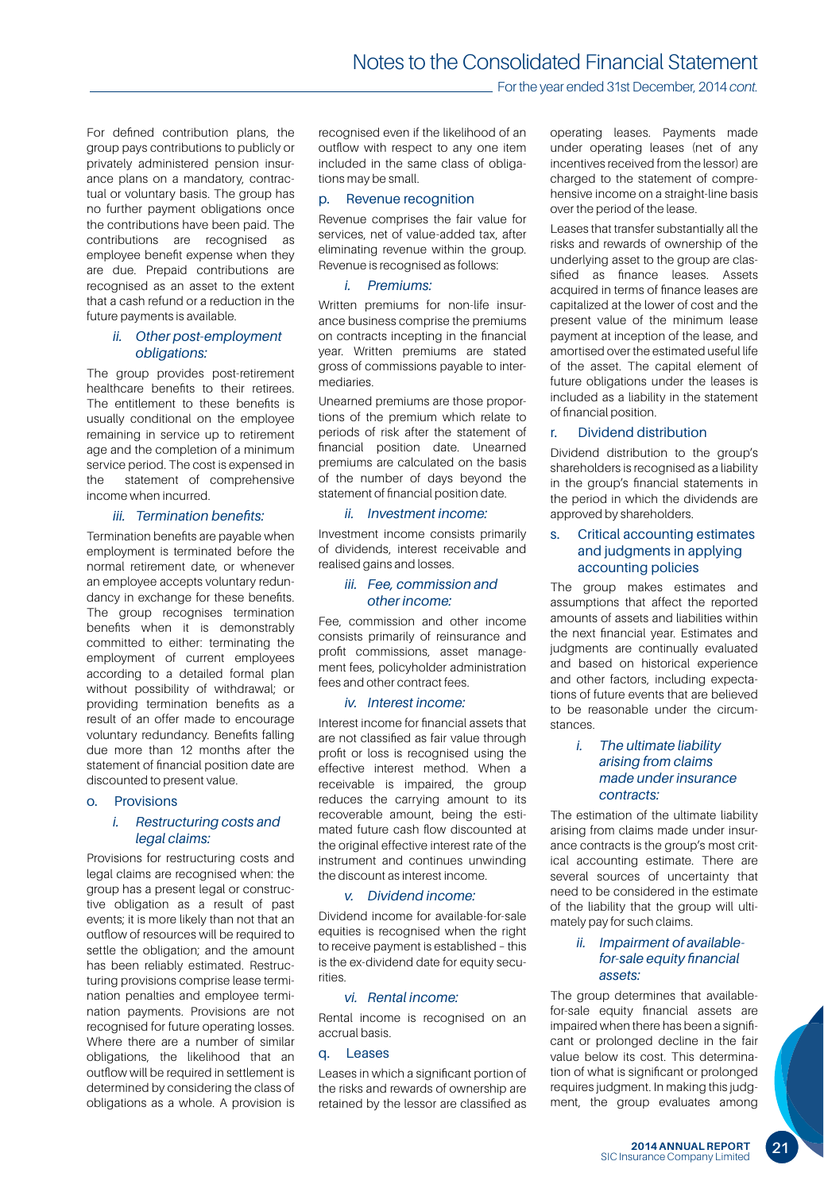For defined contribution plans, the group pays contributions to publicly or privately administered pension insurance plans on a mandatory, contractual or voluntary basis. The group has no further payment obligations once the contributions have been paid. The contributions are recognised as employee benefit expense when they are due. Prepaid contributions are recognised as an asset to the extent that a cash refund or a reduction in the future payments is available.

#### ii. Other post-employment obligations:

The group provides post-retirement healthcare benefits to their retirees. The entitlement to these benefits is usually conditional on the employee remaining in service up to retirement age and the completion of a minimum service period. The cost is expensed in the statement of comprehensive income when incurred.

#### iii. Termination benefits:

Termination benefits are payable when employment is terminated before the normal retirement date, or whenever an employee accepts voluntary redundancy in exchange for these benefits. The group recognises termination benefits when it is demonstrably committed to either: terminating the employment of current employees according to a detailed formal plan without possibility of withdrawal; or providing termination benefits as a result of an offer made to encourage voluntary redundancy. Benefits falling due more than 12 months after the statement of financial position date are discounted to present value.

### o. Provisions

#### i. Restructuring costs and legal claims:

Provisions for restructuring costs and legal claims are recognised when: the group has a present legal or constructive obligation as a result of past events; it is more likely than not that an outflow of resources will be required to settle the obligation; and the amount has been reliably estimated. Restructuring provisions comprise lease termination penalties and employee termination payments. Provisions are not recognised for future operating losses. Where there are a number of similar obligations, the likelihood that an outflow will be required in settlement is determined by considering the class of obligations as a whole. A provision is recognised even if the likelihood of an outflow with respect to any one item included in the same class of obligations may be small.

### p. Revenue recognition

Revenue comprises the fair value for services, net of value-added tax, after eliminating revenue within the group. Revenue is recognised as follows:

#### i. Premiums:

Written premiums for non-life insurance business comprise the premiums on contracts incepting in the financial year. Written premiums are stated gross of commissions payable to intermediaries.

Unearned premiums are those proportions of the premium which relate to periods of risk after the statement of financial position date. Unearned premiums are calculated on the basis of the number of days beyond the statement of financial position date.

#### ii. Investment income:

Investment income consists primarily of dividends, interest receivable and realised gains and losses.

#### iii. Fee, commission and other income:

Fee, commission and other income consists primarily of reinsurance and profit commissions, asset management fees, policyholder administration fees and other contract fees.

#### iv. Interest income:

Interest income for financial assets that are not classified as fair value through profit or loss is recognised using the effective interest method. When a receivable is impaired, the group reduces the carrying amount to its recoverable amount, being the estimated future cash flow discounted at the original effective interest rate of the instrument and continues unwinding the discount as interest income.

#### v. Dividend income:

Dividend income for available-for-sale equities is recognised when the right to receive payment is established – this is the ex-dividend date for equity securities.

#### vi. Rental income:

Rental income is recognised on an accrual basis.

### q. Leases

Leases in which a significant portion of the risks and rewards of ownership are retained by the lessor are classified as operating leases. Payments made under operating leases (net of any incentives received from the lessor) are charged to the statement of comprehensive income on a straight-line basis over the period of the lease.

Leases that transfer substantially all the risks and rewards of ownership of the underlying asset to the group are classified as finance leases. Assets acquired in terms of finance leases are capitalized at the lower of cost and the present value of the minimum lease payment at inception of the lease, and amortised over the estimated useful life of the asset. The capital element of future obligations under the leases is included as a liability in the statement of financial position.

### r. Dividend distribution

Dividend distribution to the group's shareholders is recognised as a liability in the group's financial statements in the period in which the dividends are approved by shareholders.

### s. Critical accounting estimates and judgments in applying accounting policies

The group makes estimates and assumptions that affect the reported amounts of assets and liabilities within the next financial year. Estimates and judgments are continually evaluated and based on historical experience and other factors, including expectations of future events that are believed to be reasonable under the circumstances.

#### i. The ultimate liability arising from claims made under insurance contracts:

The estimation of the ultimate liability arising from claims made under insurance contracts is the group's most critical accounting estimate. There are several sources of uncertainty that need to be considered in the estimation of the liability that the group will ultimately pay for such claims.

#### ii. Impairment of available-for-sale equity financial assets:

The group determines that available-for-sale equity financial assets are impaired when there has been a significant or prolonged decline in the fair value below its cost. This determination of what is significant or prolonged requires judgment. In making this judgment, the group evaluates among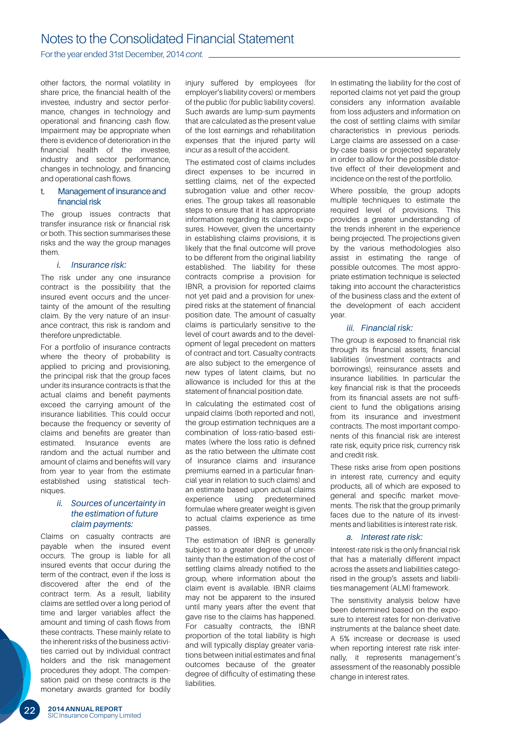other factors, the normal volatility in share price, the financial health of the investee, industry and sector performance, changes in technology and operational and financing cash flow. Impairment may be appropriate when there is evidence of deterioration in the financial health of the investee, industry and sector performance, changes in technology, and financing and operational cash flows.

### t. Management of insurance and financial risk

The group issues contracts that transfer insurance risk or financial risk or both. This section summarises these risks and the way the group manages them.

#### *i. Insurance risk:*

The risk under any one insurance contract is the possibility that the insured event occurs and the uncertainty of the amount of the resulting claim. By the very nature of an insurance contract, this risk is random and therefore unpredictable.

For a portfolio of insurance contracts where the theory of probability is applied to pricing and provisioning, the principal risk that the group faces under its insurance contracts is that the actual claims and benefit payments exceed the carrying amount of the insurance liabilities. This could occur because the frequency or severity of claims and benefits are greater than estimated. Insurance events are random and the actual number and amount of claims and benefits will vary from year to year from the estimate established using statistical techniques.

#### *ii. Sources of uncertainty in the estimation of future claim payments:*

Claims on casualty contracts are payable when the insured event occurs. The group is liable for all insured events that occur during the term of the contract, even if the loss is discovered after the end of the contract term. As a result, liability claims are settled over a long period of time and larger variables affect the amount and timing of cash flows from these contracts. These mainly relate to the inherent risks of the business activities carried out by individual contract holders and the risk management procedures they adopt. The compensation paid on these contracts is the monetary awards granted for bodily injury suffered by employees (for employer's liability covers) or members of the public (for public liability covers). Such awards are lump-sum payments that are calculated as the present value of the lost earnings and rehabilitation expenses that the injured party will incur as a result of the accident.

The estimated cost of claims includes direct expenses to be incurred in settling claims, net of the expected subrogation value and other recoveries. The group takes all reasonable steps to ensure that it has appropriate information regarding its claims exposures. However, given the uncertainty in establishing claims provisions, it is likely that the final outcome will prove to be different from the original liability established. The liability for these contracts comprise a provision for IBNR, a provision for reported claims not yet paid and a provision for unexpired risks at the statement of financial position date. The amount of casualty claims is particularly sensitive to the level of court awards and to the development of legal precedent on matters of contract and tort. Casualty contracts are also subject to the emergence of new types of latent claims, but no allowance is included for this at the statement of financial position date.

In calculating the estimated cost of unpaid claims (both reported and not), the group estimation techniques are a combination of loss-ratio-based estimates (where the loss ratio is defined as the ratio between the ultimate cost of insurance claims and insurance premiums earned in a particular financial year in relation to such claims) and an estimate based upon actual claims experience using predetermined formulae where greater weight is given to actual claims experience as time passes.

The estimation of IBNR is generally subject to a greater degree of uncertainty than the estimation of the cost of settling claims already notified to the group, where information about the claim event is available. IBNR claims may not be apparent to the insured until many years after the event that gave rise to the claims has happened. For casualty contracts, the IBNR proportion of the total liability is high and will typically display greater variations between initial estimates and final outcomes because of the greater degree of difficulty of estimating these liabilities.

In estimating the liability for the cost of reported claims not yet paid the group considers any information available from loss adjusters and information on the cost of settling claims with similar characteristics in previous periods. Large claims are assessed on a case-by-case basis or projected separately in order to allow for the possible distortive effect of their development and incidence on the rest of the portfolio.

Where possible, the group adopts multiple techniques to estimate the required level of provisions. This provides a greater understanding of the trends inherent in the experience being projected. The projections given by the various methodologies also assist in estimating the range of possible outcomes. The most appropriate estimation technique is selected taking into account the characteristics of the business class and the extent of the development of each accident year.

#### *iii. Financial risk:*

The group is exposed to financial risk through its financial assets, financial liabilities (investment contracts and borrowings), reinsurance assets and insurance liabilities. In particular the key financial risk is that the proceeds from its financial assets are not sufficient to fund the obligations arising from its insurance and investment contracts. The most important components of this financial risk are interest rate risk, equity price risk, currency risk and credit risk.

These risks arise from open positions in interest rate, currency and equity products, all of which are exposed to general and specific market movements. The risk that the group primarily faces due to the nature of its investments and liabilities is interest rate risk.

#### *a. Interest rate risk:*

Interest-rate risk is the only financial risk that has a materially different impact across the assets and liabilities categorised in the group's assets and liabilities management (ALM) framework.

The sensitivity analysis below have been determined based on the exposure to interest rates for non-derivative instruments at the balance sheet date. A 5% increase or decrease is used when reporting interest rate risk internally, it represents management's assessment of the reasonably possible change in interest rates.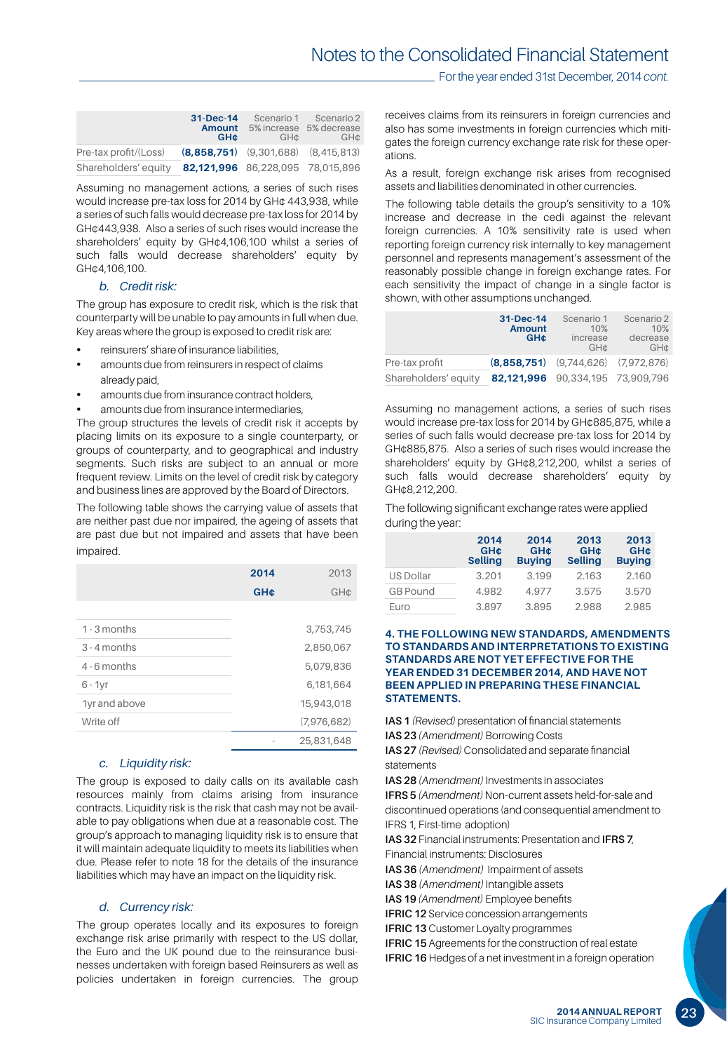| | 31-Dec-14 Amount GH¢ | Scenario 1 5% increase GH¢ | Scenario 2 5% decrease GH¢ |
|---|---|---|---|
| Pre-tax profit/(Loss) | **(8,858,751)** | (9,301,688) | (8,415,813) |
| Shareholders' equity | **82,121,996** | 86,228,095 | 78,015,896 |

Assuming no management actions, a series of such rises would increase pre-tax loss for 2014 by GH¢ 443,938, while a series of such falls would decrease pre-tax loss for 2014 by GH¢443,938. Also a series of such rises would increase the shareholders' equity by GH¢4,106,100 whilst a series of such falls would decrease shareholders' equity by GH¢4,106,100.

### *b. Credit risk:*

The group has exposure to credit risk, which is the risk that counterparty will be unable to pay amounts in full when due. Key areas where the group is exposed to credit risk are:

- reinsurers' share of insurance liabilities,
- amounts due from reinsurers in respect of claims already paid,
- amounts due from insurance contract holders,
- amounts due from insurance intermediaries,

The group structures the levels of credit risk it accepts by placing limits on its exposure to a single counterparty, or groups of counterparty, and to geographical and industry segments. Such risks are subject to an annual or more frequent review. Limits on the level of credit risk by category and business lines are approved by the Board of Directors.

The following table shows the carrying value of assets that are neither past due nor impaired, the ageing of assets that are past due but not impaired and assets that have been impaired.

| | 2014 GH¢ | 2013 GH¢ |
|---|---|---|
| 1 - 3 months | | 3,753,745 |
| 3 - 4 months | | 2,850,067 |
| 4 - 6 months | | 5,079,836 |
| 6 - 1yr | | 6,181,664 |
| 1yr and above | | 15,943,018 |
| Write off | | (7,976,682) |
| | - | 25,831,648 |

### *c. Liquidity risk:*

The group is exposed to daily calls on its available cash resources mainly from claims arising from insurance contracts. Liquidity risk is the risk that cash may not be available to pay obligations when due at a reasonable cost. The group's approach to managing liquidity risk is to ensure that it will maintain adequate liquidity to meets its liabilities when due. Please refer to note 18 for the details of the insurance liabilities which may have an impact on the liquidity risk.

### *d. Currency risk:*

The group operates locally and its exposures to foreign exchange risk arise primarily with respect to the US dollar, the Euro and the UK pound due to the reinsurance businesses undertaken with foreign based Reinsurers as well as policies undertaken in foreign currencies. The group receives claims from its reinsurers in foreign currencies and also has some investments in foreign currencies which mitigates the foreign currency exchange rate risk for these operations.

As a result, foreign exchange risk arises from recognised assets and liabilities denominated in other currencies.

The following table details the group's sensitivity to a 10% increase and decrease in the cedi against the relevant foreign currencies. A 10% sensitivity rate is used when reporting foreign currency risk internally to key management personnel and represents management's assessment of the reasonably possible change in foreign exchange rates. For each sensitivity the impact of change in a single factor is shown, with other assumptions unchanged.

| | 31-Dec-14 Amount GH¢ | Scenario 1 10% increase GH¢ | Scenario 2 10% decrease GH¢ |
|---|---|---|---|
| Pre-tax profit | **(8,858,751)** | (9,744,626) | (7,972,876) |
| Shareholders' equity | **82,121,996** | 90,334,195 | 73,909,796 |

Assuming no management actions, a series of such rises would increase pre-tax loss for 2014 by GH¢885,875, while a series of such falls would decrease pre-tax loss for 2014 by GH¢885,875. Also a series of such rises would increase the shareholders' equity by GH¢8,212,200, whilst a series of such falls would decrease shareholders' equity by GH¢8,212,200.

The following significant exchange rates were applied during the year:

| | 2014 GH¢ Selling | 2014 GH¢ Buying | 2013 GH¢ Selling | 2013 GH¢ Buying |
|---|---|---|---|---|
| US Dollar | 3.201 | 3.199 | 2.163 | 2.160 |
| GB Pound | 4.982 | 4.977 | 3.575 | 3.570 |
| Euro | 3.897 | 3.895 | 2.988 | 2.985 |

## 4. THE FOLLOWING NEW STANDARDS, AMENDMENTS TO STANDARDS AND INTERPRETATIONS TO EXISTING STANDARDS ARE NOT YET EFFECTIVE FOR THE YEAR ENDED 31 DECEMBER 2014, AND HAVE NOT BEEN APPLIED IN PREPARING THESE FINANCIAL STATEMENTS.

**IAS 1** *(Revised)* presentation of financial statements
**IAS 23** *(Amendment)* Borrowing Costs
**IAS 27** *(Revised)* Consolidated and separate financial statements
**IAS 28** *(Amendment)* Investments in associates
**IFRS 5** *(Amendment)* Non-current assets held-for-sale and discontinued operations (and consequential amendment to IFRS 1, First-time adoption)
**IAS 32** Financial instruments: Presentation and **IFRS 7**, Financial instruments: Disclosures
**IAS 36** *(Amendment)* Impairment of assets
**IAS 38** *(Amendment)* Intangible assets
**IAS 19** *(Amendment)* Employee benefits
**IFRIC 12** Service concession arrangements
**IFRIC 13** Customer Loyalty programmes
**IFRIC 15** Agreements for the construction of real estate
**IFRIC 16** Hedges of a net investment in a foreign operation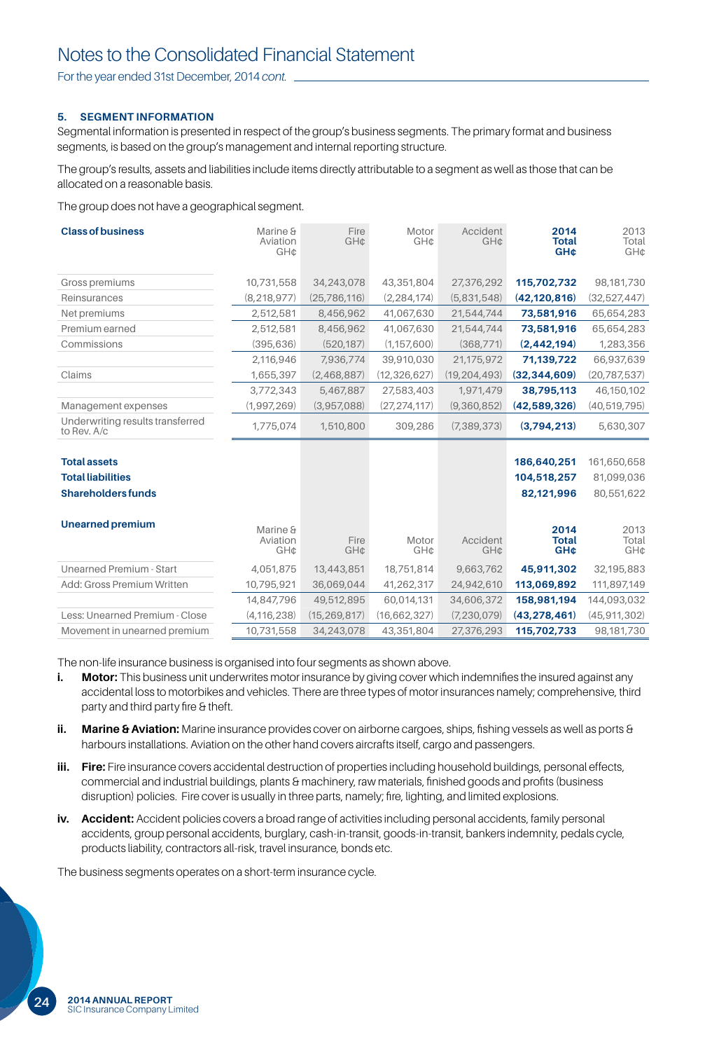# Notes to the Consolidated Financial Statement

For the year ended 31st December, 2014 *cont.*

### 5. SEGMENT INFORMATION

Segmental information is presented in respect of the group's business segments. The primary format and business segments, is based on the group's management and internal reporting structure.

The group's results, assets and liabilities include items directly attributable to a segment as well as those that can be allocated on a reasonable basis.

The group does not have a geographical segment.

| Class of business | Marine & Aviation GH¢ | Fire GH¢ | Motor GH¢ | Accident GH¢ | 2014 Total GH¢ | 2013 Total GH¢ |
|---|---|---|---|---|---|---|
| Gross premiums | 10,731,558 | 34,243,078 | 43,351,804 | 27,376,292 | **115,702,732** | 98,181,730 |
| Reinsurances | (8,218,977) | (25,786,116) | (2,284,174) | (5,831,548) | **(42,120,816)** | (32,527,447) |
| Net premiums | 2,512,581 | 8,456,962 | 41,067,630 | 21,544,744 | **73,581,916** | 65,654,283 |
| Premium earned | 2,512,581 | 8,456,962 | 41,067,630 | 21,544,744 | **73,581,916** | 65,654,283 |
| Commissions | (395,636) | (520,187) | (1,157,600) | (368,771) | **(2,442,194)** | 1,283,356 |
| | 2,116,946 | 7,936,774 | 39,910,030 | 21,175,972 | **71,139,722** | 66,937,639 |
| Claims | 1,655,397 | (2,468,887) | (12,326,627) | (19,204,493) | **(32,344,609)** | (20,787,537) |
| | 3,772,343 | 5,467,887 | 27,583,403 | 1,971,479 | **38,795,113** | 46,150,102 |
| Management expenses | (1,997,269) | (3,957,088) | (27,274,117) | (9,360,852) | **(42,589,326)** | (40,519,795) |
| Underwriting results transferred to Rev. A/c | 1,775,074 | 1,510,800 | 309,286 | (7,389,373) | **(3,794,213)** | 5,630,307 |
| | | | | | | |
| **Total assets** | | | | | **186,640,251** | 161,650,658 |
| **Total liabilities** | | | | | **104,518,257** | 81,099,036 |
| **Shareholders funds** | | | | | **82,121,996** | 80,551,622 |

| Unearned premium | Marine & Aviation GH¢ | Fire GH¢ | Motor GH¢ | Accident GH¢ | 2014 Total GH¢ | 2013 Total GH¢ |
|---|---|---|---|---|---|---|
| Unearned Premium - Start | 4,051,875 | 13,443,851 | 18,751,814 | 9,663,762 | **45,911,302** | 32,195,883 |
| Add: Gross Premium Written | 10,795,921 | 36,069,044 | 41,262,317 | 24,942,610 | **113,069,892** | 111,897,149 |
| | 14,847,796 | 49,512,895 | 60,014,131 | 34,606,372 | **158,981,194** | 144,093,032 |
| Less: Unearned Premium - Close | (4,116,238) | (15,269,817) | (16,662,327) | (7,230,079) | **(43,278,461)** | (45,911,302) |
| Movement in unearned premium | 10,731,558 | 34,243,078 | 43,351,804 | 27,376,293 | **115,702,733** | 98,181,730 |

The non-life insurance business is organised into four segments as shown above.

- **i. Motor:** This business unit underwrites motor insurance by giving cover which indemnifies the insured against any accidental loss to motorbikes and vehicles. There are three types of motor insurances namely; comprehensive, third party and third party fire & theft.
- **ii. Marine & Aviation:** Marine insurance provides cover on airborne cargoes, ships, fishing vessels as well as ports & harbours installations. Aviation on the other hand covers aircrafts itself, cargo and passengers.
- **iii. Fire:** Fire insurance covers accidental destruction of properties including household buildings, personal effects, commercial and industrial buildings, plants & machinery, raw materials, finished goods and profits (business disruption) policies. Fire cover is usually in three parts, namely; fire, lighting, and limited explosions.
- **iv. Accident:** Accident policies covers a broad range of activities including personal accidents, family personal accidents, group personal accidents, burglary, cash-in-transit, goods-in-transit, bankers indemnity, pedals cycle, products liability, contractors all-risk, travel insurance, bonds etc.

The business segments operates on a short-term insurance cycle.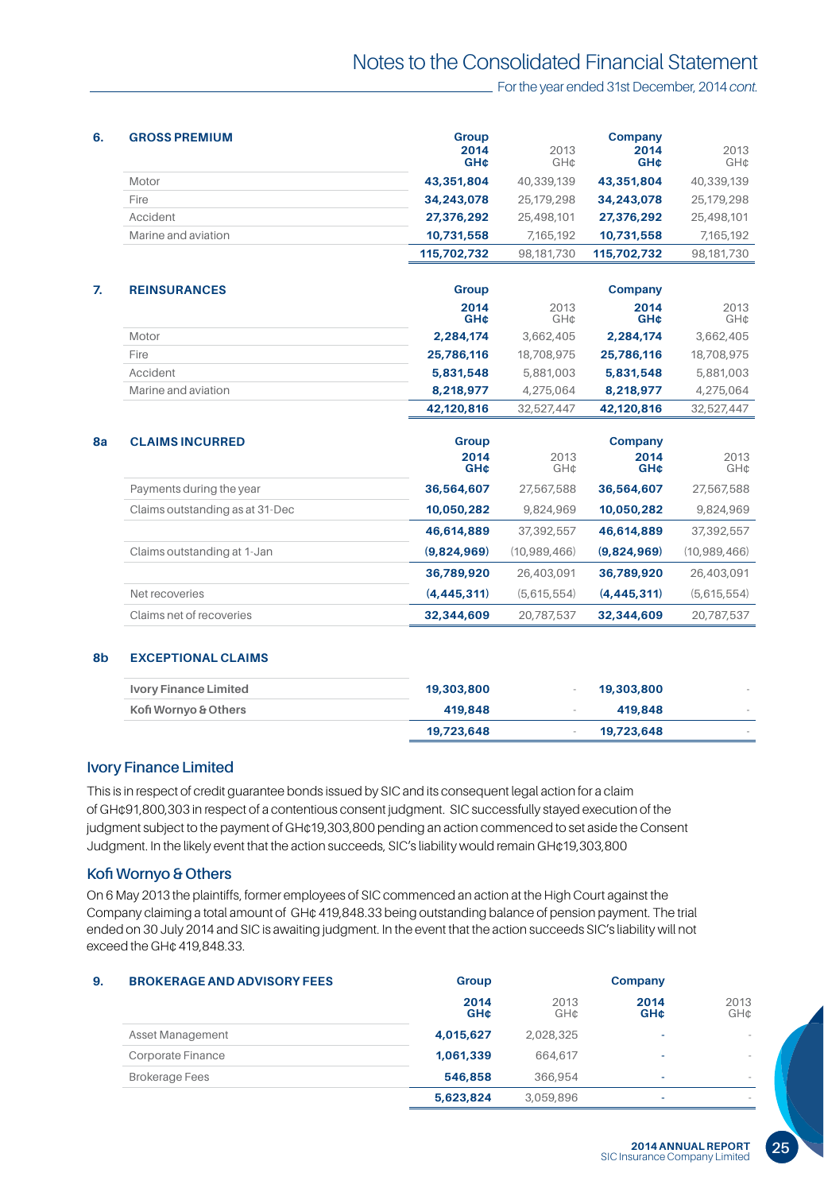## 6. GROSS PREMIUM

| | Group 2014 GH¢ | 2013 GH¢ | Company 2014 GH¢ | 2013 GH¢ |
|---|---|---|---|---|
| Motor | **43,351,804** | 40,339,139 | **43,351,804** | 40,339,139 |
| Fire | **34,243,078** | 25,179,298 | **34,243,078** | 25,179,298 |
| Accident | **27,376,292** | 25,498,101 | **27,376,292** | 25,498,101 |
| Marine and aviation | **10,731,558** | 7,165,192 | **10,731,558** | 7,165,192 |
| | **115,702,732** | 98,181,730 | **115,702,732** | 98,181,730 |

## 7. REINSURANCES

| | Group 2014 GH¢ | 2013 GH¢ | Company 2014 GH¢ | 2013 GH¢ |
|---|---|---|---|---|
| Motor | **2,284,174** | 3,662,405 | **2,284,174** | 3,662,405 |
| Fire | **25,786,116** | 18,708,975 | **25,786,116** | 18,708,975 |
| Accident | **5,831,548** | 5,881,003 | **5,831,548** | 5,881,003 |
| Marine and aviation | **8,218,977** | 4,275,064 | **8,218,977** | 4,275,064 |
| | **42,120,816** | 32,527,447 | **42,120,816** | 32,527,447 |

## 8a CLAIMS INCURRED

| | Group 2014 GH¢ | 2013 GH¢ | Company 2014 GH¢ | 2013 GH¢ |
|---|---|---|---|---|
| Payments during the year | **36,564,607** | 27,567,588 | **36,564,607** | 27,567,588 |
| Claims outstanding as at 31-Dec | **10,050,282** | 9,824,969 | **10,050,282** | 9,824,969 |
| | **46,614,889** | 37,392,557 | **46,614,889** | 37,392,557 |
| Claims outstanding at 1-Jan | **(9,824,969)** | (10,989,466) | **(9,824,969)** | (10,989,466) |
| | **36,789,920** | 26,403,091 | **36,789,920** | 26,403,091 |
| Net recoveries | **(4,445,311)** | (5,615,554) | **(4,445,311)** | (5,615,554) |
| Claims net of recoveries | **32,344,609** | 20,787,537 | **32,344,609** | 20,787,537 |

## 8b EXCEPTIONAL CLAIMS

| | Group 2014 | 2013 | Company 2014 | 2013 |
|---|---|---|---|---|
| **Ivory Finance Limited** | **19,303,800** | - | **19,303,800** | - |
| **Kofi Wornyo & Others** | **419,848** | - | **419,848** | - |
| | **19,723,648** | - | **19,723,648** | - |

### Ivory Finance Limited

This is in respect of credit guarantee bonds issued by SIC and its consequent legal action for a claim of GH¢91,800,303 in respect of a contentious consent judgment. SIC successfully stayed execution of the judgment subject to the payment of GH¢19,303,800 pending an action commenced to set aside the Consent Judgment. In the likely event that the action succeeds, SIC's liability would remain GH¢19,303,800

### Kofi Wornyo & Others

On 6 May 2013 the plaintiffs, former employees of SIC commenced an action at the High Court against the Company claiming a total amount of GH¢ 419,848.33 being outstanding balance of pension payment. The trial ended on 30 July 2014 and SIC is awaiting judgment. In the event that the action succeeds SIC's liability will not exceed the GH¢ 419,848.33.

## 9. BROKERAGE AND ADVISORY FEES

| | Group 2014 GH¢ | 2013 GH¢ | Company 2014 GH¢ | 2013 GH¢ |
|---|---|---|---|---|
| Asset Management | **4,015,627** | 2,028,325 | - | - |
| Corporate Finance | **1,061,339** | 664,617 | - | - |
| Brokerage Fees | **546,858** | 366,954 | - | - |
| | **5,623,824** | 3,059,896 | - | - |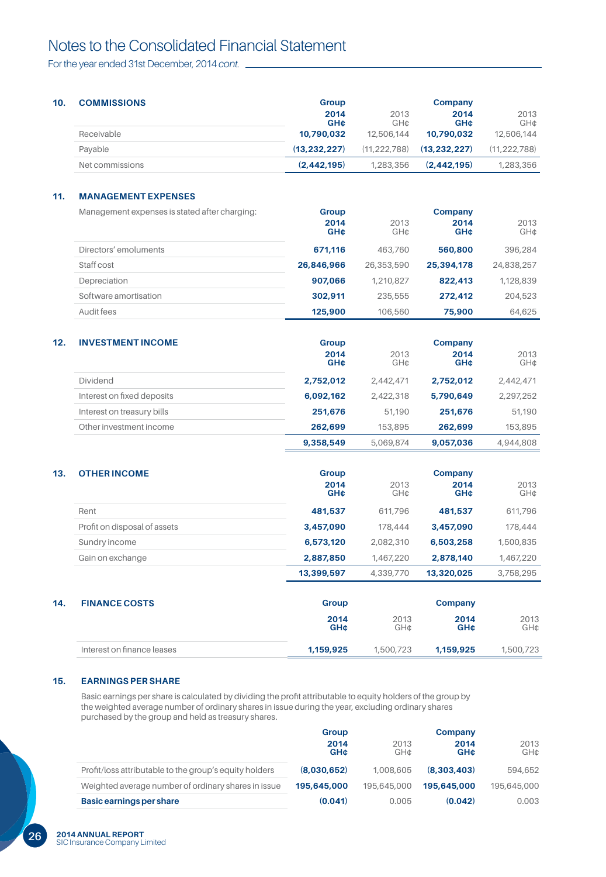# Notes to the Consolidated Financial Statement

For the year ended 31st December, 2014 *cont.*

## 10. COMMISSIONS

| | Group | | Company | |
|---|---|---|---|---|
| | **2014 GH¢** | 2013 GH¢ | **2014 GH¢** | 2013 GH¢ |
| Receivable | **10,790,032** | 12,506,144 | **10,790,032** | 12,506,144 |
| Payable | **(13,232,227)** | (11,222,788) | **(13,232,227)** | (11,222,788) |
| Net commissions | **(2,442,195)** | 1,283,356 | **(2,442,195)** | 1,283,356 |

## 11. MANAGEMENT EXPENSES

| Management expenses is stated after charging: | Group | | Company | |
|---|---|---|---|---|
| | **2014 GH¢** | 2013 GH¢ | **2014 GH¢** | 2013 GH¢ |
| Directors' emoluments | **671,116** | 463,760 | **560,800** | 396,284 |
| Staff cost | **26,846,966** | 26,353,590 | **25,394,178** | 24,838,257 |
| Depreciation | **907,066** | 1,210,827 | **822,413** | 1,128,839 |
| Software amortisation | **302,911** | 235,555 | **272,412** | 204,523 |
| Audit fees | **125,900** | 106,560 | **75,900** | 64,625 |

## 12. INVESTMENT INCOME

| | Group | | Company | |
|---|---|---|---|---|
| | **2014 GH¢** | 2013 GH¢ | **2014 GH¢** | 2013 GH¢ |
| Dividend | **2,752,012** | 2,442,471 | **2,752,012** | 2,442,471 |
| Interest on fixed deposits | **6,092,162** | 2,422,318 | **5,790,649** | 2,297,252 |
| Interest on treasury bills | **251,676** | 51,190 | **251,676** | 51,190 |
| Other investment income | **262,699** | 153,895 | **262,699** | 153,895 |
| | **9,358,549** | 5,069,874 | **9,057,036** | 4,944,808 |

## 13. OTHER INCOME

| | Group | | Company | |
|---|---|---|---|---|
| | **2014 GH¢** | 2013 GH¢ | **2014 GH¢** | 2013 GH¢ |
| Rent | **481,537** | 611,796 | **481,537** | 611,796 |
| Profit on disposal of assets | **3,457,090** | 178,444 | **3,457,090** | 178,444 |
| Sundry income | **6,573,120** | 2,082,310 | **6,503,258** | 1,500,835 |
| Gain on exchange | **2,887,850** | 1,467,220 | **2,878,140** | 1,467,220 |
| | **13,399,597** | 4,339,770 | **13,320,025** | 3,758,295 |

## 14. FINANCE COSTS

| | Group | | Company | |
|---|---|---|---|---|
| | **2014 GH¢** | 2013 GH¢ | **2014 GH¢** | 2013 GH¢ |
| Interest on finance leases | **1,159,925** | 1,500,723 | **1,159,925** | 1,500,723 |

## 15. EARNINGS PER SHARE

Basic earnings per share is calculated by dividing the profit attributable to equity holders of the group by the weighted average number of ordinary shares in issue during the year, excluding ordinary shares purchased by the group and held as treasury shares.

| | Group | | Company | |
|---|---|---|---|---|
| | **2014 GH¢** | 2013 GH¢ | **2014 GH¢** | 2013 GH¢ |
| Profit/loss attributable to the group's equity holders | **(8,030,652)** | 1,008,605 | **(8,303,403)** | 594,652 |
| Weighted average number of ordinary shares in issue | **195,645,000** | 195,645,000 | **195,645,000** | 195,645,000 |
| **Basic earnings per share** | **(0.041)** | 0.005 | **(0.042)** | 0.003 |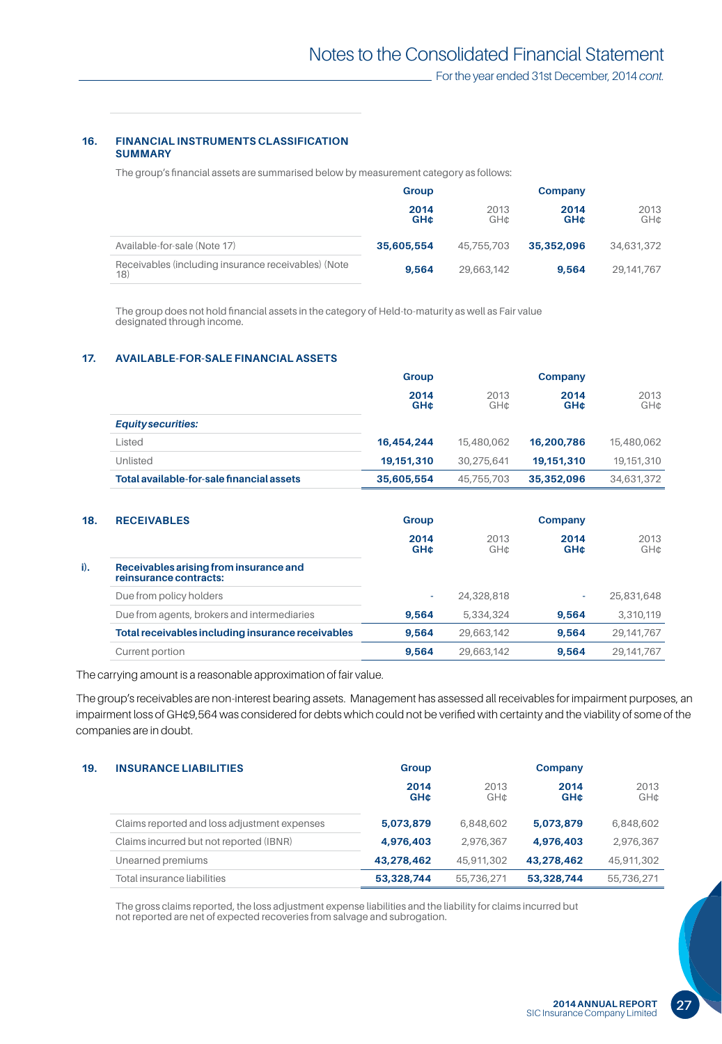## 16. FINANCIAL INSTRUMENTS CLASSIFICATION SUMMARY

The group's financial assets are summarised below by measurement category as follows:

| | Group | | Company | |
|---|---|---|---|---|
| | **2014 GH¢** | 2013 GH¢ | **2014 GH¢** | 2013 GH¢ |
| Available-for-sale (Note 17) | **35,605,554** | 45,755,703 | **35,352,096** | 34,631,372 |
| Receivables (including insurance receivables) (Note 18) | **9,564** | 29,663,142 | **9,564** | 29,141,767 |

The group does not hold financial assets in the category of Held-to-maturity as well as Fair value designated through income.

## 17. AVAILABLE-FOR-SALE FINANCIAL ASSETS

| | Group | | Company | |
|---|---|---|---|---|
| | **2014 GH¢** | 2013 GH¢ | **2014 GH¢** | 2013 GH¢ |
| ***Equity securities:*** | | | | |
| Listed | **16,454,244** | 15,480,062 | **16,200,786** | 15,480,062 |
| Unlisted | **19,151,310** | 30,275,641 | **19,151,310** | 19,151,310 |
| **Total available-for-sale financial assets** | **35,605,554** | 45,755,703 | **35,352,096** | 34,631,372 |

## 18. RECEIVABLES

| | Group | | Company | |
|---|---|---|---|---|
| | **2014 GH¢** | 2013 GH¢ | **2014 GH¢** | 2013 GH¢ |
| **i). Receivables arising from insurance and reinsurance contracts:** | | | | |
| Due from policy holders | - | 24,328,818 | - | 25,831,648 |
| Due from agents, brokers and intermediaries | **9,564** | 5,334,324 | **9,564** | 3,310,119 |
| **Total receivables including insurance receivables** | **9,564** | 29,663,142 | **9,564** | 29,141,767 |
| Current portion | **9,564** | 29,663,142 | **9,564** | 29,141,767 |

The carrying amount is a reasonable approximation of fair value.

The group's receivables are non-interest bearing assets. Management has assessed all receivables for impairment purposes, an impairment loss of GH¢9,564 was considered for debts which could not be verified with certainty and the viability of some of the companies are in doubt.

## 19. INSURANCE LIABILITIES

| | Group | | Company | |
|---|---|---|---|---|
| | **2014 GH¢** | 2013 GH¢ | **2014 GH¢** | 2013 GH¢ |
| Claims reported and loss adjustment expenses | **5,073,879** | 6,848,602 | **5,073,879** | 6,848,602 |
| Claims incurred but not reported (IBNR) | **4,976,403** | 2,976,367 | **4,976,403** | 2,976,367 |
| Unearned premiums | **43,278,462** | 45,911,302 | **43,278,462** | 45,911,302 |
| Total insurance liabilities | **53,328,744** | 55,736,271 | **53,328,744** | 55,736,271 |

The gross claims reported, the loss adjustment expense liabilities and the liability for claims incurred but not reported are net of expected recoveries from salvage and subrogation.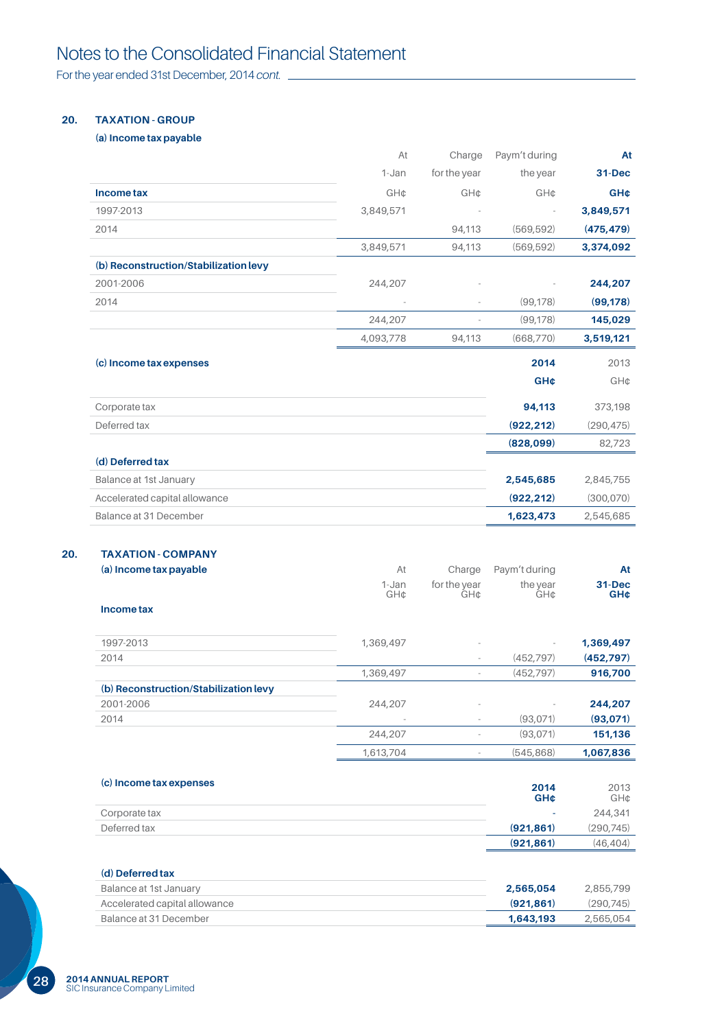# Notes to the Consolidated Financial Statement

For the year ended 31st December, 2014 *cont.*

## 20. TAXATION - GROUP

### (a) Income tax payable

| | At 1-Jan | Charge for the year | Paym't during the year | **At 31-Dec** |
|---|---|---|---|---|
| **Income tax** | GH¢ | GH¢ | GH¢ | **GH¢** |
| 1997-2013 | 3,849,571 | - | - | **3,849,571** |
| 2014 | | 94,113 | (569,592) | **(475,479)** |
| | 3,849,571 | 94,113 | (569,592) | **3,374,092** |
| **(b) Reconstruction/Stabilization levy** | | | | |
| 2001-2006 | 244,207 | - | - | **244,207** |
| 2014 | - | - | (99,178) | **(99,178)** |
| | 244,207 | - | (99,178) | **145,029** |
| | 4,093,778 | 94,113 | (668,770) | **3,519,121** |

### (c) Income tax expenses

| | **2014 GH¢** | 2013 GH¢ |
|---|---|---|
| Corporate tax | **94,113** | 373,198 |
| Deferred tax | **(922,212)** | (290,475) |
| | **(828,099)** | 82,723 |

### (d) Deferred tax

| | **2014 GH¢** | 2013 GH¢ |
|---|---|---|
| Balance at 1st January | **2,545,685** | 2,845,755 |
| Accelerated capital allowance | **(922,212)** | (300,070) |
| Balance at 31 December | **1,623,473** | 2,545,685 |

## 20. TAXATION - COMPANY

### (a) Income tax payable

| | At 1-Jan GH¢ | Charge for the year GH¢ | Paym't during the year GH¢ | **At 31-Dec GH¢** |
|---|---|---|---|---|
| **Income tax** | | | | |
| 1997-2013 | 1,369,497 | - | - | **1,369,497** |
| 2014 | | - | (452,797) | **(452,797)** |
| | 1,369,497 | - | (452,797) | **916,700** |
| **(b) Reconstruction/Stabilization levy** | | | | |
| 2001-2006 | 244,207 | - | - | **244,207** |
| 2014 | - | - | (93,071) | **(93,071)** |
| | 244,207 | - | (93,071) | **151,136** |
| | 1,613,704 | - | (545,868) | **1,067,836** |

### (c) Income tax expenses

| | **2014 GH¢** | 2013 GH¢ |
|---|---|---|
| Corporate tax | - | 244,341 |
| Deferred tax | **(921,861)** | (290,745) |
| | **(921,861)** | (46,404) |

### (d) Deferred tax

| | **2014 GH¢** | 2013 GH¢ |
|---|---|---|
| Balance at 1st January | **2,565,054** | 2,855,799 |
| Accelerated capital allowance | **(921,861)** | (290,745) |
| Balance at 31 December | **1,643,193** | 2,565,054 |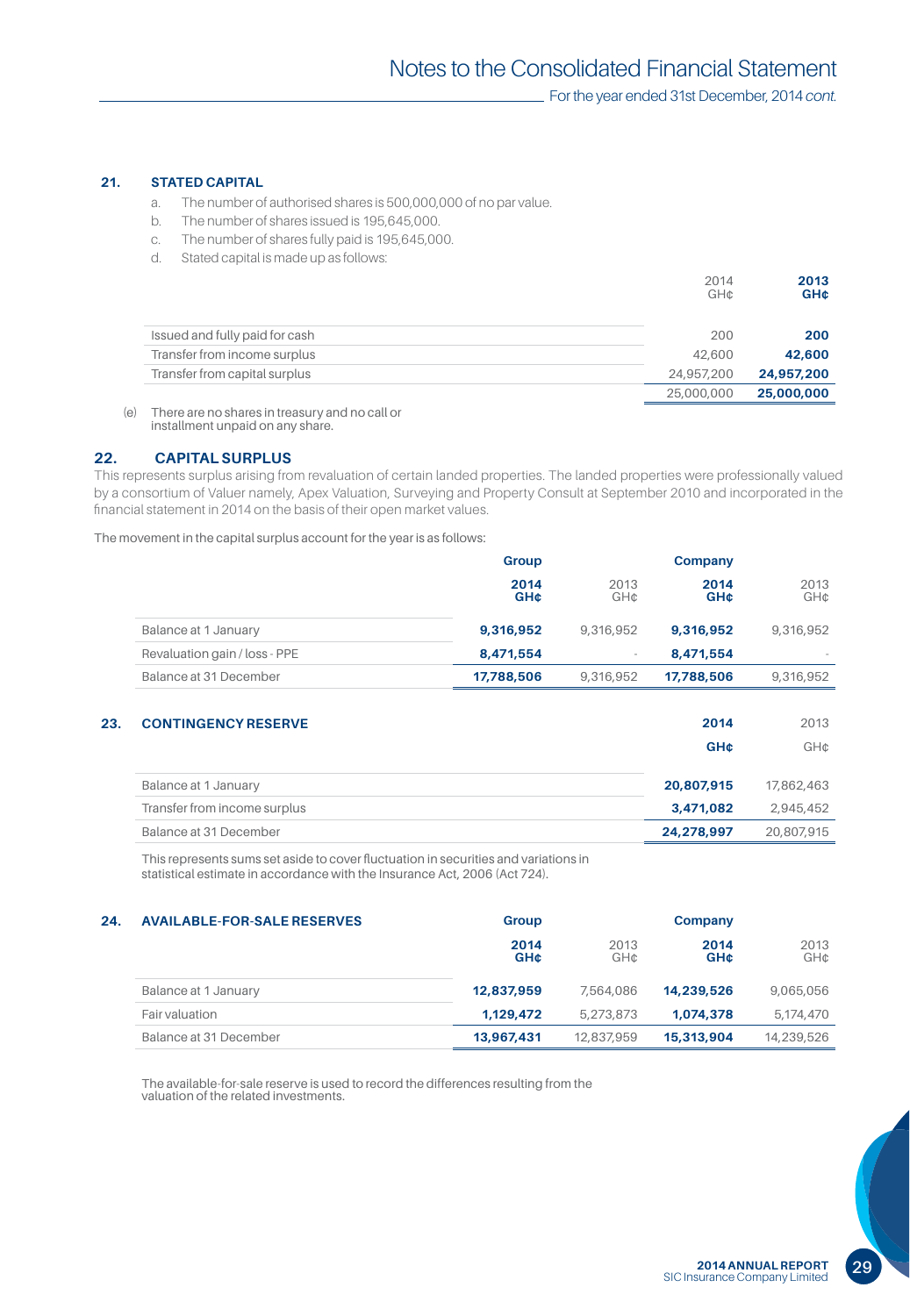## 21. STATED CAPITAL

a. The number of authorised shares is 500,000,000 of no par value.
b. The number of shares issued is 195,645,000.
c. The number of shares fully paid is 195,645,000.
d. Stated capital is made up as follows:

| | 2014 GH¢ | 2013 GH¢ |
|---|---|---|
| Issued and fully paid for cash | 200 | **200** |
| Transfer from income surplus | 42,600 | **42,600** |
| Transfer from capital surplus | 24,957,200 | **24,957,200** |
| | 25,000,000 | **25,000,000** |

(e) There are no shares in treasury and no call or installment unpaid on any share.

## 22. CAPITAL SURPLUS

This represents surplus arising from revaluation of certain landed properties. The landed properties were professionally valued by a consortium of Valuer namely, Apex Valuation, Surveying and Property Consult at September 2010 and incorporated in the financial statement in 2014 on the basis of their open market values.

The movement in the capital surplus account for the year is as follows:

| | Group | | Company | |
|---|---|---|---|---|
| | **2014 GH¢** | 2013 GH¢ | **2014 GH¢** | 2013 GH¢ |
| Balance at 1 January | **9,316,952** | 9,316,952 | **9,316,952** | 9,316,952 |
| Revaluation gain / loss - PPE | **8,471,554** | - | **8,471,554** | - |
| Balance at 31 December | **17,788,506** | 9,316,952 | **17,788,506** | 9,316,952 |

## 23. CONTINGENCY RESERVE

| | **2014 GH¢** | 2013 GH¢ |
|---|---|---|
| Balance at 1 January | **20,807,915** | 17,862,463 |
| Transfer from income surplus | **3,471,082** | 2,945,452 |
| Balance at 31 December | **24,278,997** | 20,807,915 |

This represents sums set aside to cover fluctuation in securities and variations in statistical estimate in accordance with the Insurance Act, 2006 (Act 724).

## 24. AVAILABLE-FOR-SALE RESERVES

| | Group | | Company | |
|---|---|---|---|---|
| | **2014 GH¢** | 2013 GH¢ | **2014 GH¢** | 2013 GH¢ |
| Balance at 1 January | **12,837,959** | 7,564,086 | **14,239,526** | 9,065,056 |
| Fair valuation | **1,129,472** | 5,273,873 | **1,074,378** | 5,174,470 |
| Balance at 31 December | **13,967,431** | 12,837,959 | **15,313,904** | 14,239,526 |

The available-for-sale reserve is used to record the differences resulting from the valuation of the related investments.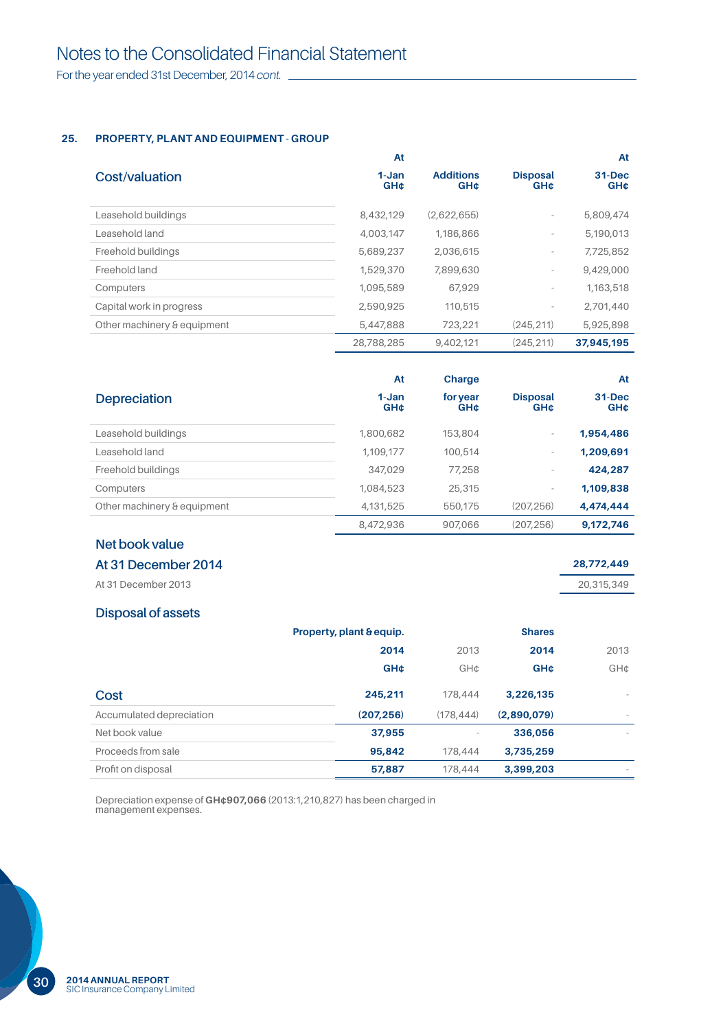# Notes to the Consolidated Financial Statement

For the year ended 31st December, 2014 *cont.*

## 25. PROPERTY, PLANT AND EQUIPMENT - GROUP

| Cost/valuation | At 1-Jan GH¢ | Additions GH¢ | Disposal GH¢ | At 31-Dec GH¢ |
|---|---|---|---|---|
| Leasehold buildings | 8,432,129 | (2,622,655) | - | 5,809,474 |
| Leasehold land | 4,003,147 | 1,186,866 | - | 5,190,013 |
| Freehold buildings | 5,689,237 | 2,036,615 | - | 7,725,852 |
| Freehold land | 1,529,370 | 7,899,630 | - | 9,429,000 |
| Computers | 1,095,589 | 67,929 | - | 1,163,518 |
| Capital work in progress | 2,590,925 | 110,515 | - | 2,701,440 |
| Other machinery & equipment | 5,447,888 | 723,221 | (245,211) | 5,925,898 |
| | 28,788,285 | 9,402,121 | (245,211) | **37,945,195** |

| Depreciation | At 1-Jan GH¢ | Charge for year GH¢ | Disposal GH¢ | At 31-Dec GH¢ |
|---|---|---|---|---|
| Leasehold buildings | 1,800,682 | 153,804 | - | **1,954,486** |
| Leasehold land | 1,109,177 | 100,514 | - | **1,209,691** |
| Freehold buildings | 347,029 | 77,258 | - | **424,287** |
| Computers | 1,084,523 | 25,315 | - | **1,109,838** |
| Other machinery & equipment | 4,131,525 | 550,175 | (207,256) | **4,474,444** |
| | 8,472,936 | 907,066 | (207,256) | **9,172,746** |

### Net book value

| | |
|---|---|
| **At 31 December 2014** | **28,772,449** |
| At 31 December 2013 | 20,315,349 |

### Disposal of assets

| | Property, plant & equip. 2014 GH¢ | 2013 GH¢ | Shares 2014 GH¢ | 2013 GH¢ |
|---|---|---|---|---|
| Cost | **245,211** | 178,444 | **3,226,135** | - |
| Accumulated depreciation | **(207,256)** | (178,444) | **(2,890,079)** | - |
| Net book value | **37,955** | - | **336,056** | - |
| Proceeds from sale | **95,842** | 178,444 | **3,735,259** | |
| Profit on disposal | **57,887** | 178,444 | **3,399,203** | - |

Depreciation expense of **GH¢907,066** (2013:1,210,827) has been charged in management expenses.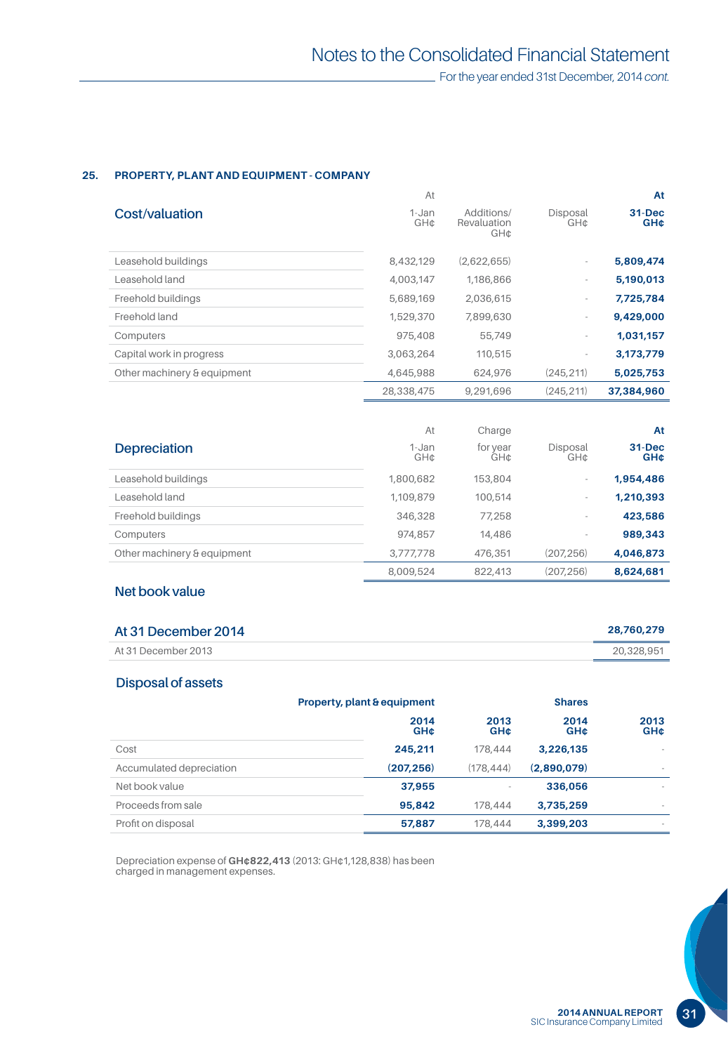## 25. PROPERTY, PLANT AND EQUIPMENT - COMPANY

| Cost/valuation | At 1-Jan GH¢ | Additions/ Revaluation GH¢ | Disposal GH¢ | At 31-Dec GH¢ |
|---|---|---|---|---|
| Leasehold buildings | 8,432,129 | (2,622,655) | - | **5,809,474** |
| Leasehold land | 4,003,147 | 1,186,866 | - | **5,190,013** |
| Freehold buildings | 5,689,169 | 2,036,615 | - | **7,725,784** |
| Freehold land | 1,529,370 | 7,899,630 | - | **9,429,000** |
| Computers | 975,408 | 55,749 | - | **1,031,157** |
| Capital work in progress | 3,063,264 | 110,515 | - | **3,173,779** |
| Other machinery & equipment | 4,645,988 | 624,976 | (245,211) | **5,025,753** |
| | 28,338,475 | 9,291,696 | (245,211) | **37,384,960** |

| Depreciation | At 1-Jan GH¢ | Charge for year GH¢ | Disposal GH¢ | At 31-Dec GH¢ |
|---|---|---|---|---|
| Leasehold buildings | 1,800,682 | 153,804 | - | **1,954,486** |
| Leasehold land | 1,109,879 | 100,514 | - | **1,210,393** |
| Freehold buildings | 346,328 | 77,258 | - | **423,586** |
| Computers | 974,857 | 14,486 | - | **989,343** |
| Other machinery & equipment | 3,777,778 | 476,351 | (207,256) | **4,046,873** |
| | 8,009,524 | 822,413 | (207,256) | **8,624,681** |

### Net book value

| | |
|---|---|
| **At 31 December 2014** | **28,760,279** |
| At 31 December 2013 | 20,328,951 |

### Disposal of assets

| | Property, plant & equipment | | Shares | |
|---|---|---|---|---|
| | **2014 GH¢** | **2013 GH¢** | **2014 GH¢** | **2013 GH¢** |
| Cost | **245,211** | 178,444 | **3,226,135** | - |
| Accumulated depreciation | **(207,256)** | (178,444) | **(2,890,079)** | - |
| Net book value | **37,955** | - | **336,056** | - |
| Proceeds from sale | **95,842** | 178,444 | **3,735,259** | - |
| Profit on disposal | **57,887** | 178,444 | **3,399,203** | - |

Depreciation expense of **GH¢822,413** (2013: GH¢1,128,838) has been charged in management expenses.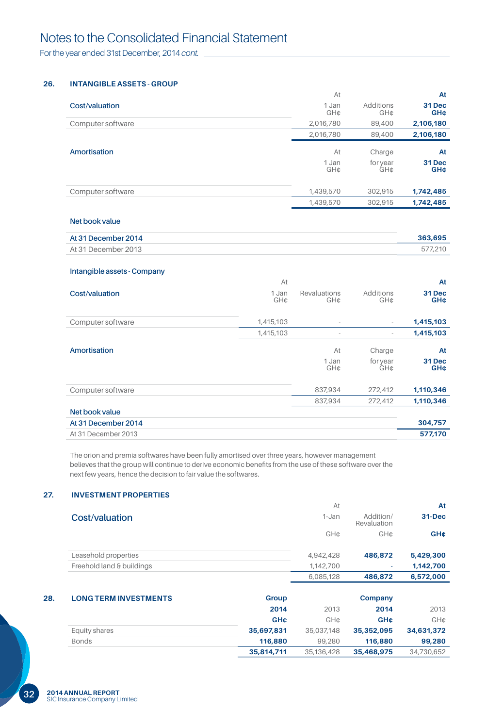## 26. INTANGIBLE ASSETS - GROUP

| Cost/valuation | At 1 Jan GH¢ | Additions GH¢ | At 31 Dec GH¢ |
|---|---|---|---|
| Computer software | 2,016,780 | 89,400 | **2,106,180** |
| | 2,016,780 | 89,400 | **2,106,180** |

| Amortisation | At 1 Jan GH¢ | Charge for year GH¢ | At 31 Dec GH¢ |
|---|---|---|---|
| Computer software | 1,439,570 | 302,915 | **1,742,485** |
| | 1,439,570 | 302,915 | **1,742,485** |

| Net book value | |
|---|---|
| **At 31 December 2014** | **363,695** |
| At 31 December 2013 | 577,210 |

### Intangible assets - Company

| Cost/valuation | At 1 Jan GH¢ | Revaluations GH¢ | Additions GH¢ | At 31 Dec GH¢ |
|---|---|---|---|---|
| Computer software | 1,415,103 | - | - | **1,415,103** |
| | 1,415,103 | - | - | **1,415,103** |

| Amortisation | At 1 Jan GH¢ | Charge for year GH¢ | At 31 Dec GH¢ |
|---|---|---|---|
| Computer software | 837,934 | 272,412 | **1,110,346** |
| | 837,934 | 272,412 | **1,110,346** |

| Net book value | |
|---|---|
| **At 31 December 2014** | **304,757** |
| At 31 December 2013 | **577,170** |

The orion and premia softwares have been fully amortised over three years, however management believes that the group will continue to derive economic benefits from the use of these software over the next few years, hence the decision to fair value the softwares.

## 27. INVESTMENT PROPERTIES

| Cost/valuation | At 1-Jan GH¢ | Addition/ Revaluation GH¢ | At 31-Dec GH¢ |
|---|---|---|---|
| Leasehold properties | 4,942,428 | **486,872** | **5,429,300** |
| Freehold land & buildings | 1,142,700 | - | **1,142,700** |
| | 6,085,128 | **486,872** | **6,572,000** |

## 28. LONG TERM INVESTMENTS

| | Group | | Company | |
|---|---|---|---|---|
| | **2014 GH¢** | 2013 GH¢ | **2014 GH¢** | 2013 GH¢ |
| Equity shares | **35,697,831** | 35,037,148 | **35,352,095** | **34,631,372** |
| Bonds | **116,880** | 99,280 | **116,880** | **99,280** |
| | **35,814,711** | 35,136,428 | **35,468,975** | 34,730,652 |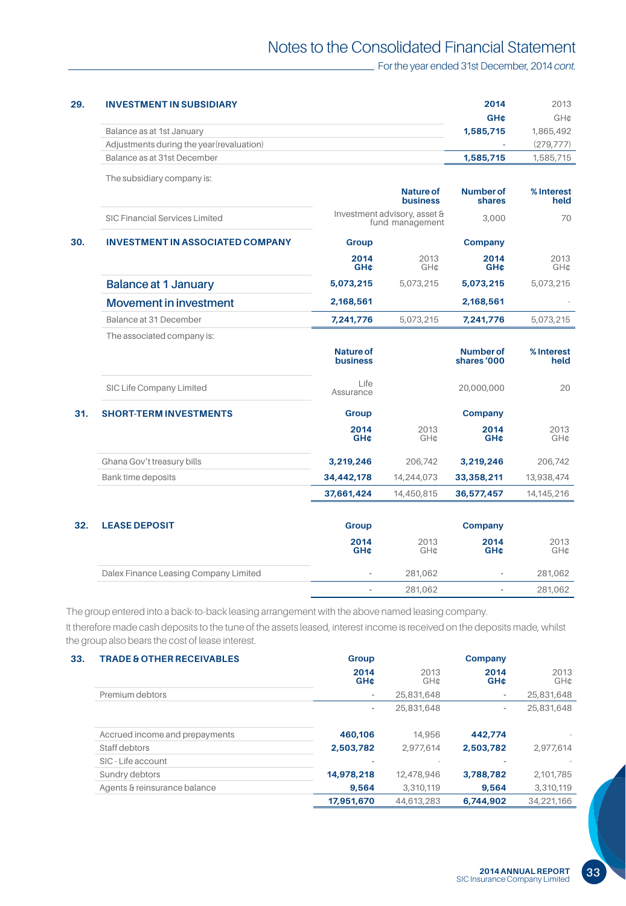## 29. INVESTMENT IN SUBSIDIARY

| | 2014 | 2013 |
|---|---|---|
| | GH¢ | GH¢ |
| Balance as at 1st January | 1,585,715 | 1,865,492 |
| Adjustments during the year(revaluation) | - | (279,777) |
| Balance as at 31st December | 1,585,715 | 1,585,715 |

The subsidiary company is:

| | Nature of business | Number of shares | % Interest held |
|---|---|---|---|
| SIC Financial Services Limited | Investment advisory, asset & fund management | 3,000 | 70 |

## 30. INVESTMENT IN ASSOCIATED COMPANY

| | Group | | Company | |
|---|---|---|---|---|
| | 2014 GH¢ | 2013 GH¢ | 2014 GH¢ | 2013 GH¢ |
| Balance at 1 January | 5,073,215 | 5,073,215 | 5,073,215 | 5,073,215 |
| Movement in investment | 2,168,561 | | 2,168,561 | - |
| Balance at 31 December | 7,241,776 | 5,073,215 | 7,241,776 | 5,073,215 |

The associated company is:

| | Nature of business | Number of shares '000 | % Interest held |
|---|---|---|---|
| SIC Life Company Limited | Life Assurance | 20,000,000 | 20 |

## 31. SHORT-TERM INVESTMENTS

| | Group | | Company | |
|---|---|---|---|---|
| | 2014 GH¢ | 2013 GH¢ | 2014 GH¢ | 2013 GH¢ |
| Ghana Gov't treasury bills | 3,219,246 | 206,742 | 3,219,246 | 206,742 |
| Bank time deposits | 34,442,178 | 14,244,073 | 33,358,211 | 13,938,474 |
| | 37,661,424 | 14,450,815 | 36,577,457 | 14,145,216 |

## 32. LEASE DEPOSIT

| | Group | | Company | |
|---|---|---|---|---|
| | 2014 GH¢ | 2013 GH¢ | 2014 GH¢ | 2013 GH¢ |
| Dalex Finance Leasing Company Limited | - | 281,062 | - | 281,062 |
| | - | 281,062 | - | 281,062 |

The group entered into a back-to-back leasing arrangement with the above named leasing company.

It therefore made cash deposits to the tune of the assets leased, interest income is received on the deposits made, whilst the group also bears the cost of lease interest.

## 33. TRADE & OTHER RECEIVABLES

| | Group | | Company | |
|---|---|---|---|---|
| | 2014 GH¢ | 2013 GH¢ | 2014 GH¢ | 2013 GH¢ |
| Premium debtors | - | 25,831,648 | - | 25,831,648 |
| | - | 25,831,648 | - | 25,831,648 |
| | | | | |
| Accrued income and prepayments | 460,106 | 14,956 | 442,774 | - |
| Staff debtors | 2,503,782 | 2,977,614 | 2,503,782 | 2,977,614 |
| SIC - Life account | - | - | - | - |
| Sundry debtors | 14,978,218 | 12,478,946 | 3,788,782 | 2,101,785 |
| Agents & reinsurance balance | 9,564 | 3,310,119 | 9,564 | 3,310,119 |
| | 17,951,670 | 44,613,283 | 6,744,902 | 34,221,166 |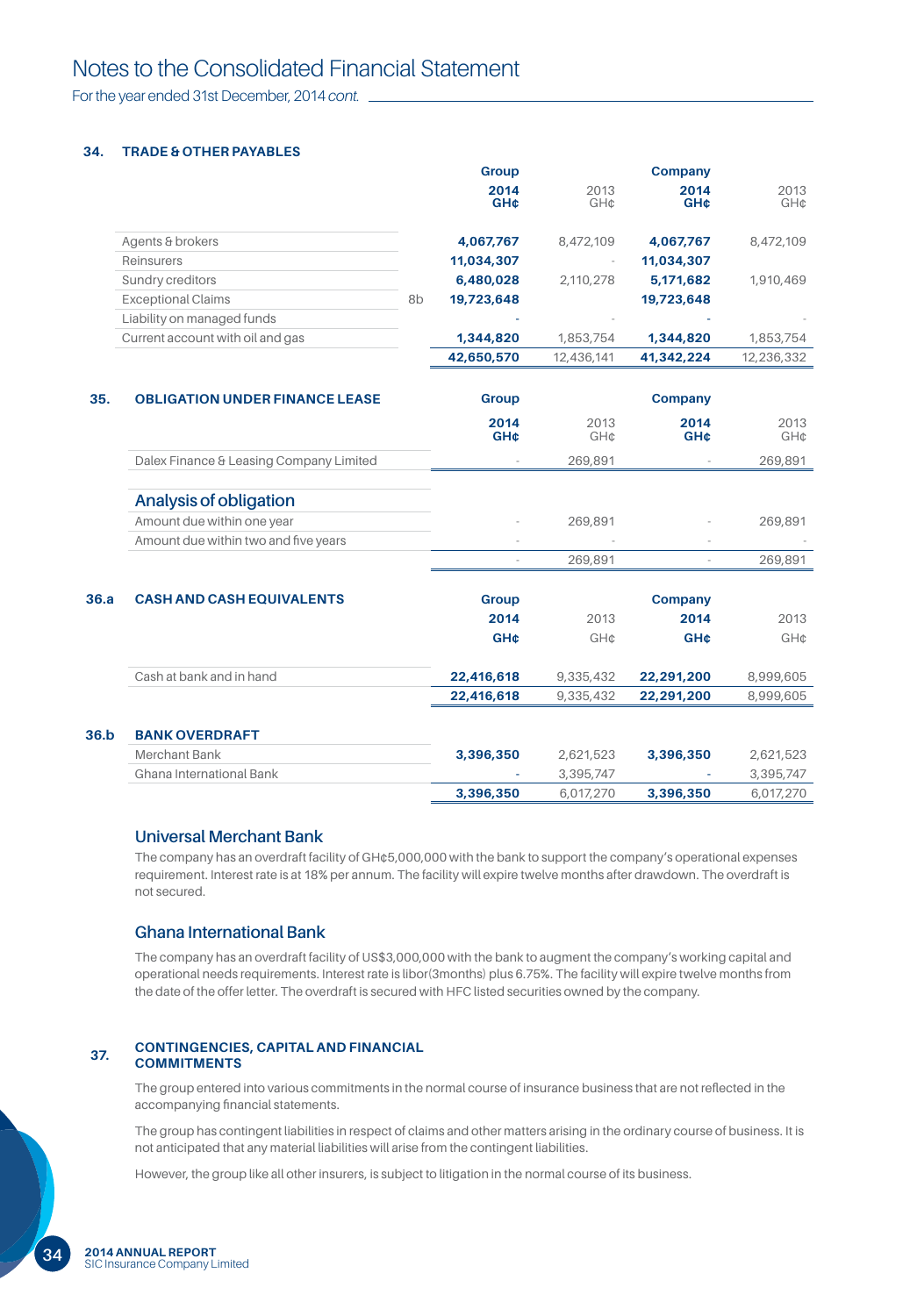## 34. TRADE & OTHER PAYABLES

| | | Group | | Company | |
|---|---|---|---|---|---|
| | | 2014 GH¢ | 2013 GH¢ | 2014 GH¢ | 2013 GH¢ |
| Agents & brokers | | 4,067,767 | 8,472,109 | 4,067,767 | 8,472,109 |
| Reinsurers | | 11,034,307 | - | 11,034,307 | |
| Sundry creditors | | 6,480,028 | 2,110,278 | 5,171,682 | 1,910,469 |
| Exceptional Claims | 8b | 19,723,648 | | 19,723,648 | |
| Liability on managed funds | | - | - | - | - |
| Current account with oil and gas | | 1,344,820 | 1,853,754 | 1,344,820 | 1,853,754 |
| | | 42,650,570 | 12,436,141 | 41,342,224 | 12,236,332 |

## 35. OBLIGATION UNDER FINANCE LEASE

| | Group | | Company | |
|---|---|---|---|---|
| | 2014 GH¢ | 2013 GH¢ | 2014 GH¢ | 2013 GH¢ |
| Dalex Finance & Leasing Company Limited | - | 269,891 | - | 269,891 |

### Analysis of obligation

| | Group 2014 GH¢ | Group 2013 GH¢ | Company 2014 GH¢ | Company 2013 GH¢ |
|---|---|---|---|---|
| Amount due within one year | - | 269,891 | - | 269,891 |
| Amount due within two and five years | - | - | - | - |
| | - | 269,891 | - | 269,891 |

## 36.a CASH AND CASH EQUIVALENTS

| | Group | | Company | |
|---|---|---|---|---|
| | 2014 GH¢ | 2013 GH¢ | 2014 GH¢ | 2013 GH¢ |
| Cash at bank and in hand | 22,416,618 | 9,335,432 | 22,291,200 | 8,999,605 |
| | 22,416,618 | 9,335,432 | 22,291,200 | 8,999,605 |

## 36.b BANK OVERDRAFT

| | Group 2014 GH¢ | Group 2013 GH¢ | Company 2014 GH¢ | Company 2013 GH¢ |
|---|---|---|---|---|
| Merchant Bank | 3,396,350 | 2,621,523 | 3,396,350 | 2,621,523 |
| Ghana International Bank | - | 3,395,747 | - | 3,395,747 |
| | 3,396,350 | 6,017,270 | 3,396,350 | 6,017,270 |

### Universal Merchant Bank

The company has an overdraft facility of GH¢5,000,000 with the bank to support the company's operational expenses requirement. Interest rate is at 18% per annum. The facility will expire twelve months after drawdown. The overdraft is not secured.

### Ghana International Bank

The company has an overdraft facility of US$3,000,000 with the bank to augment the company's working capital and operational needs requirements. Interest rate is libor(3months) plus 6.75%. The facility will expire twelve months from the date of the offer letter. The overdraft is secured with HFC listed securities owned by the company.

## 37. CONTINGENCIES, CAPITAL AND FINANCIAL COMMITMENTS

The group entered into various commitments in the normal course of insurance business that are not reflected in the accompanying financial statements.

The group has contingent liabilities in respect of claims and other matters arising in the ordinary course of business. It is not anticipated that any material liabilities will arise from the contingent liabilities.

However, the group like all other insurers, is subject to litigation in the normal course of its business.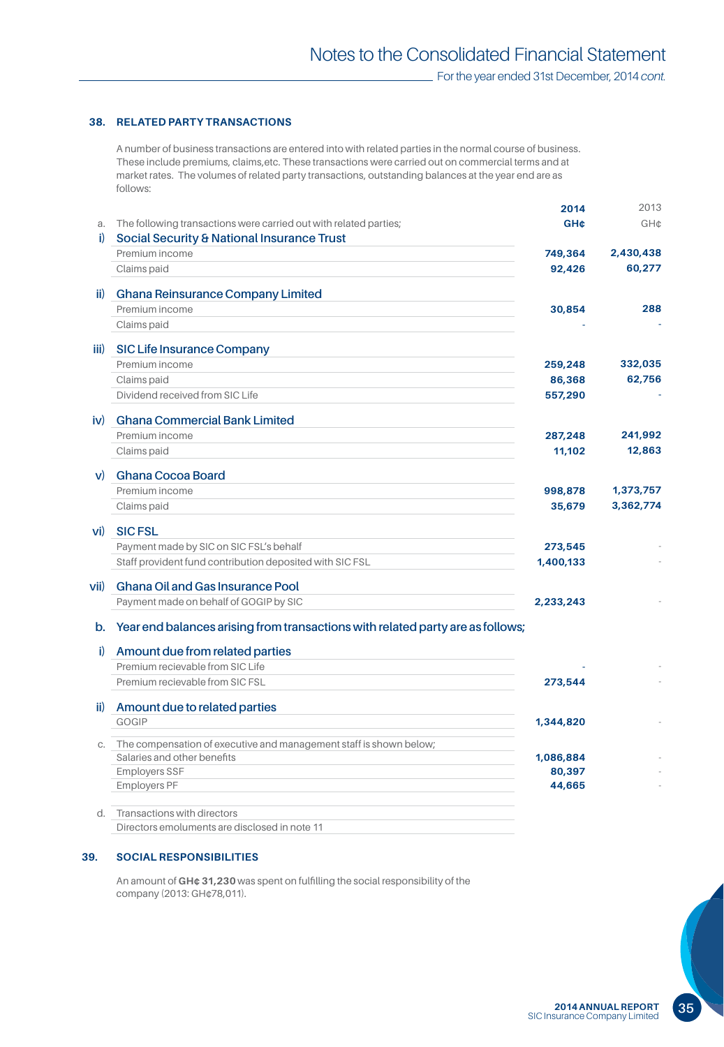## 38. RELATED PARTY TRANSACTIONS

A number of business transactions are entered into with related parties in the normal course of business. These include premiums, claims,etc. These transactions were carried out on commercial terms and at market rates. The volumes of related party transactions, outstanding balances at the year end are as follows:

| | | 2014 GH¢ | 2013 GH¢ |
|---|---|---|---|
| a. | The following transactions were carried out with related parties; | | |
| i) | **Social Security & National Insurance Trust** | | |
| | Premium income | 749,364 | 2,430,438 |
| | Claims paid | 92,426 | 60,277 |
| ii) | **Ghana Reinsurance Company Limited** | | |
| | Premium income | 30,854 | 288 |
| | Claims paid | - | - |
| iii) | **SIC Life Insurance Company** | | |
| | Premium income | 259,248 | 332,035 |
| | Claims paid | 86,368 | 62,756 |
| | Dividend received from SIC Life | 557,290 | - |
| iv) | **Ghana Commercial Bank Limited** | | |
| | Premium income | 287,248 | 241,992 |
| | Claims paid | 11,102 | 12,863 |
| v) | **Ghana Cocoa Board** | | |
| | Premium income | 998,878 | 1,373,757 |
| | Claims paid | 35,679 | 3,362,774 |
| vi) | **SIC FSL** | | |
| | Payment made by SIC on SIC FSL's behalf | 273,545 | - |
| | Staff provident fund contribution deposited with SIC FSL | 1,400,133 | - |
| vii) | **Ghana Oil and Gas Insurance Pool** | | |
| | Payment made on behalf of GOGIP by SIC | 2,233,243 | - |
| b. | **Year end balances arising from transactions with related party are as follows;** | | |
| i) | **Amount due from related parties** | | |
| | Premium recievable from SIC Life | - | - |
| | Premium recievable from SIC FSL | 273,544 | - |
| ii) | **Amount due to related parties** | | |
| | GOGIP | 1,344,820 | - |
| c. | The compensation of executive and management staff is shown below; | | |
| | Salaries and other benefits | 1,086,884 | - |
| | Employers SSF | 80,397 | - |
| | Employers PF | 44,665 | - |
| d. | Transactions with directors | | |
| | Directors emoluments are disclosed in note 11 | | |

## 39. SOCIAL RESPONSIBILITIES

An amount of **GH¢ 31,230** was spent on fulfilling the social responsibility of the company (2013: GH¢78,011).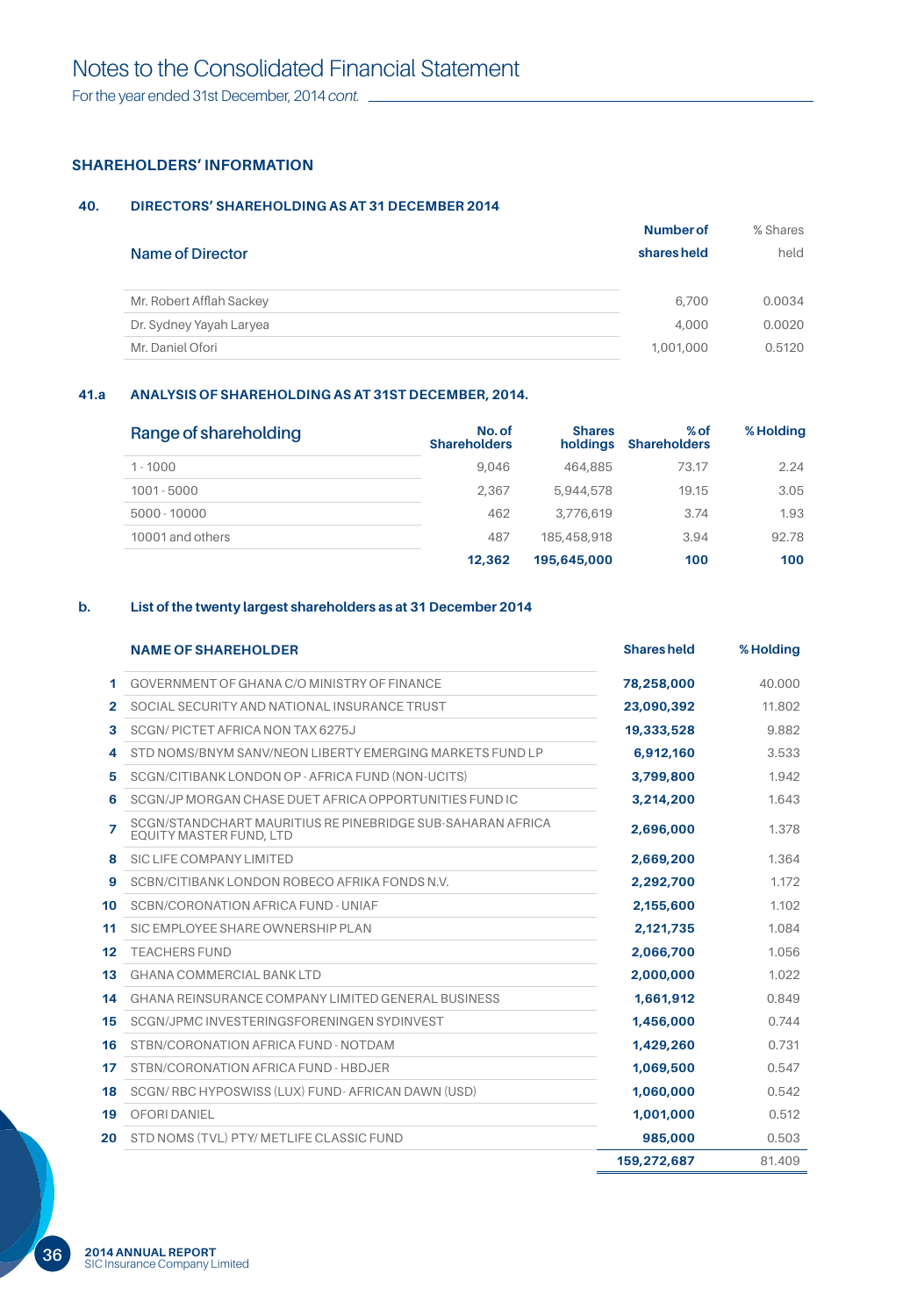# Notes to the Consolidated Financial Statement

For the year ended 31st December, 2014 *cont.*

## SHAREHOLDERS' INFORMATION

### 40. DIRECTORS' SHAREHOLDING AS AT 31 DECEMBER 2014

| Name of Director | Number of shares held | % Shares held |
|---|---|---|
| Mr. Robert Afflah Sackey | 6,700 | 0.0034 |
| Dr. Sydney Yayah Laryea | 4,000 | 0.0020 |
| Mr. Daniel Ofori | 1,001,000 | 0.5120 |

### 41.a ANALYSIS OF SHAREHOLDING AS AT 31ST DECEMBER, 2014.

| Range of shareholding | No. of Shareholders | Shares holdings | % of Shareholders | % Holding |
|---|---|---|---|---|
| 1 - 1000 | 9,046 | 464,885 | 73.17 | 2.24 |
| 1001 - 5000 | 2,367 | 5,944,578 | 19.15 | 3.05 |
| 5000 - 10000 | 462 | 3,776,619 | 3.74 | 1.93 |
| 10001 and others | 487 | 185,458,918 | 3.94 | 92.78 |
| | **12,362** | **195,645,000** | **100** | **100** |

### b. List of the twenty largest shareholders as at 31 December 2014

| | NAME OF SHAREHOLDER | Shares held | % Holding |
|---|---|---|---|
| 1 | GOVERNMENT OF GHANA C/O MINISTRY OF FINANCE | **78,258,000** | 40.000 |
| 2 | SOCIAL SECURITY AND NATIONAL INSURANCE TRUST | **23,090,392** | 11.802 |
| 3 | SCGN/ PICTET AFRICA NON TAX 6275J | **19,333,528** | 9.882 |
| 4 | STD NOMS/BNYM SANV/NEON LIBERTY EMERGING MARKETS FUND LP | **6,912,160** | 3.533 |
| 5 | SCGN/CITIBANK LONDON OP - AFRICA FUND (NON-UCITS) | **3,799,800** | 1.942 |
| 6 | SCGN/JP MORGAN CHASE DUET AFRICA OPPORTUNITIES FUND IC | **3,214,200** | 1.643 |
| 7 | SCGN/STANDCHART MAURITIUS RE PINEBRIDGE SUB-SAHARAN AFRICA EQUITY MASTER FUND, LTD | **2,696,000** | 1.378 |
| 8 | SIC LIFE COMPANY LIMITED | **2,669,200** | 1.364 |
| 9 | SCBN/CITIBANK LONDON ROBECO AFRIKA FONDS N.V. | **2,292,700** | 1.172 |
| 10 | SCBN/CORONATION AFRICA FUND - UNIAF | **2,155,600** | 1.102 |
| 11 | SIC EMPLOYEE SHARE OWNERSHIP PLAN | **2,121,735** | 1.084 |
| 12 | TEACHERS FUND | **2,066,700** | 1.056 |
| 13 | GHANA COMMERCIAL BANK LTD | **2,000,000** | 1.022 |
| 14 | GHANA REINSURANCE COMPANY LIMITED GENERAL BUSINESS | **1,661,912** | 0.849 |
| 15 | SCGN/JPMC INVESTERINGSFORENINGEN SYDINVEST | **1,456,000** | 0.744 |
| 16 | STBN/CORONATION AFRICA FUND - NOTDAM | **1,429,260** | 0.731 |
| 17 | STBN/CORONATION AFRICA FUND - HBDJER | **1,069,500** | 0.547 |
| 18 | SCGN/ RBC HYPOSWISS (LUX) FUND- AFRICAN DAWN (USD) | **1,060,000** | 0.542 |
| 19 | OFORI DANIEL | **1,001,000** | 0.512 |
| 20 | STD NOMS (TVL) PTY/ METLIFE CLASSIC FUND | **985,000** | 0.503 |
| | | **159,272,687** | 81.409 |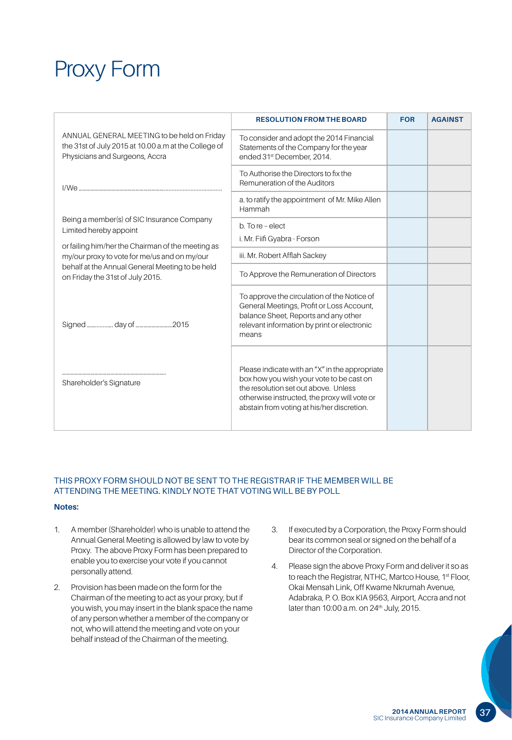# Proxy Form

ANNUAL GENERAL MEETING to be held on Friday the 31st of July 2015 at 10.00 a.m at the College of Physicians and Surgeons, Accra

I/We ..........................................................................................

Being a member(s) of SIC Insurance Company Limited hereby appoint

or failing him/her the Chairman of the meeting as my/our proxy to vote for me/us and on my/our behalf at the Annual General Meeting to be held on Friday the 31st of July 2015.

Signed ................. day of ..........................2015

..............................................................................

Shareholder's Signature

| RESOLUTION FROM THE BOARD | FOR | AGAINST |
|---|---|---|
| To consider and adopt the 2014 Financial Statements of the Company for the year ended 31st December, 2014. | | |
| To Authorise the Directors to fix the Remuneration of the Auditors | | |
| a. to ratify the appointment of Mr. Mike Allen Hammah | | |
| b. To re - elect<br>i. Mr. Fiifi Gyabra - Forson | | |
| iii. Mr. Robert Afflah Sackey | | |
| To Approve the Remuneration of Directors | | |
| To approve the circulation of the Notice of General Meetings, Profit or Loss Account, balance Sheet, Reports and any other relevant information by print or electronic means | | |
| Please indicate with an "X" in the appropriate box how you wish your vote to be cast on the resolution set out above. Unless otherwise instructed, the proxy will vote or abstain from voting at his/her discretion. | | |

THIS PROXY FORM SHOULD NOT BE SENT TO THE REGISTRAR IF THE MEMBER WILL BE ATTENDING THE MEETING. KINDLY NOTE THAT VOTING WILL BE BY POLL

**Notes:**

1. A member (Shareholder) who is unable to attend the Annual General Meeting is allowed by law to vote by Proxy. The above Proxy Form has been prepared to enable you to exercise your vote if you cannot personally attend.
2. Provision has been made on the form for the Chairman of the meeting to act as your proxy, but if you wish, you may insert in the blank space the name of any person whether a member of the company or not, who will attend the meeting and vote on your behalf instead of the Chairman of the meeting.
3. If executed by a Corporation, the Proxy Form should bear its common seal or signed on the behalf of a Director of the Corporation.
4. Please sign the above Proxy Form and deliver it so as to reach the Registrar, NTHC, Martco House, 1st Floor, Okai Mensah Link, Off Kwame Nkrumah Avenue, Adabraka, P. O. Box KIA 9563, Airport, Accra and not later than 10:00 a.m. on 24th July, 2015.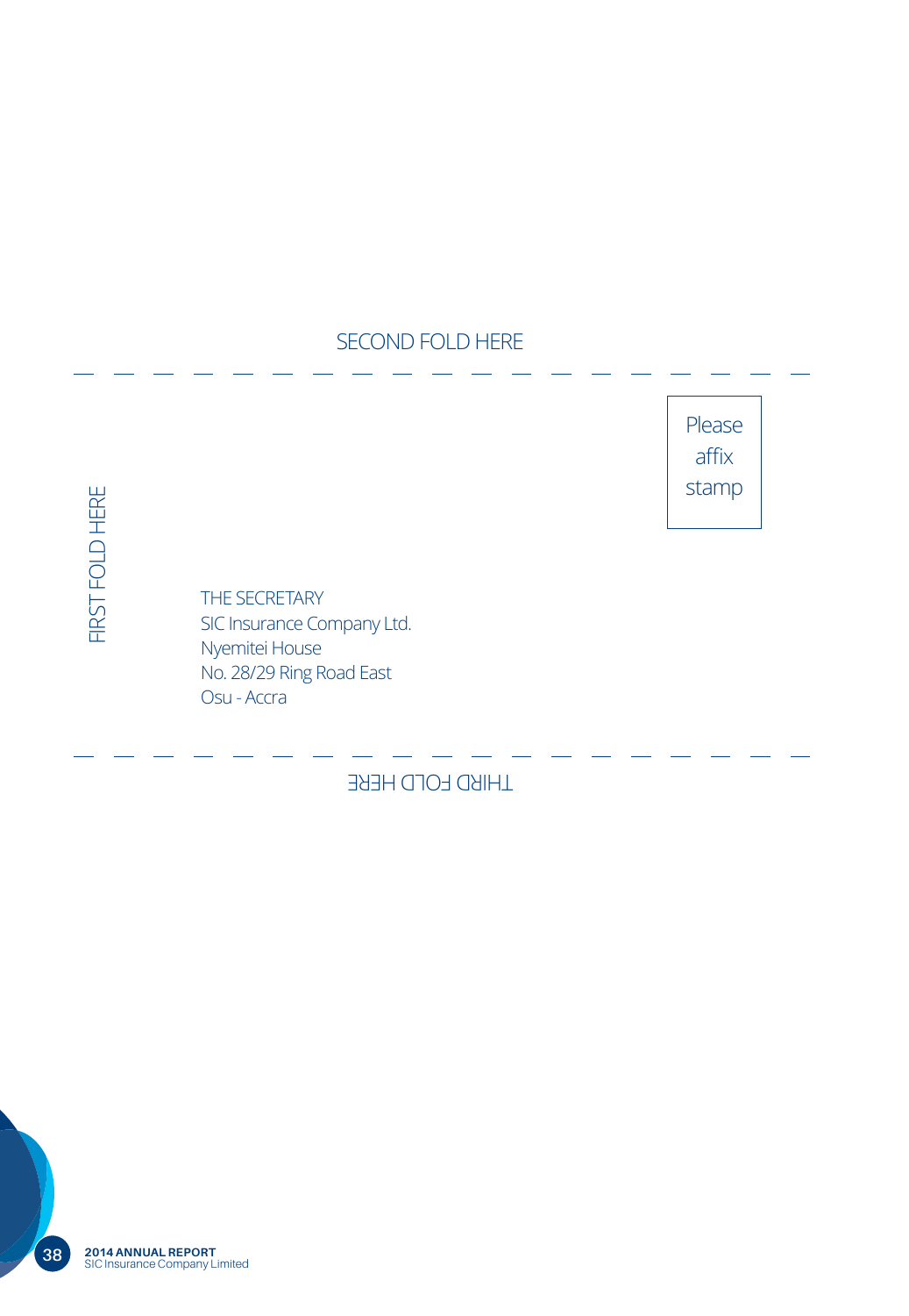SECOND FOLD HERE

FIRST FOLD HERE

Please affix stamp

THE SECRETARY
SIC Insurance Company Ltd.
Nyemitei House
No. 28/29 Ring Road East
Osu - Accra

THIRD FOLD HERE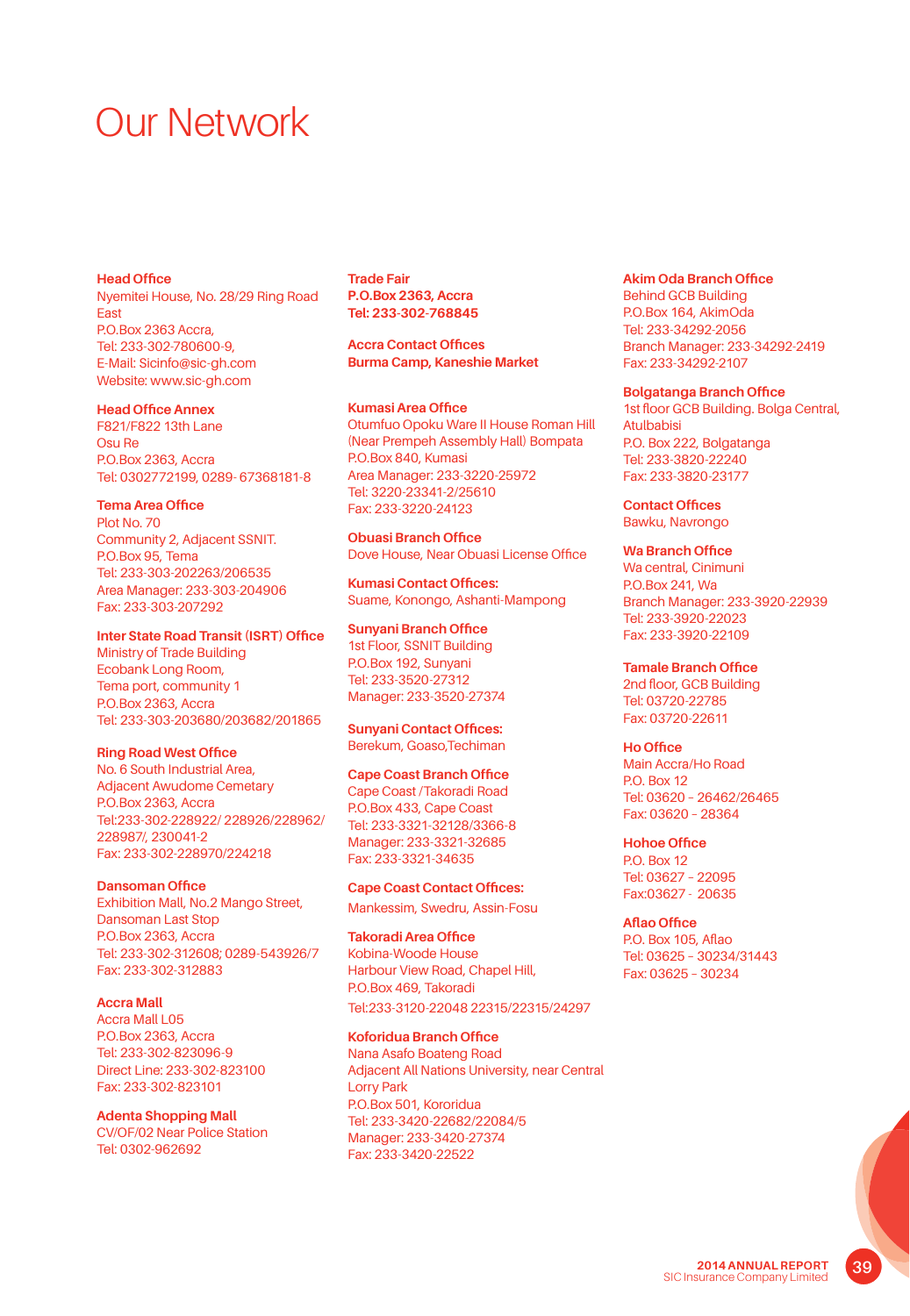# Our Network

**Head Office**
Nyemitei House, No. 28/29 Ring Road East
P.O.Box 2363 Accra,
Tel: 233-302-780600-9,
E-Mail: Sicinfo@sic-gh.com
Website: www.sic-gh.com

**Head Office Annex**
F821/F822 13th Lane
Osu Re
P.O.Box 2363, Accra
Tel: 0302772199, 0289- 67368181-8

**Tema Area Office**
Plot No. 70
Community 2, Adjacent SSNIT.
P.O.Box 95, Tema
Tel: 233-303-202263/206535
Area Manager: 233-303-204906
Fax: 233-303-207292

**Inter State Road Transit (ISRT) Office**
Ministry of Trade Building
Ecobank Long Room,
Tema port, community 1
P.O.Box 2363, Accra
Tel: 233-303-203680/203682/201865

**Ring Road West Office**
No. 6 South Industrial Area,
Adjacent Awudome Cemetary
P.O.Box 2363, Accra
Tel:233-302-228922/ 228926/228962/ 228987/, 230041-2
Fax: 233-302-228970/224218

**Dansoman Office**
Exhibition Mall, No.2 Mango Street,
Dansoman Last Stop
P.O.Box 2363, Accra
Tel: 233-302-312608; 0289-543926/7
Fax: 233-302-312883

**Accra Mall**
Accra Mall L05
P.O.Box 2363, Accra
Tel: 233-302-823096-9
Direct Line: 233-302-823100
Fax: 233-302-823101

**Adenta Shopping Mall**
CV/OF/02 Near Police Station
Tel: 0302-962692

**Trade Fair**
**P.O.Box 2363, Accra**
**Tel: 233-302-768845**

**Accra Contact Offices**
**Burma Camp, Kaneshie Market**

**Kumasi Area Office**
Otumfuo Opoku Ware II House Roman Hill (Near Prempeh Assembly Hall) Bompata
P.O.Box 840, Kumasi
Area Manager: 233-3220-25972
Tel: 3220-23341-2/25610
Fax: 233-3220-24123

**Obuasi Branch Office**
Dove House, Near Obuasi License Office

**Kumasi Contact Offices:**
Suame, Konongo, Ashanti-Mampong

**Sunyani Branch Office**
1st Floor, SSNIT Building
P.O.Box 192, Sunyani
Tel: 233-3520-27312
Manager: 233-3520-27374

**Sunyani Contact Offices:**
Berekum, Goaso,Techiman

**Cape Coast Branch Office**
Cape Coast /Takoradi Road
P.O.Box 433, Cape Coast
Tel: 233-3321-32128/3366-8
Manager: 233-3321-32685
Fax: 233-3321-34635

**Cape Coast Contact Offices:**
Mankessim, Swedru, Assin-Fosu

**Takoradi Area Office**
Kobina-Woode House
Harbour View Road, Chapel Hill,
P.O.Box 469, Takoradi
Tel:233-3120-22048 22315/22315/24297

**Koforidua Branch Office**
Nana Asafo Boateng Road
Adjacent All Nations University, near Central Lorry Park
P.O.Box 501, Kororidua
Tel: 233-3420-22682/22084/5
Manager: 233-3420-27374
Fax: 233-3420-22522

**Akim Oda Branch Office**
Behind GCB Building
P.O.Box 164, AkimOda
Tel: 233-34292-2056
Branch Manager: 233-34292-2419
Fax: 233-34292-2107

**Bolgatanga Branch Office**
1st floor GCB Building. Bolga Central, Atulbabisi
P.O. Box 222, Bolgatanga
Tel: 233-3820-22240
Fax: 233-3820-23177

**Contact Offices**
Bawku, Navrongo

**Wa Branch Office**
Wa central, Cinimuni
P.O.Box 241, Wa
Branch Manager: 233-3920-22939
Tel: 233-3920-22023
Fax: 233-3920-22109

**Tamale Branch Office**
2nd floor, GCB Building
Tel: 03720-22785
Fax: 03720-22611

**Ho Office**
Main Accra/Ho Road
P.O. Box 12
Tel: 03620 – 26462/26465
Fax: 03620 – 28364

**Hohoe Office**
P.O. Box 12
Tel: 03627 – 22095
Fax:03627 - 20635

**Aflao Office**
P.O. Box 105, Aflao
Tel: 03625 – 30234/31443
Fax: 03625 – 30234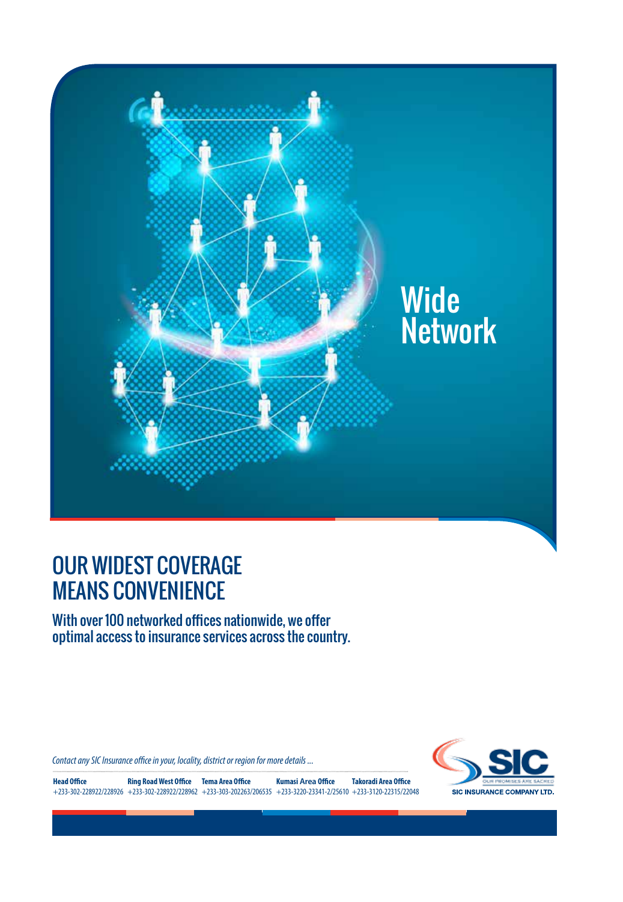Wide Network

# OUR WIDEST COVERAGE MEANS CONVENIENCE

## With over 100 networked offices nationwide, we offer optimal access to insurance services across the country.

*Contact any SIC Insurance office in your, locality, district or region for more details ...*

| Head Office | Ring Road West Office | Tema Area Office | Kumasi Area Office | Takoradi Area Office |
|---|---|---|---|---|
| +233-302-228922/228926 | +233-302-228922/228962 | +233-303-202263/206535 | +233-3220-23341-2/25610 | +233-3120-22315/22048 |

SIC

OUR PROMISES ARE SACRED

SIC INSURANCE COMPANY LTD.